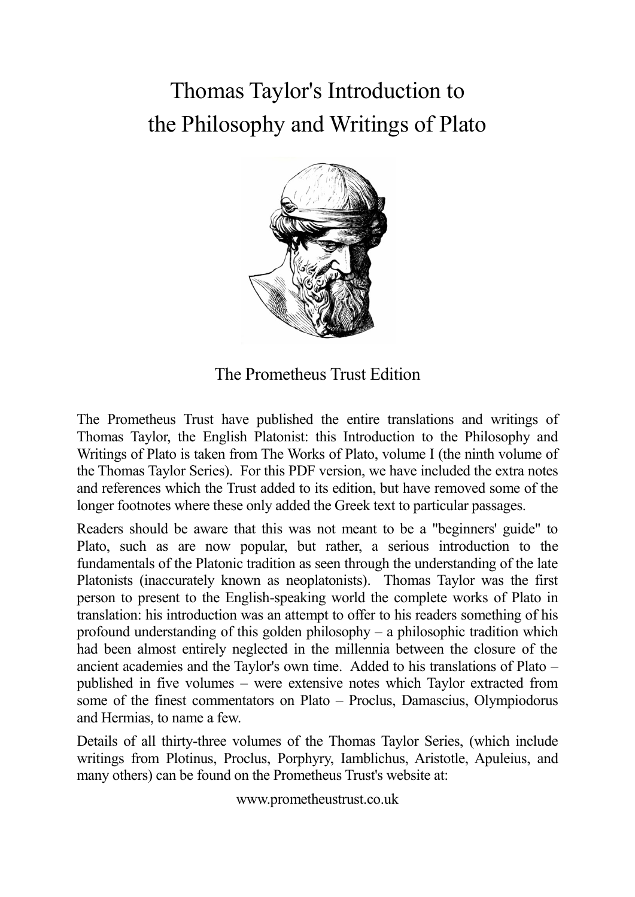# Thomas Taylor's Introduction to the Philosophy and Writings of Plato

The Prometheus Trust Edition

The Prometheus Trust have published the entire translations and writings of Thomas Taylor, the English Platonist: this Introduction to the Philosophy and Writings of Plato is taken from The Works of Plato, volume I (the ninth volume of the Thomas Taylor Series). For this PDF version, we have included the extra notes and references which the Trust added to its edition, but have removed some of the longer footnotes where these only added the Greek text to particular passages.

Readers should be aware that this was not meant to be a "beginners' guide" to Plato, such as are now popular, but rather, a serious introduction to the fundamentals of the Platonic tradition as seen through the understanding of the late Platonists (inaccurately known as neoplatonists). Thomas Taylor was the first person to present to the English-speaking world the complete works of Plato in translation: his introduction was an attempt to offer to his readers something of his profound understanding of this golden philosophy – a philosophic tradition which had been almost entirely neglected in the millennia between the closure of the ancient academies and the Taylor's own time. Added to his translations of Plato – published in five volumes – were extensive notes which Taylor extracted from some of the finest commentators on Plato – Proclus, Damascius, Olympiodorus and Hermias, to name a few.

Details of all thirty-three volumes of the Thomas Taylor Series, (which include writings from Plotinus, Proclus, Porphyry, Iamblichus, Aristotle, Apuleius, and many others) can be found on the Prometheus Trust's website at:

www.prometheustrust.co.uk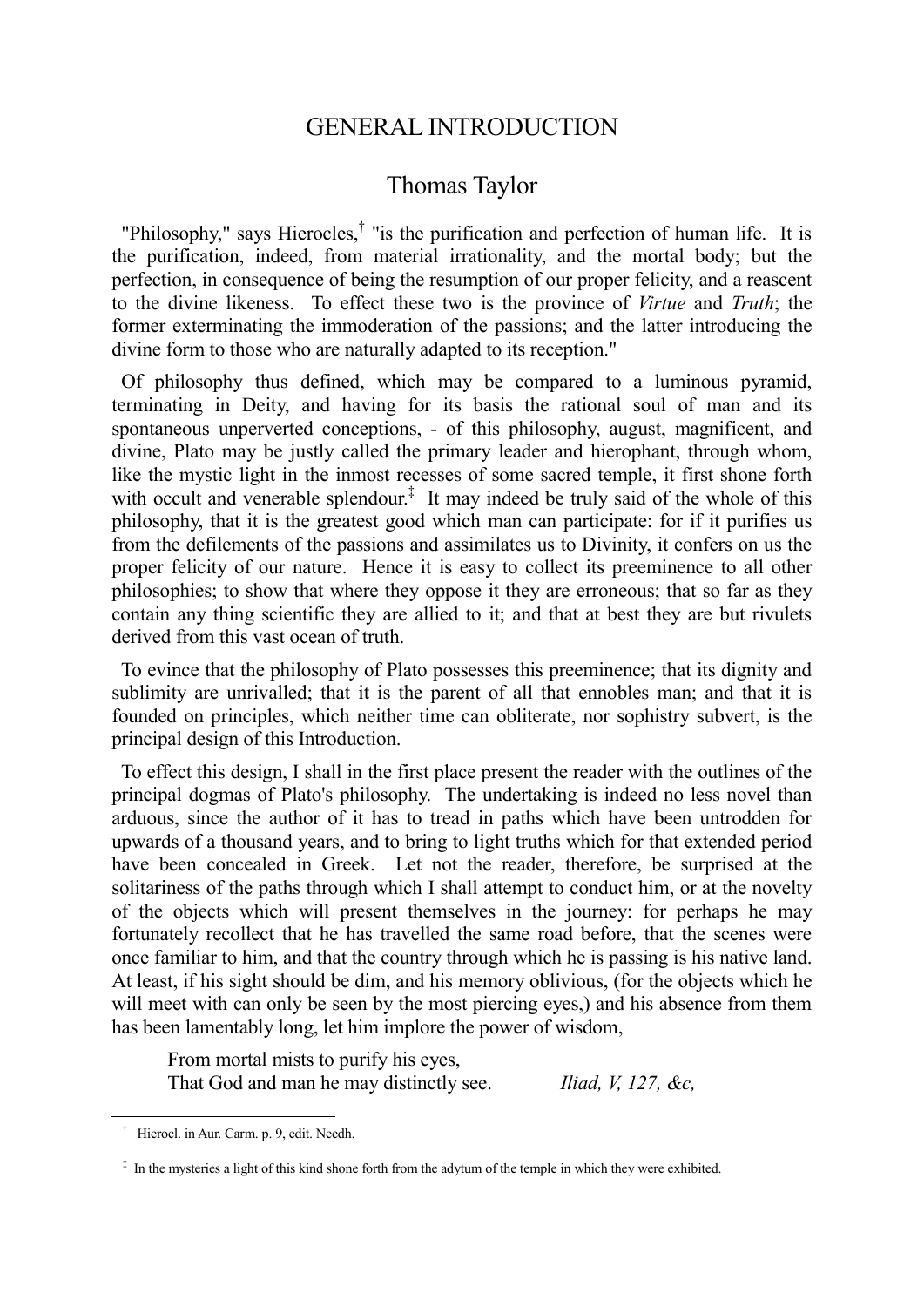# GENERAL INTRODUCTION

## Thomas Taylor

"Philosophy," says Hierocles,[†] "is the purification and perfection of human life. It is the purification, indeed, from material irrationality, and the mortal body; but the perfection, in consequence of being the resumption of our proper felicity, and a reascent to the divine likeness. To effect these two is the province of *Virtue* and *Truth*; the former exterminating the immoderation of the passions; and the latter introducing the divine form to those who are naturally adapted to its reception."

Of philosophy thus defined, which may be compared to a luminous pyramid, terminating in Deity, and having for its basis the rational soul of man and its spontaneous unperverted conceptions, - of this philosophy, august, magnificent, and divine, Plato may be justly called the primary leader and hierophant, through whom, like the mystic light in the inmost recesses of some sacred temple, it first shone forth with occult and venerable splendour.[‡] It may indeed be truly said of the whole of this philosophy, that it is the greatest good which man can participate: for if it purifies us from the defilements of the passions and assimilates us to Divinity, it confers on us the proper felicity of our nature. Hence it is easy to collect its preeminence to all other philosophies; to show that where they oppose it they are erroneous; that so far as they contain any thing scientific they are allied to it; and that at best they are but rivulets derived from this vast ocean of truth.

To evince that the philosophy of Plato possesses this preeminence; that its dignity and sublimity are unrivalled; that it is the parent of all that ennobles man; and that it is founded on principles, which neither time can obliterate, nor sophistry subvert, is the principal design of this Introduction.

To effect this design, I shall in the first place present the reader with the outlines of the principal dogmas of Plato's philosophy. The undertaking is indeed no less novel than arduous, since the author of it has to tread in paths which have been untrodden for upwards of a thousand years, and to bring to light truths which for that extended period have been concealed in Greek. Let not the reader, therefore, be surprised at the solitariness of the paths through which I shall attempt to conduct him, or at the novelty of the objects which will present themselves in the journey: for perhaps he may fortunately recollect that he has travelled the same road before, that the scenes were once familiar to him, and that the country through which he is passing is his native land. At least, if his sight should be dim, and his memory oblivious, (for the objects which he will meet with can only be seen by the most piercing eyes,) and his absence from them has been lamentably long, let him implore the power of wisdom,

> From mortal mists to purify his eyes,
> That God and man he may distinctly see. *Iliad, V, 127, &c,*

---

[†] Hierocl. in Aur. Carm. p. 9, edit. Needh.

[‡] In the mysteries a light of this kind shone forth from the adytum of the temple in which they were exhibited.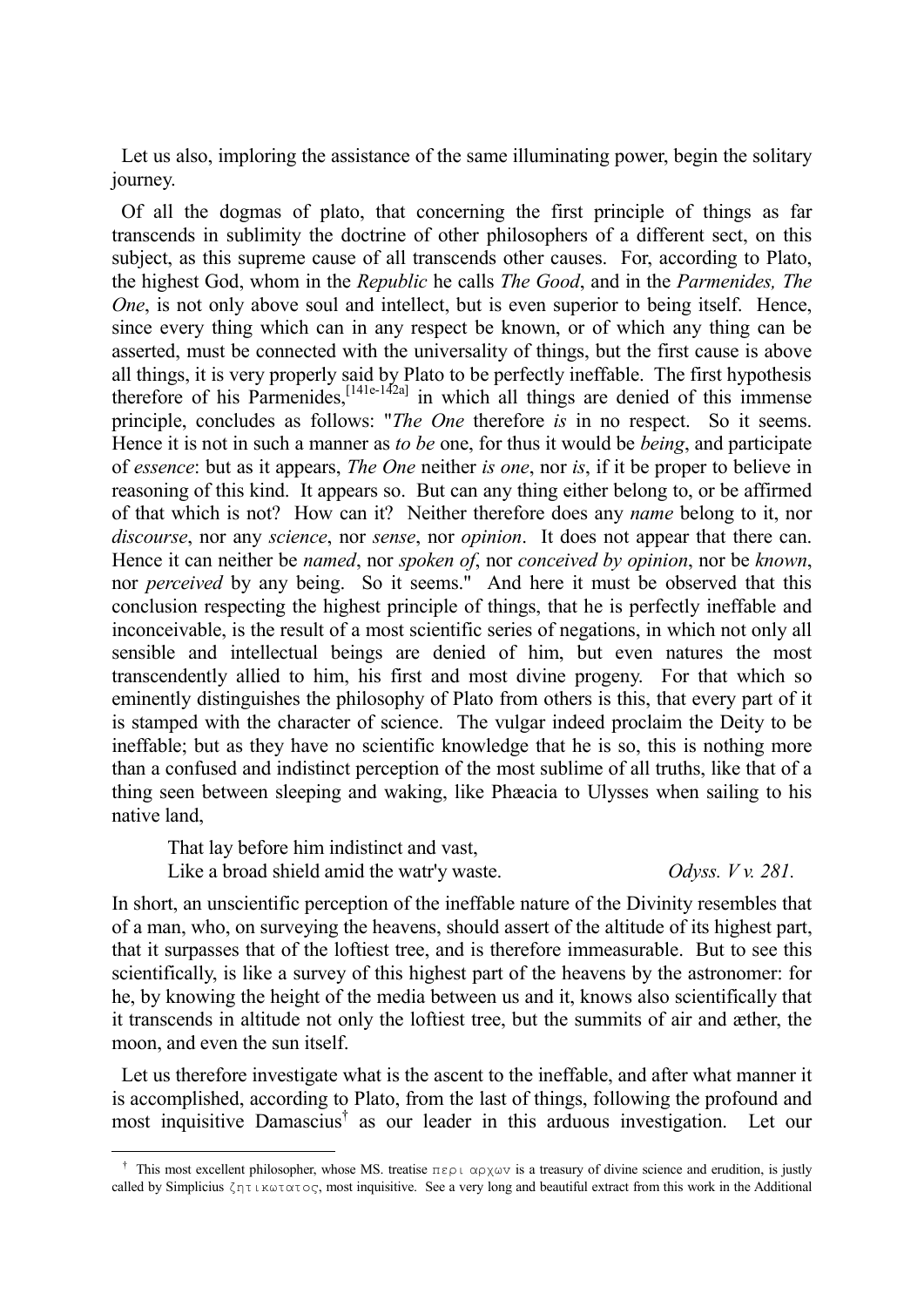Let us also, imploring the assistance of the same illuminating power, begin the solitary journey.

Of all the dogmas of plato, that concerning the first principle of things as far transcends in sublimity the doctrine of other philosophers of a different sect, on this subject, as this supreme cause of all transcends other causes. For, according to Plato, the highest God, whom in the *Republic* he calls *The Good*, and in the *Parmenides, The One*, is not only above soul and intellect, but is even superior to being itself. Hence, since every thing which can in any respect be known, or of which any thing can be asserted, must be connected with the universality of things, but the first cause is above all things, it is very properly said by Plato to be perfectly ineffable. The first hypothesis therefore of his Parmenides,[141e-142a] in which all things are denied of this immense principle, concludes as follows: "*The One* therefore *is* in no respect. So it seems. Hence it is not in such a manner as *to be* one, for thus it would be *being*, and participate of *essence*: but as it appears, *The One* neither *is one*, nor *is*, if it be proper to believe in reasoning of this kind. It appears so. But can any thing either belong to, or be affirmed of that which is not? How can it? Neither therefore does any *name* belong to it, nor *discourse*, nor any *science*, nor *sense*, nor *opinion*. It does not appear that there can. Hence it can neither be *named*, nor *spoken of*, nor *conceived by opinion*, nor be *known*, nor *perceived* by any being. So it seems." And here it must be observed that this conclusion respecting the highest principle of things, that he is perfectly ineffable and inconceivable, is the result of a most scientific series of negations, in which not only all sensible and intellectual beings are denied of him, but even natures the most transcendently allied to him, his first and most divine progeny. For that which so eminently distinguishes the philosophy of Plato from others is this, that every part of it is stamped with the character of science. The vulgar indeed proclaim the Deity to be ineffable; but as they have no scientific knowledge that he is so, this is nothing more than a confused and indistinct perception of the most sublime of all truths, like that of a thing seen between sleeping and waking, like Phæacia to Ulysses when sailing to his native land,

> That lay before him indistinct and vast,
> Like a broad shield amid the watr'y waste. *Odyss. V v. 281.*

In short, an unscientific perception of the ineffable nature of the Divinity resembles that of a man, who, on surveying the heavens, should assert of the altitude of its highest part, that it surpasses that of the loftiest tree, and is therefore immeasurable. But to see this scientifically, is like a survey of this highest part of the heavens by the astronomer: for he, by knowing the height of the media between us and it, knows also scientifically that it transcends in altitude not only the loftiest tree, but the summits of air and æther, the moon, and even the sun itself.

Let us therefore investigate what is the ascent to the ineffable, and after what manner it is accomplished, according to Plato, from the last of things, following the profound and most inquisitive Damascius† as our leader in this arduous investigation. Let our

† This most excellent philosopher, whose MS. treatise περι αρχων is a treasury of divine science and erudition, is justly called by Simplicius ζητικωτατος, most inquisitive. See a very long and beautiful extract from this work in the Additional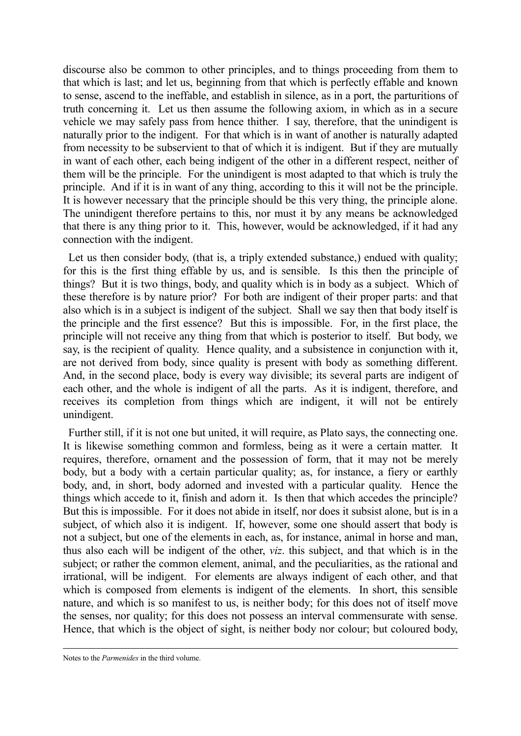discourse also be common to other principles, and to things proceeding from them to that which is last; and let us, beginning from that which is perfectly effable and known to sense, ascend to the ineffable, and establish in silence, as in a port, the parturitions of truth concerning it. Let us then assume the following axiom, in which as in a secure vehicle we may safely pass from hence thither. I say, therefore, that the unindigent is naturally prior to the indigent. For that which is in want of another is naturally adapted from necessity to be subservient to that of which it is indigent. But if they are mutually in want of each other, each being indigent of the other in a different respect, neither of them will be the principle. For the unindigent is most adapted to that which is truly the principle. And if it is in want of any thing, according to this it will not be the principle. It is however necessary that the principle should be this very thing, the principle alone. The unindigent therefore pertains to this, nor must it by any means be acknowledged that there is any thing prior to it. This, however, would be acknowledged, if it had any connection with the indigent.

Let us then consider body, (that is, a triply extended substance,) endued with quality; for this is the first thing effable by us, and is sensible. Is this then the principle of things? But it is two things, body, and quality which is in body as a subject. Which of these therefore is by nature prior? For both are indigent of their proper parts: and that also which is in a subject is indigent of the subject. Shall we say then that body itself is the principle and the first essence? But this is impossible. For, in the first place, the principle will not receive any thing from that which is posterior to itself. But body, we say, is the recipient of quality. Hence quality, and a subsistence in conjunction with it, are not derived from body, since quality is present with body as something different. And, in the second place, body is every way divisible; its several parts are indigent of each other, and the whole is indigent of all the parts. As it is indigent, therefore, and receives its completion from things which are indigent, it will not be entirely unindigent.

Further still, if it is not one but united, it will require, as Plato says, the connecting one. It is likewise something common and formless, being as it were a certain matter. It requires, therefore, ornament and the possession of form, that it may not be merely body, but a body with a certain particular quality; as, for instance, a fiery or earthly body, and, in short, body adorned and invested with a particular quality. Hence the things which accede to it, finish and adorn it. Is then that which accedes the principle? But this is impossible. For it does not abide in itself, nor does it subsist alone, but is in a subject, of which also it is indigent. If, however, some one should assert that body is not a subject, but one of the elements in each, as, for instance, animal in horse and man, thus also each will be indigent of the other, *viz*. this subject, and that which is in the subject; or rather the common element, animal, and the peculiarities, as the rational and irrational, will be indigent. For elements are always indigent of each other, and that which is composed from elements is indigent of the elements. In short, this sensible nature, and which is so manifest to us, is neither body; for this does not of itself move the senses, nor quality; for this does not possess an interval commensurate with sense. Hence, that which is the object of sight, is neither body nor colour; but coloured body,

Notes to the *Parmenides* in the third volume.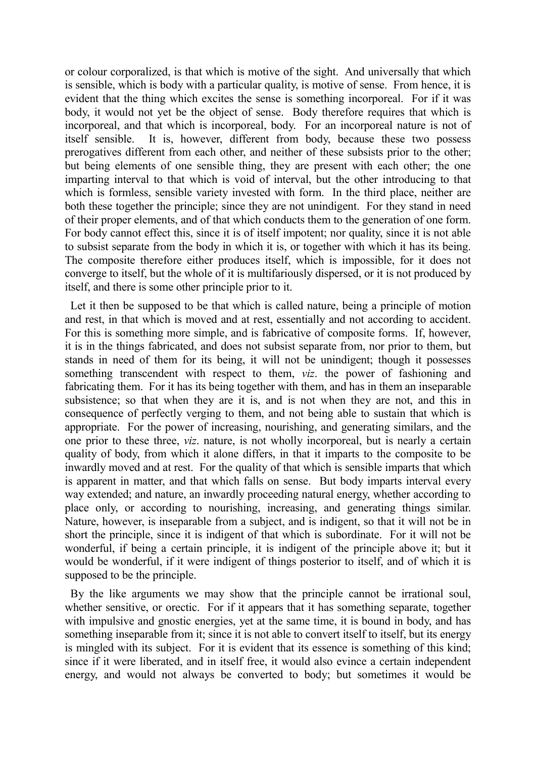or colour corporalized, is that which is motive of the sight. And universally that which is sensible, which is body with a particular quality, is motive of sense. From hence, it is evident that the thing which excites the sense is something incorporeal. For if it was body, it would not yet be the object of sense. Body therefore requires that which is incorporeal, and that which is incorporeal, body. For an incorporeal nature is not of itself sensible. It is, however, different from body, because these two possess prerogatives different from each other, and neither of these subsists prior to the other; but being elements of one sensible thing, they are present with each other; the one imparting interval to that which is void of interval, but the other introducing to that which is formless, sensible variety invested with form. In the third place, neither are both these together the principle; since they are not unindigent. For they stand in need of their proper elements, and of that which conducts them to the generation of one form. For body cannot effect this, since it is of itself impotent; nor quality, since it is not able to subsist separate from the body in which it is, or together with which it has its being. The composite therefore either produces itself, which is impossible, for it does not converge to itself, but the whole of it is multifariously dispersed, or it is not produced by itself, and there is some other principle prior to it.

Let it then be supposed to be that which is called nature, being a principle of motion and rest, in that which is moved and at rest, essentially and not according to accident. For this is something more simple, and is fabricative of composite forms. If, however, it is in the things fabricated, and does not subsist separate from, nor prior to them, but stands in need of them for its being, it will not be unindigent; though it possesses something transcendent with respect to them, *viz*. the power of fashioning and fabricating them. For it has its being together with them, and has in them an inseparable subsistence; so that when they are it is, and is not when they are not, and this in consequence of perfectly verging to them, and not being able to sustain that which is appropriate. For the power of increasing, nourishing, and generating similars, and the one prior to these three, *viz*. nature, is not wholly incorporeal, but is nearly a certain quality of body, from which it alone differs, in that it imparts to the composite to be inwardly moved and at rest. For the quality of that which is sensible imparts that which is apparent in matter, and that which falls on sense. But body imparts interval every way extended; and nature, an inwardly proceeding natural energy, whether according to place only, or according to nourishing, increasing, and generating things similar. Nature, however, is inseparable from a subject, and is indigent, so that it will not be in short the principle, since it is indigent of that which is subordinate. For it will not be wonderful, if being a certain principle, it is indigent of the principle above it; but it would be wonderful, if it were indigent of things posterior to itself, and of which it is supposed to be the principle.

By the like arguments we may show that the principle cannot be irrational soul, whether sensitive, or orectic. For if it appears that it has something separate, together with impulsive and gnostic energies, yet at the same time, it is bound in body, and has something inseparable from it; since it is not able to convert itself to itself, but its energy is mingled with its subject. For it is evident that its essence is something of this kind; since if it were liberated, and in itself free, it would also evince a certain independent energy, and would not always be converted to body; but sometimes it would be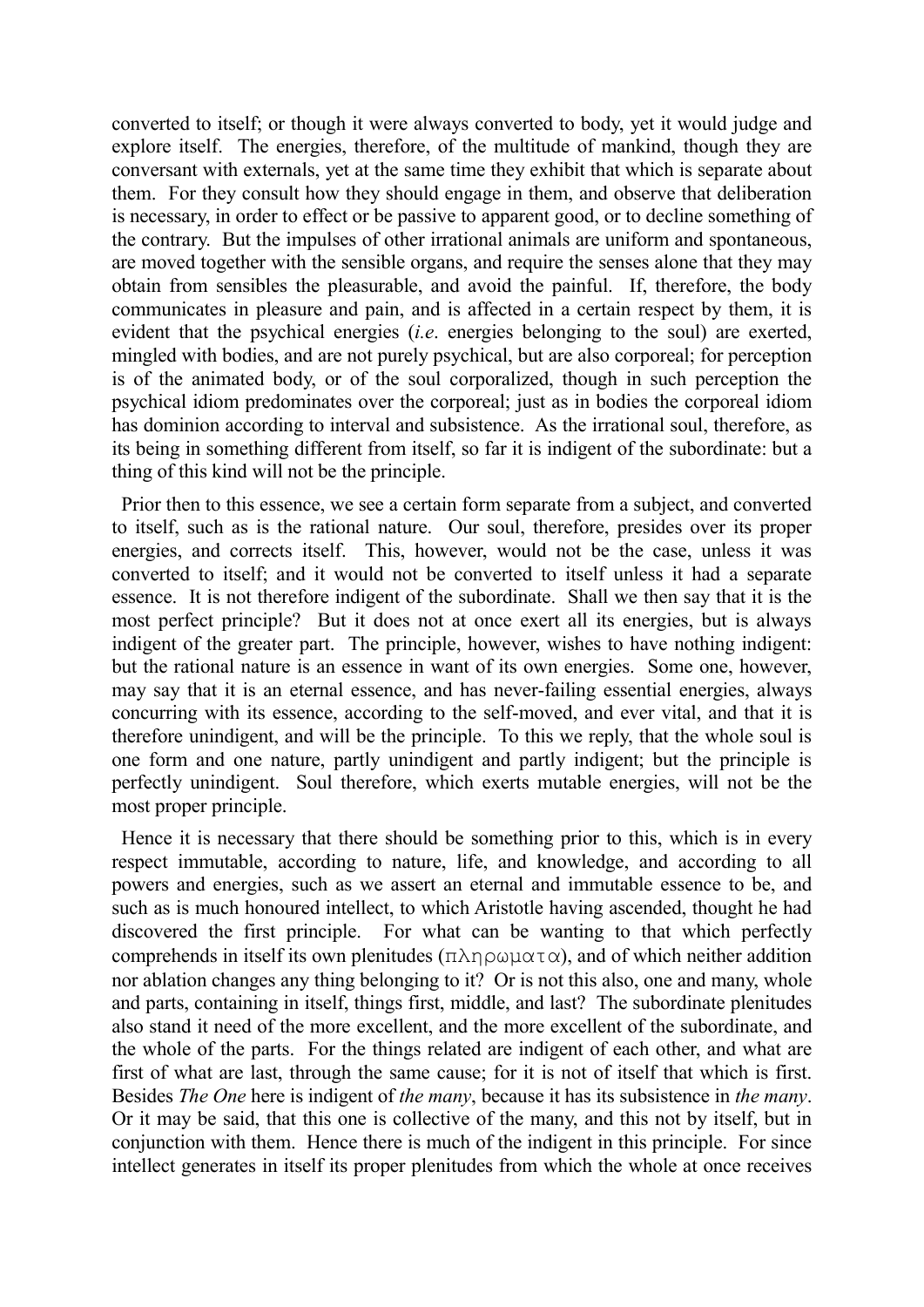converted to itself; or though it were always converted to body, yet it would judge and explore itself. The energies, therefore, of the multitude of mankind, though they are conversant with externals, yet at the same time they exhibit that which is separate about them. For they consult how they should engage in them, and observe that deliberation is necessary, in order to effect or be passive to apparent good, or to decline something of the contrary. But the impulses of other irrational animals are uniform and spontaneous, are moved together with the sensible organs, and require the senses alone that they may obtain from sensibles the pleasurable, and avoid the painful. If, therefore, the body communicates in pleasure and pain, and is affected in a certain respect by them, it is evident that the psychical energies (*i.e*. energies belonging to the soul) are exerted, mingled with bodies, and are not purely psychical, but are also corporeal; for perception is of the animated body, or of the soul corporalized, though in such perception the psychical idiom predominates over the corporeal; just as in bodies the corporeal idiom has dominion according to interval and subsistence. As the irrational soul, therefore, as its being in something different from itself, so far it is indigent of the subordinate: but a thing of this kind will not be the principle.

Prior then to this essence, we see a certain form separate from a subject, and converted to itself, such as is the rational nature. Our soul, therefore, presides over its proper energies, and corrects itself. This, however, would not be the case, unless it was converted to itself; and it would not be converted to itself unless it had a separate essence. It is not therefore indigent of the subordinate. Shall we then say that it is the most perfect principle? But it does not at once exert all its energies, but is always indigent of the greater part. The principle, however, wishes to have nothing indigent: but the rational nature is an essence in want of its own energies. Some one, however, may say that it is an eternal essence, and has never-failing essential energies, always concurring with its essence, according to the self-moved, and ever vital, and that it is therefore unindigent, and will be the principle. To this we reply, that the whole soul is one form and one nature, partly unindigent and partly indigent; but the principle is perfectly unindigent. Soul therefore, which exerts mutable energies, will not be the most proper principle.

Hence it is necessary that there should be something prior to this, which is in every respect immutable, according to nature, life, and knowledge, and according to all powers and energies, such as we assert an eternal and immutable essence to be, and such as is much honoured intellect, to which Aristotle having ascended, thought he had discovered the first principle. For what can be wanting to that which perfectly comprehends in itself its own plenitudes (πληρωματα), and of which neither addition nor ablation changes any thing belonging to it? Or is not this also, one and many, whole and parts, containing in itself, things first, middle, and last? The subordinate plenitudes also stand it need of the more excellent, and the more excellent of the subordinate, and the whole of the parts. For the things related are indigent of each other, and what are first of what are last, through the same cause; for it is not of itself that which is first. Besides *The One* here is indigent of *the many*, because it has its subsistence in *the many*. Or it may be said, that this one is collective of the many, and this not by itself, but in conjunction with them. Hence there is much of the indigent in this principle. For since intellect generates in itself its proper plenitudes from which the whole at once receives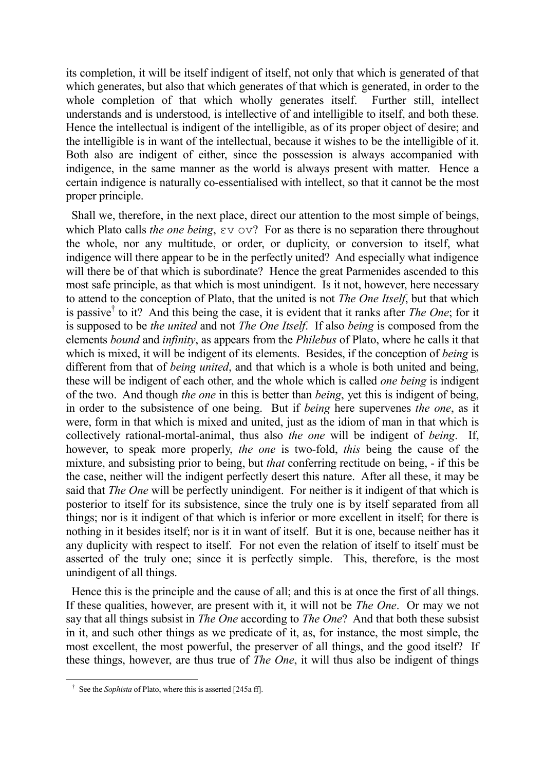its completion, it will be itself indigent of itself, not only that which is generated of that which generates, but also that which generates of that which is generated, in order to the whole completion of that which wholly generates itself. Further still, intellect understands and is understood, is intellective of and intelligible to itself, and both these. Hence the intellectual is indigent of the intelligible, as of its proper object of desire; and the intelligible is in want of the intellectual, because it wishes to be the intelligible of it. Both also are indigent of either, since the possession is always accompanied with indigence, in the same manner as the world is always present with matter. Hence a certain indigence is naturally co-essentialised with intellect, so that it cannot be the most proper principle.

Shall we, therefore, in the next place, direct our attention to the most simple of beings, which Plato calls *the one being*, εν ον? For as there is no separation there throughout the whole, nor any multitude, or order, or duplicity, or conversion to itself, what indigence will there appear to be in the perfectly united? And especially what indigence will there be of that which is subordinate? Hence the great Parmenides ascended to this most safe principle, as that which is most unindigent. Is it not, however, here necessary to attend to the conception of Plato, that the united is not *The One Itself*, but that which is passive[†] to it? And this being the case, it is evident that it ranks after *The One*; for it is supposed to be *the united* and not *The One Itself*. If also *being* is composed from the elements *bound* and *infinity*, as appears from the *Philebus* of Plato, where he calls it that which is mixed, it will be indigent of its elements. Besides, if the conception of *being* is different from that of *being united*, and that which is a whole is both united and being, these will be indigent of each other, and the whole which is called *one being* is indigent of the two. And though *the one* in this is better than *being*, yet this is indigent of being, in order to the subsistence of one being. But if *being* here supervenes *the one*, as it were, form in that which is mixed and united, just as the idiom of man in that which is collectively rational-mortal-animal, thus also *the one* will be indigent of *being*. If, however, to speak more properly, *the one* is two-fold, *this* being the cause of the mixture, and subsisting prior to being, but *that* conferring rectitude on being, - if this be the case, neither will the indigent perfectly desert this nature. After all these, it may be said that *The One* will be perfectly unindigent. For neither is it indigent of that which is posterior to itself for its subsistence, since the truly one is by itself separated from all things; nor is it indigent of that which is inferior or more excellent in itself; for there is nothing in it besides itself; nor is it in want of itself. But it is one, because neither has it any duplicity with respect to itself. For not even the relation of itself to itself must be asserted of the truly one; since it is perfectly simple. This, therefore, is the most unindigent of all things.

Hence this is the principle and the cause of all; and this is at once the first of all things. If these qualities, however, are present with it, it will not be *The One*. Or may we not say that all things subsist in *The One* according to *The One*? And that both these subsist in it, and such other things as we predicate of it, as, for instance, the most simple, the most excellent, the most powerful, the preserver of all things, and the good itself? If these things, however, are thus true of *The One*, it will thus also be indigent of things

---

[†] See the *Sophista* of Plato, where this is asserted [245a ff].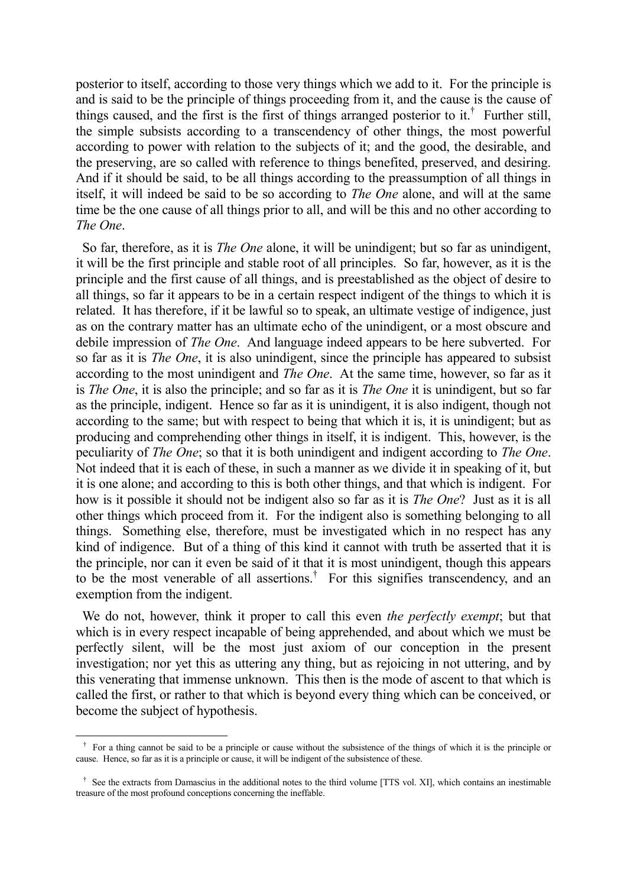posterior to itself, according to those very things which we add to it. For the principle is and is said to be the principle of things proceeding from it, and the cause is the cause of things caused, and the first is the first of things arranged posterior to it.[†] Further still, the simple subsists according to a transcendency of other things, the most powerful according to power with relation to the subjects of it; and the good, the desirable, and the preserving, are so called with reference to things benefited, preserved, and desiring. And if it should be said, to be all things according to the preassumption of all things in itself, it will indeed be said to be so according to *The One* alone, and will at the same time be the one cause of all things prior to all, and will be this and no other according to *The One*.

So far, therefore, as it is *The One* alone, it will be unindigent; but so far as unindigent, it will be the first principle and stable root of all principles. So far, however, as it is the principle and the first cause of all things, and is preestablished as the object of desire to all things, so far it appears to be in a certain respect indigent of the things to which it is related. It has therefore, if it be lawful so to speak, an ultimate vestige of indigence, just as on the contrary matter has an ultimate echo of the unindigent, or a most obscure and debile impression of *The One*. And language indeed appears to be here subverted. For so far as it is *The One*, it is also unindigent, since the principle has appeared to subsist according to the most unindigent and *The One*. At the same time, however, so far as it is *The One*, it is also the principle; and so far as it is *The One* it is unindigent, but so far as the principle, indigent. Hence so far as it is unindigent, it is also indigent, though not according to the same; but with respect to being that which it is, it is unindigent; but as producing and comprehending other things in itself, it is indigent. This, however, is the peculiarity of *The One*; so that it is both unindigent and indigent according to *The One*. Not indeed that it is each of these, in such a manner as we divide it in speaking of it, but it is one alone; and according to this is both other things, and that which is indigent. For how is it possible it should not be indigent also so far as it is *The One*? Just as it is all other things which proceed from it. For the indigent also is something belonging to all things. Something else, therefore, must be investigated which in no respect has any kind of indigence. But of a thing of this kind it cannot with truth be asserted that it is the principle, nor can it even be said of it that it is most unindigent, though this appears to be the most venerable of all assertions.[†] For this signifies transcendency, and an exemption from the indigent.

We do not, however, think it proper to call this even *the perfectly exempt*; but that which is in every respect incapable of being apprehended, and about which we must be perfectly silent, will be the most just axiom of our conception in the present investigation; nor yet this as uttering any thing, but as rejoicing in not uttering, and by this venerating that immense unknown. This then is the mode of ascent to that which is called the first, or rather to that which is beyond every thing which can be conceived, or become the subject of hypothesis.

---

[†] For a thing cannot be said to be a principle or cause without the subsistence of the things of which it is the principle or cause. Hence, so far as it is a principle or cause, it will be indigent of the subsistence of these.

[†] See the extracts from Damascius in the additional notes to the third volume [TTS vol. XI], which contains an inestimable treasure of the most profound conceptions concerning the ineffable.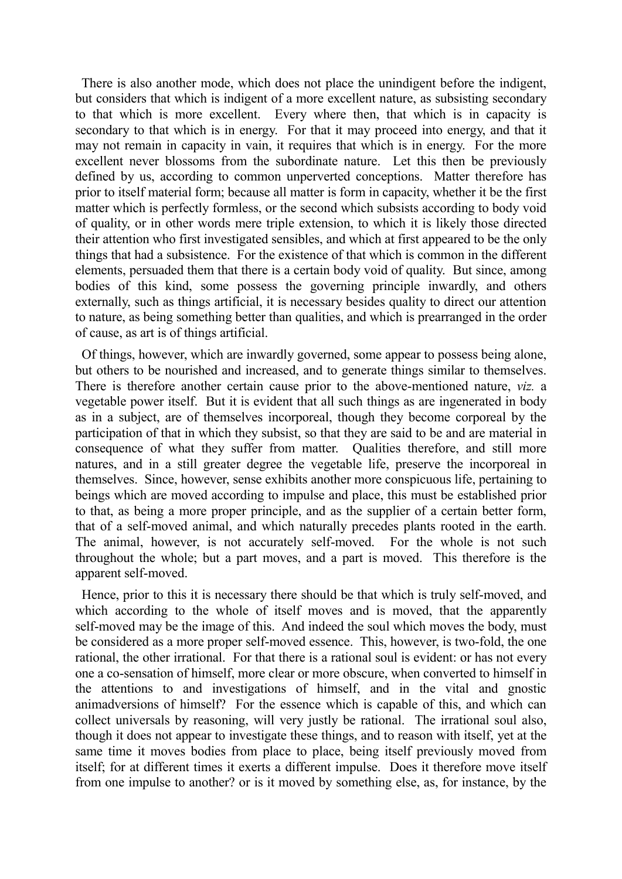There is also another mode, which does not place the unindigent before the indigent, but considers that which is indigent of a more excellent nature, as subsisting secondary to that which is more excellent. Every where then, that which is in capacity is secondary to that which is in energy. For that it may proceed into energy, and that it may not remain in capacity in vain, it requires that which is in energy. For the more excellent never blossoms from the subordinate nature. Let this then be previously defined by us, according to common unperverted conceptions. Matter therefore has prior to itself material form; because all matter is form in capacity, whether it be the first matter which is perfectly formless, or the second which subsists according to body void of quality, or in other words mere triple extension, to which it is likely those directed their attention who first investigated sensibles, and which at first appeared to be the only things that had a subsistence. For the existence of that which is common in the different elements, persuaded them that there is a certain body void of quality. But since, among bodies of this kind, some possess the governing principle inwardly, and others externally, such as things artificial, it is necessary besides quality to direct our attention to nature, as being something better than qualities, and which is prearranged in the order of cause, as art is of things artificial.

Of things, however, which are inwardly governed, some appear to possess being alone, but others to be nourished and increased, and to generate things similar to themselves. There is therefore another certain cause prior to the above-mentioned nature, *viz.* a vegetable power itself. But it is evident that all such things as are ingenerated in body as in a subject, are of themselves incorporeal, though they become corporeal by the participation of that in which they subsist, so that they are said to be and are material in consequence of what they suffer from matter. Qualities therefore, and still more natures, and in a still greater degree the vegetable life, preserve the incorporeal in themselves. Since, however, sense exhibits another more conspicuous life, pertaining to beings which are moved according to impulse and place, this must be established prior to that, as being a more proper principle, and as the supplier of a certain better form, that of a self-moved animal, and which naturally precedes plants rooted in the earth. The animal, however, is not accurately self-moved. For the whole is not such throughout the whole; but a part moves, and a part is moved. This therefore is the apparent self-moved.

Hence, prior to this it is necessary there should be that which is truly self-moved, and which according to the whole of itself moves and is moved, that the apparently self-moved may be the image of this. And indeed the soul which moves the body, must be considered as a more proper self-moved essence. This, however, is two-fold, the one rational, the other irrational. For that there is a rational soul is evident: or has not every one a co-sensation of himself, more clear or more obscure, when converted to himself in the attentions to and investigations of himself, and in the vital and gnostic animadversions of himself? For the essence which is capable of this, and which can collect universals by reasoning, will very justly be rational. The irrational soul also, though it does not appear to investigate these things, and to reason with itself, yet at the same time it moves bodies from place to place, being itself previously moved from itself; for at different times it exerts a different impulse. Does it therefore move itself from one impulse to another? or is it moved by something else, as, for instance, by the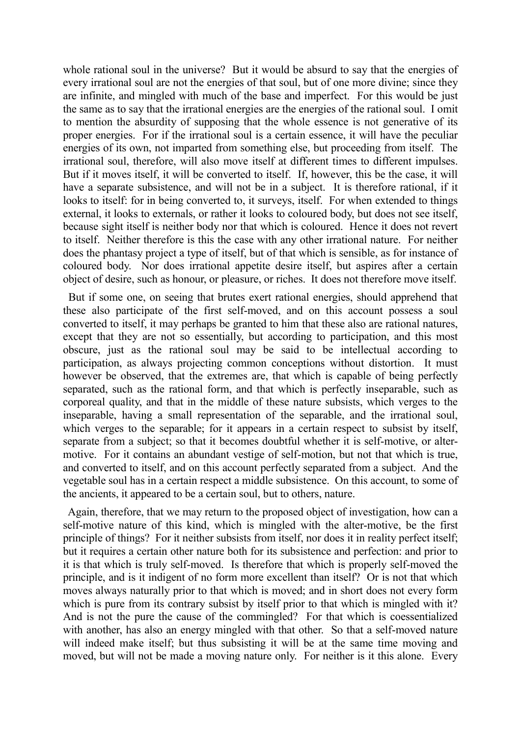whole rational soul in the universe? But it would be absurd to say that the energies of every irrational soul are not the energies of that soul, but of one more divine; since they are infinite, and mingled with much of the base and imperfect. For this would be just the same as to say that the irrational energies are the energies of the rational soul. I omit to mention the absurdity of supposing that the whole essence is not generative of its proper energies. For if the irrational soul is a certain essence, it will have the peculiar energies of its own, not imparted from something else, but proceeding from itself. The irrational soul, therefore, will also move itself at different times to different impulses. But if it moves itself, it will be converted to itself. If, however, this be the case, it will have a separate subsistence, and will not be in a subject. It is therefore rational, if it looks to itself: for in being converted to, it surveys, itself. For when extended to things external, it looks to externals, or rather it looks to coloured body, but does not see itself, because sight itself is neither body nor that which is coloured. Hence it does not revert to itself. Neither therefore is this the case with any other irrational nature. For neither does the phantasy project a type of itself, but of that which is sensible, as for instance of coloured body. Nor does irrational appetite desire itself, but aspires after a certain object of desire, such as honour, or pleasure, or riches. It does not therefore move itself.

But if some one, on seeing that brutes exert rational energies, should apprehend that these also participate of the first self-moved, and on this account possess a soul converted to itself, it may perhaps be granted to him that these also are rational natures, except that they are not so essentially, but according to participation, and this most obscure, just as the rational soul may be said to be intellectual according to participation, as always projecting common conceptions without distortion. It must however be observed, that the extremes are, that which is capable of being perfectly separated, such as the rational form, and that which is perfectly inseparable, such as corporeal quality, and that in the middle of these nature subsists, which verges to the inseparable, having a small representation of the separable, and the irrational soul, which verges to the separable; for it appears in a certain respect to subsist by itself, separate from a subject; so that it becomes doubtful whether it is self-motive, or alter-motive. For it contains an abundant vestige of self-motion, but not that which is true, and converted to itself, and on this account perfectly separated from a subject. And the vegetable soul has in a certain respect a middle subsistence. On this account, to some of the ancients, it appeared to be a certain soul, but to others, nature.

Again, therefore, that we may return to the proposed object of investigation, how can a self-motive nature of this kind, which is mingled with the alter-motive, be the first principle of things? For it neither subsists from itself, nor does it in reality perfect itself; but it requires a certain other nature both for its subsistence and perfection: and prior to it is that which is truly self-moved. Is therefore that which is properly self-moved the principle, and is it indigent of no form more excellent than itself? Or is not that which moves always naturally prior to that which is moved; and in short does not every form which is pure from its contrary subsist by itself prior to that which is mingled with it? And is not the pure the cause of the commingled? For that which is coessentialized with another, has also an energy mingled with that other. So that a self-moved nature will indeed make itself; but thus subsisting it will be at the same time moving and moved, but will not be made a moving nature only. For neither is it this alone. Every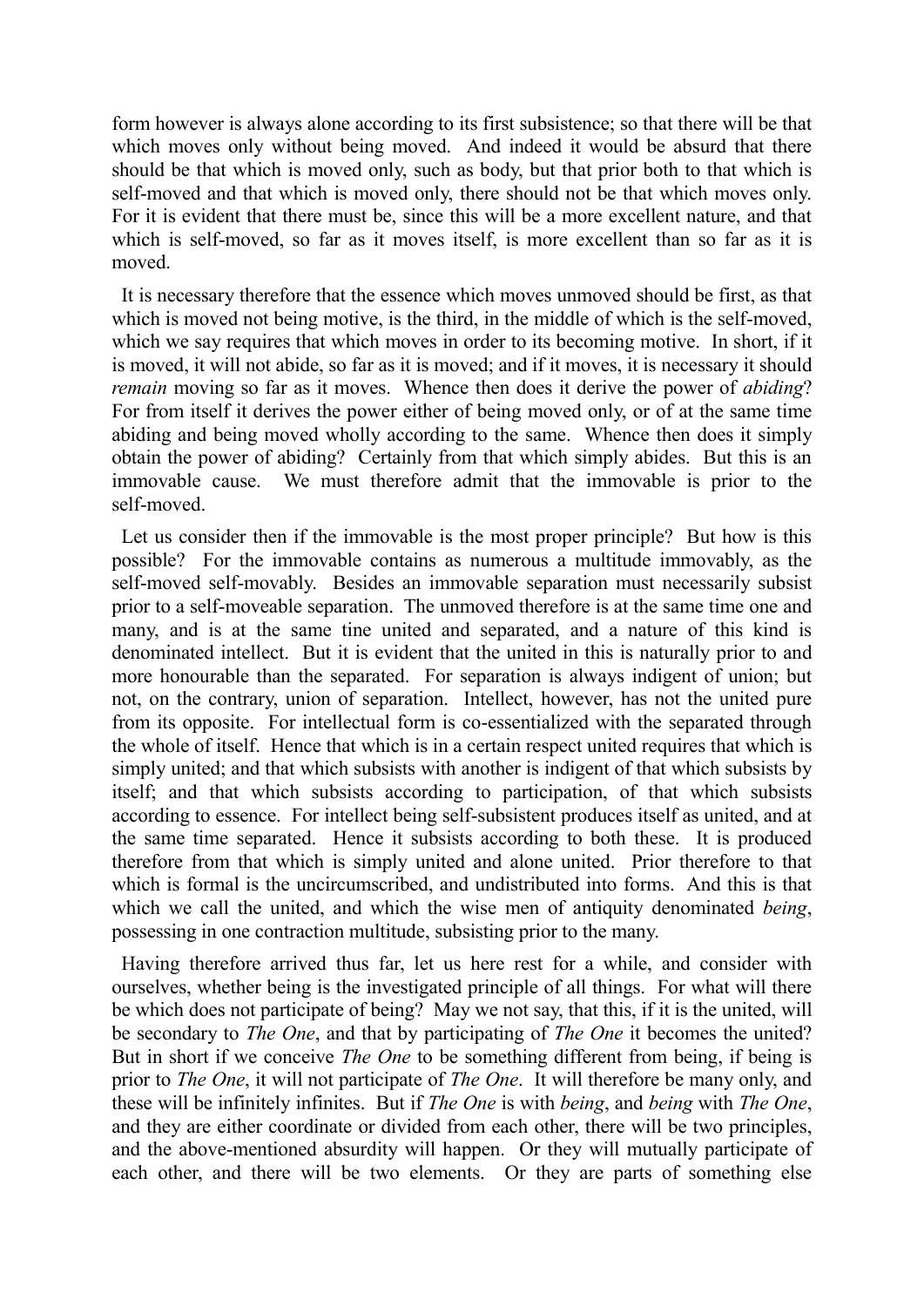form however is always alone according to its first subsistence; so that there will be that which moves only without being moved. And indeed it would be absurd that there should be that which is moved only, such as body, but that prior both to that which is self-moved and that which is moved only, there should not be that which moves only. For it is evident that there must be, since this will be a more excellent nature, and that which is self-moved, so far as it moves itself, is more excellent than so far as it is moved.

It is necessary therefore that the essence which moves unmoved should be first, as that which is moved not being motive, is the third, in the middle of which is the self-moved, which we say requires that which moves in order to its becoming motive. In short, if it is moved, it will not abide, so far as it is moved; and if it moves, it is necessary it should *remain* moving so far as it moves. Whence then does it derive the power of *abiding*? For from itself it derives the power either of being moved only, or of at the same time abiding and being moved wholly according to the same. Whence then does it simply obtain the power of abiding? Certainly from that which simply abides. But this is an immovable cause. We must therefore admit that the immovable is prior to the self-moved.

Let us consider then if the immovable is the most proper principle? But how is this possible? For the immovable contains as numerous a multitude immovably, as the self-moved self-movably. Besides an immovable separation must necessarily subsist prior to a self-moveable separation. The unmoved therefore is at the same time one and many, and is at the same tine united and separated, and a nature of this kind is denominated intellect. But it is evident that the united in this is naturally prior to and more honourable than the separated. For separation is always indigent of union; but not, on the contrary, union of separation. Intellect, however, has not the united pure from its opposite. For intellectual form is co-essentialized with the separated through the whole of itself. Hence that which is in a certain respect united requires that which is simply united; and that which subsists with another is indigent of that which subsists by itself; and that which subsists according to participation, of that which subsists according to essence. For intellect being self-subsistent produces itself as united, and at the same time separated. Hence it subsists according to both these. It is produced therefore from that which is simply united and alone united. Prior therefore to that which is formal is the uncircumscribed, and undistributed into forms. And this is that which we call the united, and which the wise men of antiquity denominated *being*, possessing in one contraction multitude, subsisting prior to the many.

Having therefore arrived thus far, let us here rest for a while, and consider with ourselves, whether being is the investigated principle of all things. For what will there be which does not participate of being? May we not say, that this, if it is the united, will be secondary to *The One*, and that by participating of *The One* it becomes the united? But in short if we conceive *The One* to be something different from being, if being is prior to *The One*, it will not participate of *The One*. It will therefore be many only, and these will be infinitely infinites. But if *The One* is with *being*, and *being* with *The One*, and they are either coordinate or divided from each other, there will be two principles, and the above-mentioned absurdity will happen. Or they will mutually participate of each other, and there will be two elements. Or they are parts of something else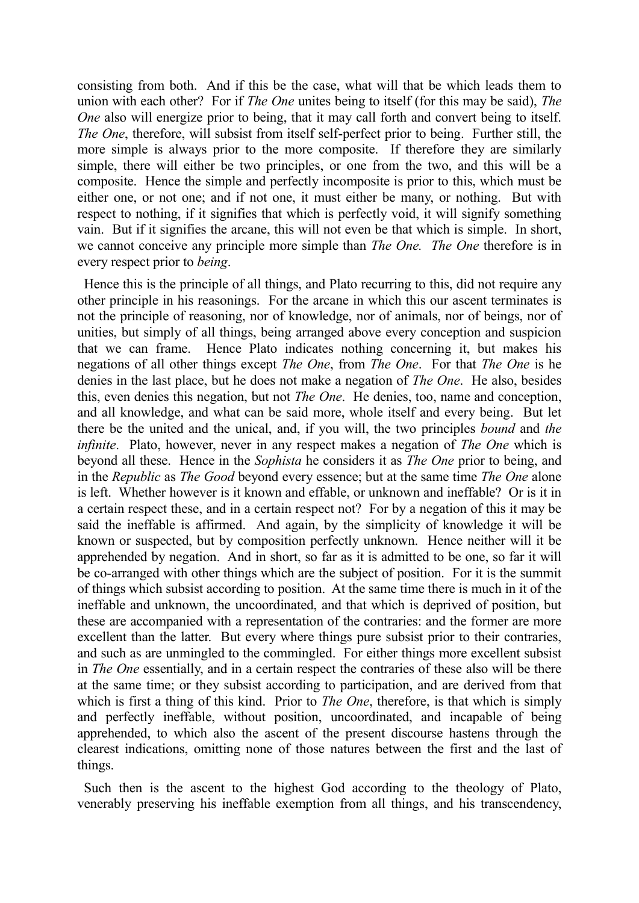consisting from both. And if this be the case, what will that be which leads them to union with each other? For if *The One* unites being to itself (for this may be said), *The One* also will energize prior to being, that it may call forth and convert being to itself. *The One*, therefore, will subsist from itself self-perfect prior to being. Further still, the more simple is always prior to the more composite. If therefore they are similarly simple, there will either be two principles, or one from the two, and this will be a composite. Hence the simple and perfectly incomposite is prior to this, which must be either one, or not one; and if not one, it must either be many, or nothing. But with respect to nothing, if it signifies that which is perfectly void, it will signify something vain. But if it signifies the arcane, this will not even be that which is simple. In short, we cannot conceive any principle more simple than *The One. The One* therefore is in every respect prior to *being*.

Hence this is the principle of all things, and Plato recurring to this, did not require any other principle in his reasonings. For the arcane in which this our ascent terminates is not the principle of reasoning, nor of knowledge, nor of animals, nor of beings, nor of unities, but simply of all things, being arranged above every conception and suspicion that we can frame. Hence Plato indicates nothing concerning it, but makes his negations of all other things except *The One*, from *The One*. For that *The One* is he denies in the last place, but he does not make a negation of *The One*. He also, besides this, even denies this negation, but not *The One*. He denies, too, name and conception, and all knowledge, and what can be said more, whole itself and every being. But let there be the united and the unical, and, if you will, the two principles *bound* and *the infinite*. Plato, however, never in any respect makes a negation of *The One* which is beyond all these. Hence in the *Sophista* he considers it as *The One* prior to being, and in the *Republic* as *The Good* beyond every essence; but at the same time *The One* alone is left. Whether however is it known and effable, or unknown and ineffable? Or is it in a certain respect these, and in a certain respect not? For by a negation of this it may be said the ineffable is affirmed. And again, by the simplicity of knowledge it will be known or suspected, but by composition perfectly unknown. Hence neither will it be apprehended by negation. And in short, so far as it is admitted to be one, so far it will be co-arranged with other things which are the subject of position. For it is the summit of things which subsist according to position. At the same time there is much in it of the ineffable and unknown, the uncoordinated, and that which is deprived of position, but these are accompanied with a representation of the contraries: and the former are more excellent than the latter. But every where things pure subsist prior to their contraries, and such as are unmingled to the commingled. For either things more excellent subsist in *The One* essentially, and in a certain respect the contraries of these also will be there at the same time; or they subsist according to participation, and are derived from that which is first a thing of this kind. Prior to *The One*, therefore, is that which is simply and perfectly ineffable, without position, uncoordinated, and incapable of being apprehended, to which also the ascent of the present discourse hastens through the clearest indications, omitting none of those natures between the first and the last of things.

Such then is the ascent to the highest God according to the theology of Plato, venerably preserving his ineffable exemption from all things, and his transcendency,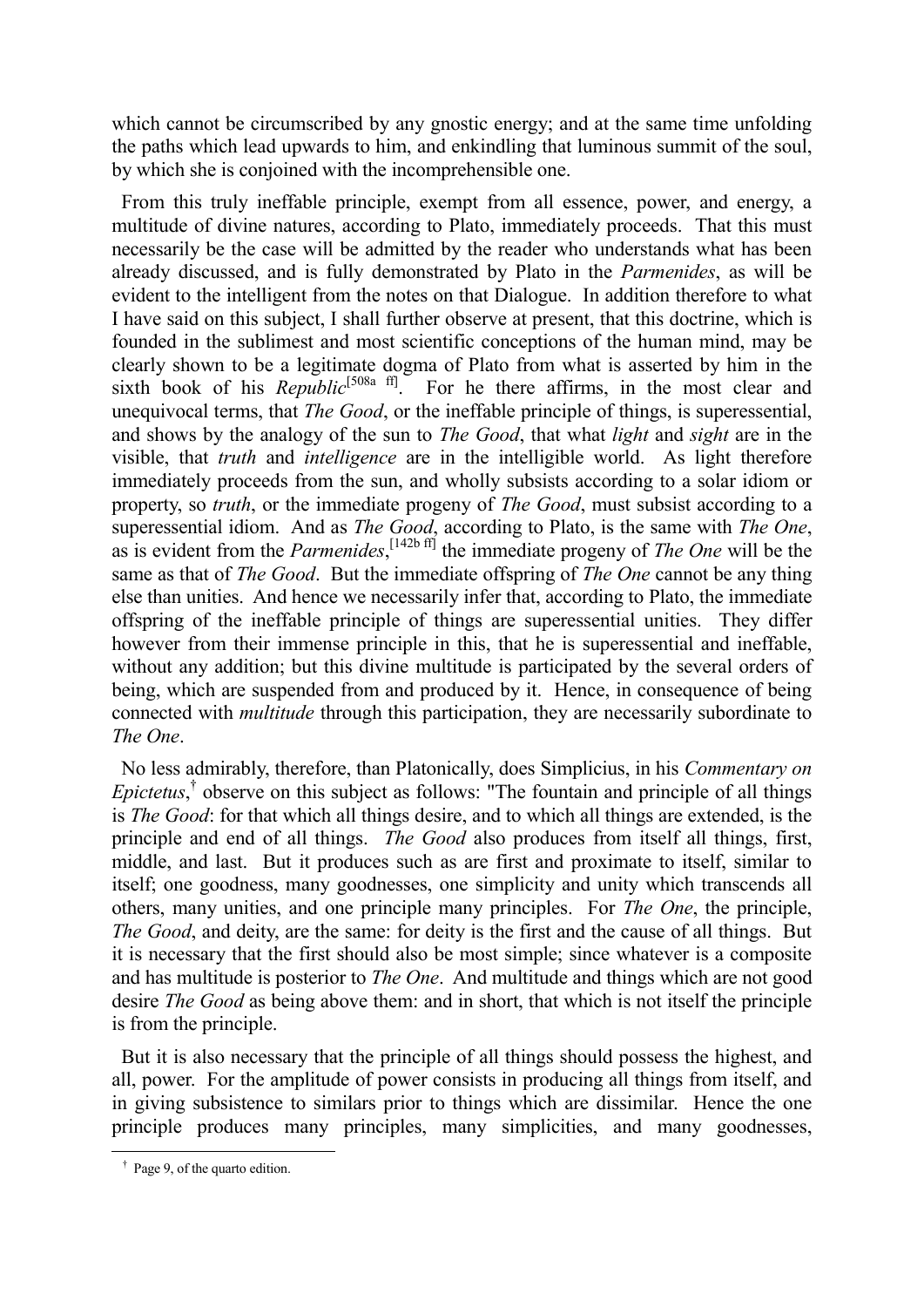which cannot be circumscribed by any gnostic energy; and at the same time unfolding the paths which lead upwards to him, and enkindling that luminous summit of the soul, by which she is conjoined with the incomprehensible one.

From this truly ineffable principle, exempt from all essence, power, and energy, a multitude of divine natures, according to Plato, immediately proceeds. That this must necessarily be the case will be admitted by the reader who understands what has been already discussed, and is fully demonstrated by Plato in the *Parmenides*, as will be evident to the intelligent from the notes on that Dialogue. In addition therefore to what I have said on this subject, I shall further observe at present, that this doctrine, which is founded in the sublimest and most scientific conceptions of the human mind, may be clearly shown to be a legitimate dogma of Plato from what is asserted by him in the sixth book of his *Republic*[508a ff]. For he there affirms, in the most clear and unequivocal terms, that *The Good*, or the ineffable principle of things, is superessential, and shows by the analogy of the sun to *The Good*, that what *light* and *sight* are in the visible, that *truth* and *intelligence* are in the intelligible world. As light therefore immediately proceeds from the sun, and wholly subsists according to a solar idiom or property, so *truth*, or the immediate progeny of *The Good*, must subsist according to a superessential idiom. And as *The Good*, according to Plato, is the same with *The One*, as is evident from the *Parmenides*,[142b ff] the immediate progeny of *The One* will be the same as that of *The Good*. But the immediate offspring of *The One* cannot be any thing else than unities. And hence we necessarily infer that, according to Plato, the immediate offspring of the ineffable principle of things are superessential unities. They differ however from their immense principle in this, that he is superessential and ineffable, without any addition; but this divine multitude is participated by the several orders of being, which are suspended from and produced by it. Hence, in consequence of being connected with *multitude* through this participation, they are necessarily subordinate to *The One*.

No less admirably, therefore, than Platonically, does Simplicius, in his *Commentary on Epictetus*,† observe on this subject as follows: "The fountain and principle of all things is *The Good*: for that which all things desire, and to which all things are extended, is the principle and end of all things. *The Good* also produces from itself all things, first, middle, and last. But it produces such as are first and proximate to itself, similar to itself; one goodness, many goodnesses, one simplicity and unity which transcends all others, many unities, and one principle many principles. For *The One*, the principle, *The Good*, and deity, are the same: for deity is the first and the cause of all things. But it is necessary that the first should also be most simple; since whatever is a composite and has multitude is posterior to *The One*. And multitude and things which are not good desire *The Good* as being above them: and in short, that which is not itself the principle is from the principle.

But it is also necessary that the principle of all things should possess the highest, and all, power. For the amplitude of power consists in producing all things from itself, and in giving subsistence to similars prior to things which are dissimilar. Hence the one principle produces many principles, many simplicities, and many goodnesses,

† Page 9, of the quarto edition.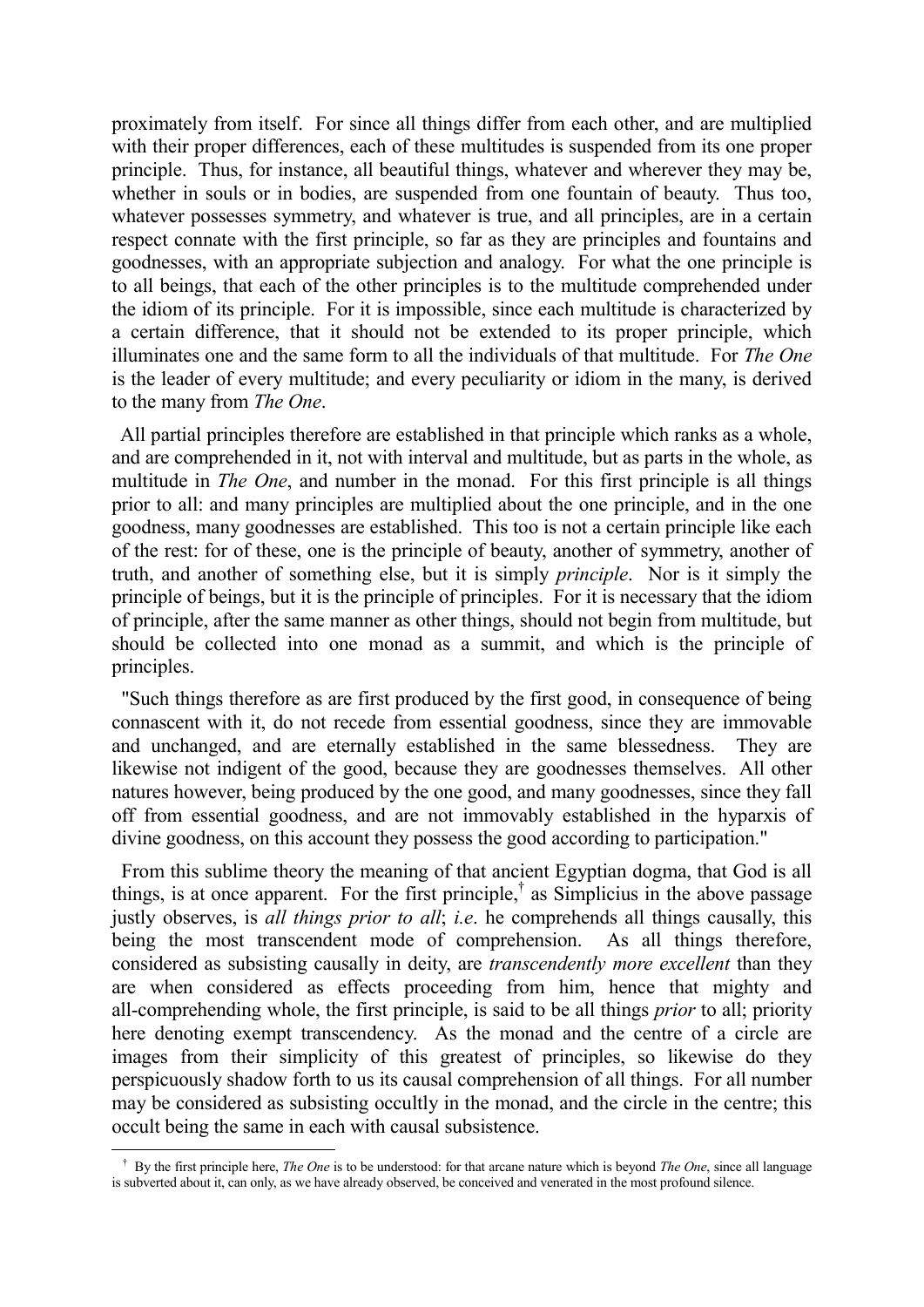proximately from itself. For since all things differ from each other, and are multiplied with their proper differences, each of these multitudes is suspended from its one proper principle. Thus, for instance, all beautiful things, whatever and wherever they may be, whether in souls or in bodies, are suspended from one fountain of beauty. Thus too, whatever possesses symmetry, and whatever is true, and all principles, are in a certain respect connate with the first principle, so far as they are principles and fountains and goodnesses, with an appropriate subjection and analogy. For what the one principle is to all beings, that each of the other principles is to the multitude comprehended under the idiom of its principle. For it is impossible, since each multitude is characterized by a certain difference, that it should not be extended to its proper principle, which illuminates one and the same form to all the individuals of that multitude. For *The One* is the leader of every multitude; and every peculiarity or idiom in the many, is derived to the many from *The One*.

All partial principles therefore are established in that principle which ranks as a whole, and are comprehended in it, not with interval and multitude, but as parts in the whole, as multitude in *The One*, and number in the monad. For this first principle is all things prior to all: and many principles are multiplied about the one principle, and in the one goodness, many goodnesses are established. This too is not a certain principle like each of the rest: for of these, one is the principle of beauty, another of symmetry, another of truth, and another of something else, but it is simply *principle*. Nor is it simply the principle of beings, but it is the principle of principles. For it is necessary that the idiom of principle, after the same manner as other things, should not begin from multitude, but should be collected into one monad as a summit, and which is the principle of principles.

"Such things therefore as are first produced by the first good, in consequence of being connascent with it, do not recede from essential goodness, since they are immovable and unchanged, and are eternally established in the same blessedness. They are likewise not indigent of the good, because they are goodnesses themselves. All other natures however, being produced by the one good, and many goodnesses, since they fall off from essential goodness, and are not immovably established in the hyparxis of divine goodness, on this account they possess the good according to participation."

From this sublime theory the meaning of that ancient Egyptian dogma, that God is all things, is at once apparent. For the first principle,[†] as Simplicius in the above passage justly observes, is *all things prior to all*; *i.e*. he comprehends all things causally, this being the most transcendent mode of comprehension. As all things therefore, considered as subsisting causally in deity, are *transcendently more excellent* than they are when considered as effects proceeding from him, hence that mighty and all-comprehending whole, the first principle, is said to be all things *prior* to all; priority here denoting exempt transcendency. As the monad and the centre of a circle are images from their simplicity of this greatest of principles, so likewise do they perspicuously shadow forth to us its causal comprehension of all things. For all number may be considered as subsisting occultly in the monad, and the circle in the centre; this occult being the same in each with causal subsistence.

---

[†] By the first principle here, *The One* is to be understood: for that arcane nature which is beyond *The One*, since all language is subverted about it, can only, as we have already observed, be conceived and venerated in the most profound silence.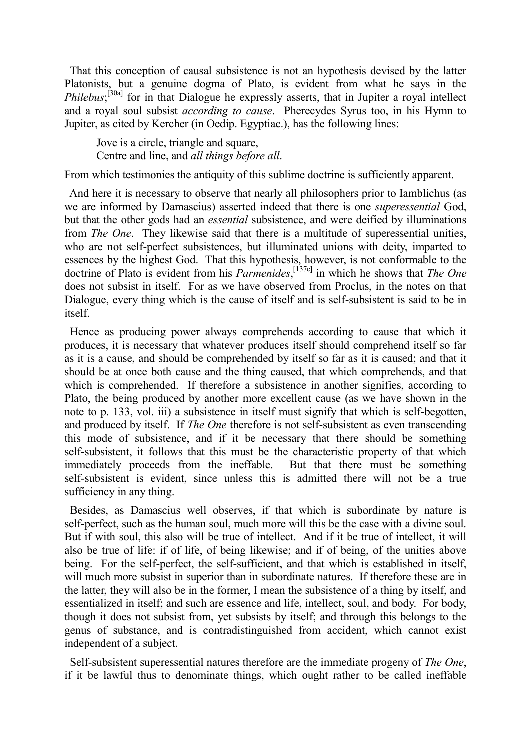That this conception of causal subsistence is not an hypothesis devised by the latter Platonists, but a genuine dogma of Plato, is evident from what he says in the *Philebus*;[30a] for in that Dialogue he expressly asserts, that in Jupiter a royal intellect and a royal soul subsist *according to cause*. Pherecydes Syrus too, in his Hymn to Jupiter, as cited by Kercher (in Oedip. Egyptiac.), has the following lines:

> Jove is a circle, triangle and square,
> Centre and line, and *all things before all*.

From which testimonies the antiquity of this sublime doctrine is sufficiently apparent.

And here it is necessary to observe that nearly all philosophers prior to Iamblichus (as we are informed by Damascius) asserted indeed that there is one *superessential* God, but that the other gods had an *essential* subsistence, and were deified by illuminations from *The One*. They likewise said that there is a multitude of superessential unities, who are not self-perfect subsistences, but illuminated unions with deity, imparted to essences by the highest God. That this hypothesis, however, is not conformable to the doctrine of Plato is evident from his *Parmenides*,[137c] in which he shows that *The One* does not subsist in itself. For as we have observed from Proclus, in the notes on that Dialogue, every thing which is the cause of itself and is self-subsistent is said to be in itself.

Hence as producing power always comprehends according to cause that which it produces, it is necessary that whatever produces itself should comprehend itself so far as it is a cause, and should be comprehended by itself so far as it is caused; and that it should be at once both cause and the thing caused, that which comprehends, and that which is comprehended. If therefore a subsistence in another signifies, according to Plato, the being produced by another more excellent cause (as we have shown in the note to p. 133, vol. iii) a subsistence in itself must signify that which is self-begotten, and produced by itself. If *The One* therefore is not self-subsistent as even transcending this mode of subsistence, and if it be necessary that there should be something self-subsistent, it follows that this must be the characteristic property of that which immediately proceeds from the ineffable. But that there must be something self-subsistent is evident, since unless this is admitted there will not be a true sufficiency in any thing.

Besides, as Damascius well observes, if that which is subordinate by nature is self-perfect, such as the human soul, much more will this be the case with a divine soul. But if with soul, this also will be true of intellect. And if it be true of intellect, it will also be true of life: if of life, of being likewise; and if of being, of the unities above being. For the self-perfect, the self-sufficient, and that which is established in itself, will much more subsist in superior than in subordinate natures. If therefore these are in the latter, they will also be in the former, I mean the subsistence of a thing by itself, and essentialized in itself; and such are essence and life, intellect, soul, and body. For body, though it does not subsist from, yet subsists by itself; and through this belongs to the genus of substance, and is contradistinguished from accident, which cannot exist independent of a subject.

Self-subsistent superessential natures therefore are the immediate progeny of *The One*, if it be lawful thus to denominate things, which ought rather to be called ineffable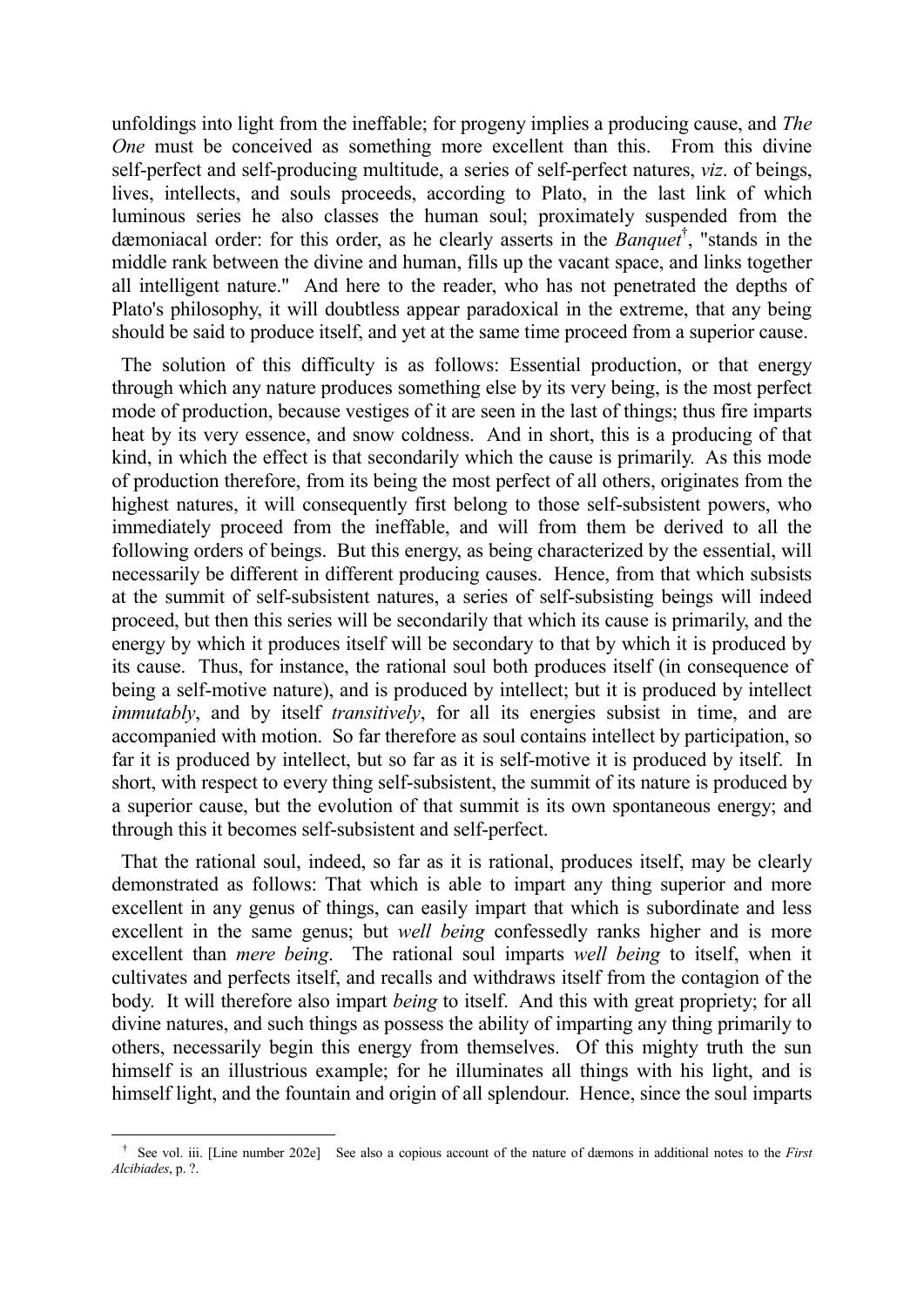unfoldings into light from the ineffable; for progeny implies a producing cause, and *The One* must be conceived as something more excellent than this. From this divine self-perfect and self-producing multitude, a series of self-perfect natures, *viz*. of beings, lives, intellects, and souls proceeds, according to Plato, in the last link of which luminous series he also classes the human soul; proximately suspended from the dæmoniacal order: for this order, as he clearly asserts in the *Banquet*[†], "stands in the middle rank between the divine and human, fills up the vacant space, and links together all intelligent nature." And here to the reader, who has not penetrated the depths of Plato's philosophy, it will doubtless appear paradoxical in the extreme, that any being should be said to produce itself, and yet at the same time proceed from a superior cause.

The solution of this difficulty is as follows: Essential production, or that energy through which any nature produces something else by its very being, is the most perfect mode of production, because vestiges of it are seen in the last of things; thus fire imparts heat by its very essence, and snow coldness. And in short, this is a producing of that kind, in which the effect is that secondarily which the cause is primarily. As this mode of production therefore, from its being the most perfect of all others, originates from the highest natures, it will consequently first belong to those self-subsistent powers, who immediately proceed from the ineffable, and will from them be derived to all the following orders of beings. But this energy, as being characterized by the essential, will necessarily be different in different producing causes. Hence, from that which subsists at the summit of self-subsistent natures, a series of self-subsisting beings will indeed proceed, but then this series will be secondarily that which its cause is primarily, and the energy by which it produces itself will be secondary to that by which it is produced by its cause. Thus, for instance, the rational soul both produces itself (in consequence of being a self-motive nature), and is produced by intellect; but it is produced by intellect *immutably*, and by itself *transitively*, for all its energies subsist in time, and are accompanied with motion. So far therefore as soul contains intellect by participation, so far it is produced by intellect, but so far as it is self-motive it is produced by itself. In short, with respect to every thing self-subsistent, the summit of its nature is produced by a superior cause, but the evolution of that summit is its own spontaneous energy; and through this it becomes self-subsistent and self-perfect.

That the rational soul, indeed, so far as it is rational, produces itself, may be clearly demonstrated as follows: That which is able to impart any thing superior and more excellent in any genus of things, can easily impart that which is subordinate and less excellent in the same genus; but *well being* confessedly ranks higher and is more excellent than *mere being*. The rational soul imparts *well being* to itself, when it cultivates and perfects itself, and recalls and withdraws itself from the contagion of the body. It will therefore also impart *being* to itself. And this with great propriety; for all divine natures, and such things as possess the ability of imparting any thing primarily to others, necessarily begin this energy from themselves. Of this mighty truth the sun himself is an illustrious example; for he illuminates all things with his light, and is himself light, and the fountain and origin of all splendour. Hence, since the soul imparts

[†] See vol. iii. [Line number 202e] See also a copious account of the nature of dæmons in additional notes to the *First Alcibiades*, p. ?.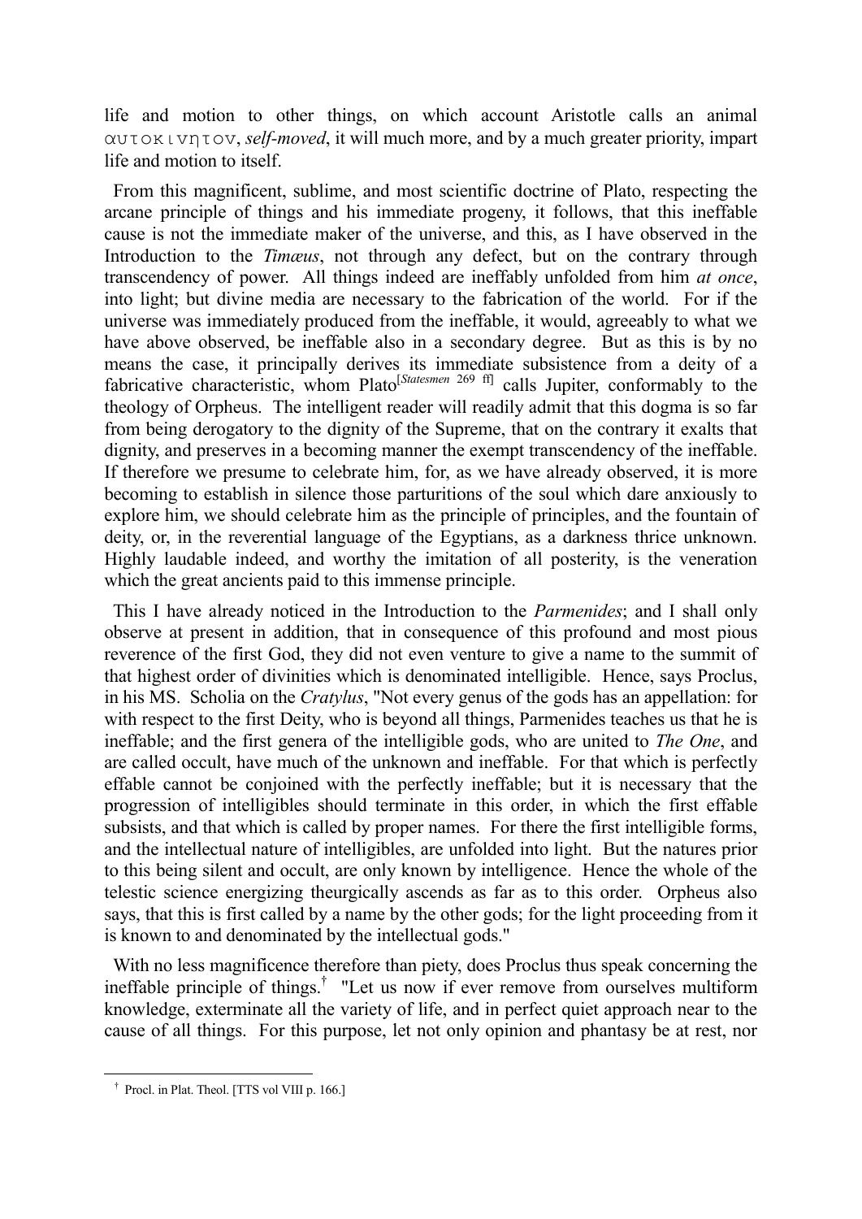life and motion to other things, on which account Aristotle calls an animal αυτοκινητον, *self-moved*, it will much more, and by a much greater priority, impart life and motion to itself.

From this magnificent, sublime, and most scientific doctrine of Plato, respecting the arcane principle of things and his immediate progeny, it follows, that this ineffable cause is not the immediate maker of the universe, and this, as I have observed in the Introduction to the *Timæus*, not through any defect, but on the contrary through transcendency of power. All things indeed are ineffably unfolded from him *at once*, into light; but divine media are necessary to the fabrication of the world. For if the universe was immediately produced from the ineffable, it would, agreeably to what we have above observed, be ineffable also in a secondary degree. But as this is by no means the case, it principally derives its immediate subsistence from a deity of a fabricative characteristic, whom Plato[*Statesmen* 269 ff] calls Jupiter, conformably to the theology of Orpheus. The intelligent reader will readily admit that this dogma is so far from being derogatory to the dignity of the Supreme, that on the contrary it exalts that dignity, and preserves in a becoming manner the exempt transcendency of the ineffable. If therefore we presume to celebrate him, for, as we have already observed, it is more becoming to establish in silence those parturitions of the soul which dare anxiously to explore him, we should celebrate him as the principle of principles, and the fountain of deity, or, in the reverential language of the Egyptians, as a darkness thrice unknown. Highly laudable indeed, and worthy the imitation of all posterity, is the veneration which the great ancients paid to this immense principle.

This I have already noticed in the Introduction to the *Parmenides*; and I shall only observe at present in addition, that in consequence of this profound and most pious reverence of the first God, they did not even venture to give a name to the summit of that highest order of divinities which is denominated intelligible. Hence, says Proclus, in his MS. Scholia on the *Cratylus*, "Not every genus of the gods has an appellation: for with respect to the first Deity, who is beyond all things, Parmenides teaches us that he is ineffable; and the first genera of the intelligible gods, who are united to *The One*, and are called occult, have much of the unknown and ineffable. For that which is perfectly effable cannot be conjoined with the perfectly ineffable; but it is necessary that the progression of intelligibles should terminate in this order, in which the first effable subsists, and that which is called by proper names. For there the first intelligible forms, and the intellectual nature of intelligibles, are unfolded into light. But the natures prior to this being silent and occult, are only known by intelligence. Hence the whole of the telestic science energizing theurgically ascends as far as to this order. Orpheus also says, that this is first called by a name by the other gods; for the light proceeding from it is known to and denominated by the intellectual gods."

With no less magnificence therefore than piety, does Proclus thus speak concerning the ineffable principle of things.[†] "Let us now if ever remove from ourselves multiform knowledge, exterminate all the variety of life, and in perfect quiet approach near to the cause of all things. For this purpose, let not only opinion and phantasy be at rest, nor

[†] Procl. in Plat. Theol. [TTS vol VIII p. 166.]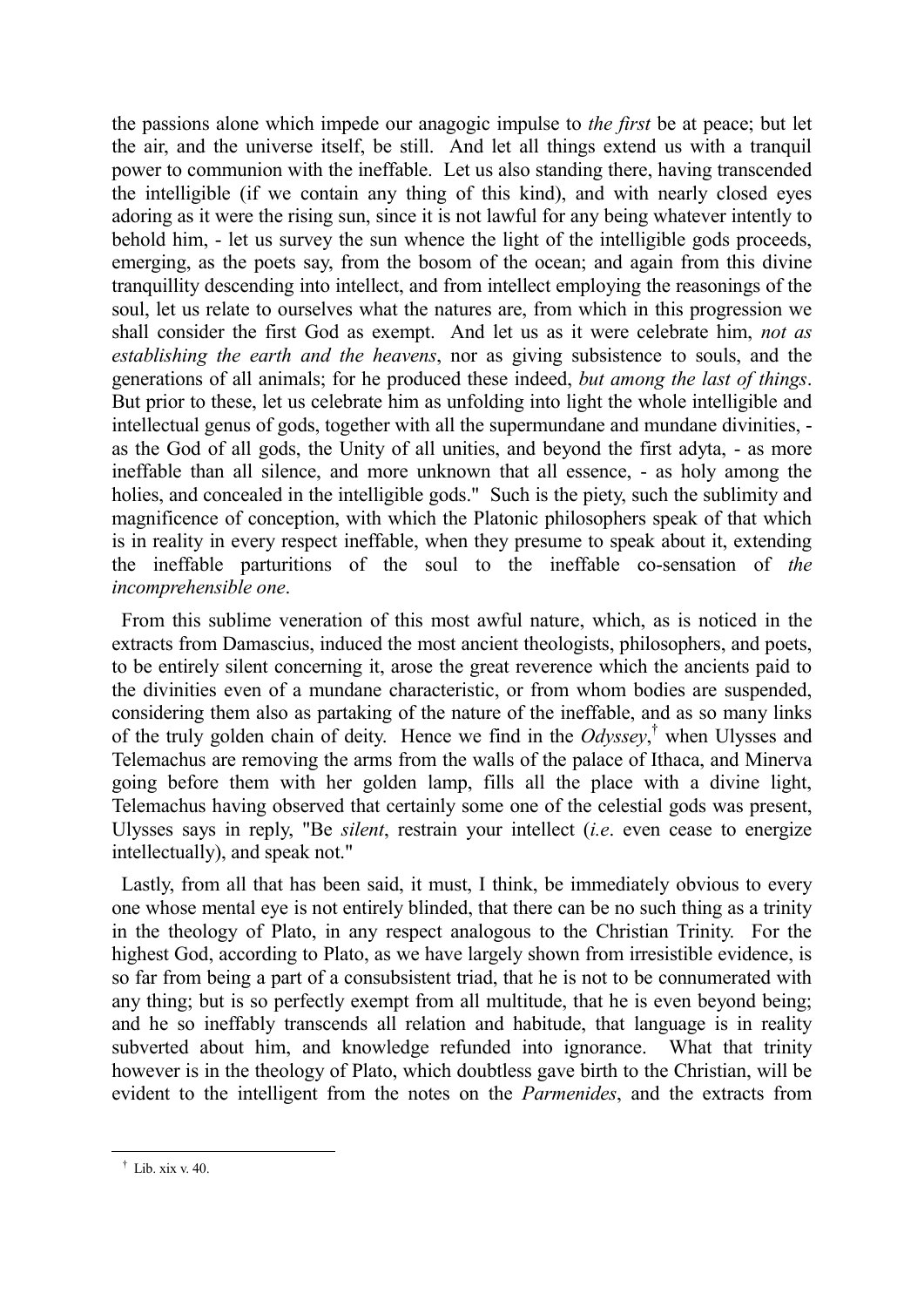the passions alone which impede our anagogic impulse to *the first* be at peace; but let the air, and the universe itself, be still. And let all things extend us with a tranquil power to communion with the ineffable. Let us also standing there, having transcended the intelligible (if we contain any thing of this kind), and with nearly closed eyes adoring as it were the rising sun, since it is not lawful for any being whatever intently to behold him, - let us survey the sun whence the light of the intelligible gods proceeds, emerging, as the poets say, from the bosom of the ocean; and again from this divine tranquillity descending into intellect, and from intellect employing the reasonings of the soul, let us relate to ourselves what the natures are, from which in this progression we shall consider the first God as exempt. And let us as it were celebrate him, *not as establishing the earth and the heavens*, nor as giving subsistence to souls, and the generations of all animals; for he produced these indeed, *but among the last of things*. But prior to these, let us celebrate him as unfolding into light the whole intelligible and intellectual genus of gods, together with all the supermundane and mundane divinities, - as the God of all gods, the Unity of all unities, and beyond the first adyta, - as more ineffable than all silence, and more unknown that all essence, - as holy among the holies, and concealed in the intelligible gods." Such is the piety, such the sublimity and magnificence of conception, with which the Platonic philosophers speak of that which is in reality in every respect ineffable, when they presume to speak about it, extending the ineffable parturitions of the soul to the ineffable co-sensation of *the incomprehensible one*.

From this sublime veneration of this most awful nature, which, as is noticed in the extracts from Damascius, induced the most ancient theologists, philosophers, and poets, to be entirely silent concerning it, arose the great reverence which the ancients paid to the divinities even of a mundane characteristic, or from whom bodies are suspended, considering them also as partaking of the nature of the ineffable, and as so many links of the truly golden chain of deity. Hence we find in the *Odyssey*,† when Ulysses and Telemachus are removing the arms from the walls of the palace of Ithaca, and Minerva going before them with her golden lamp, fills all the place with a divine light, Telemachus having observed that certainly some one of the celestial gods was present, Ulysses says in reply, "Be *silent*, restrain your intellect (*i.e*. even cease to energize intellectually), and speak not."

Lastly, from all that has been said, it must, I think, be immediately obvious to every one whose mental eye is not entirely blinded, that there can be no such thing as a trinity in the theology of Plato, in any respect analogous to the Christian Trinity. For the highest God, according to Plato, as we have largely shown from irresistible evidence, is so far from being a part of a consubsistent triad, that he is not to be connumerated with any thing; but is so perfectly exempt from all multitude, that he is even beyond being; and he so ineffably transcends all relation and habitude, that language is in reality subverted about him, and knowledge refunded into ignorance. What that trinity however is in the theology of Plato, which doubtless gave birth to the Christian, will be evident to the intelligent from the notes on the *Parmenides*, and the extracts from

† Lib. xix v. 40.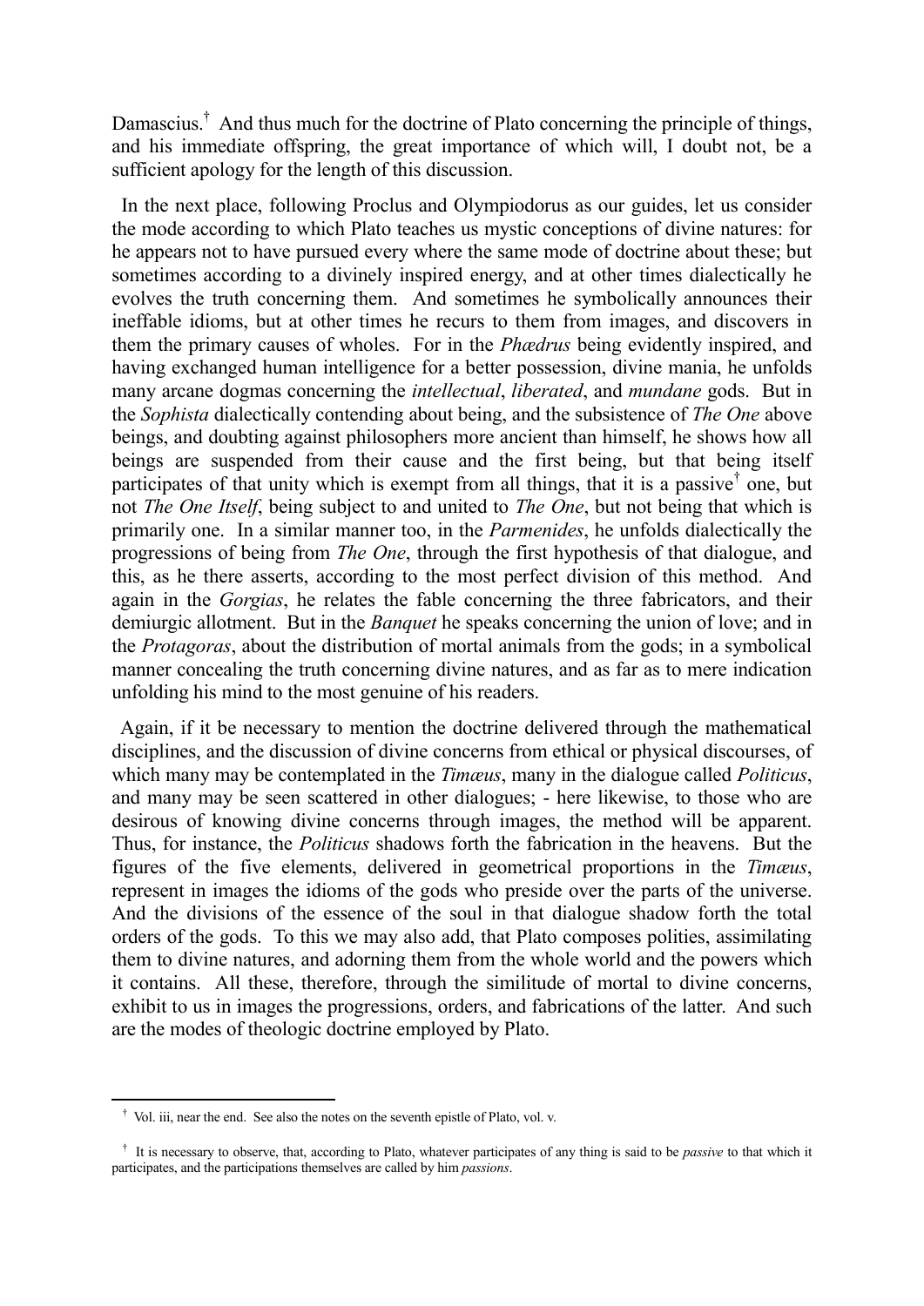Damascius.[†] And thus much for the doctrine of Plato concerning the principle of things, and his immediate offspring, the great importance of which will, I doubt not, be a sufficient apology for the length of this discussion.

In the next place, following Proclus and Olympiodorus as our guides, let us consider the mode according to which Plato teaches us mystic conceptions of divine natures: for he appears not to have pursued every where the same mode of doctrine about these; but sometimes according to a divinely inspired energy, and at other times dialectically he evolves the truth concerning them. And sometimes he symbolically announces their ineffable idioms, but at other times he recurs to them from images, and discovers in them the primary causes of wholes. For in the *Phædrus* being evidently inspired, and having exchanged human intelligence for a better possession, divine mania, he unfolds many arcane dogmas concerning the *intellectual*, *liberated*, and *mundane* gods. But in the *Sophista* dialectically contending about being, and the subsistence of *The One* above beings, and doubting against philosophers more ancient than himself, he shows how all beings are suspended from their cause and the first being, but that being itself participates of that unity which is exempt from all things, that it is a passive[†] one, but not *The One Itself*, being subject to and united to *The One*, but not being that which is primarily one. In a similar manner too, in the *Parmenides*, he unfolds dialectically the progressions of being from *The One*, through the first hypothesis of that dialogue, and this, as he there asserts, according to the most perfect division of this method. And again in the *Gorgias*, he relates the fable concerning the three fabricators, and their demiurgic allotment. But in the *Banquet* he speaks concerning the union of love; and in the *Protagoras*, about the distribution of mortal animals from the gods; in a symbolical manner concealing the truth concerning divine natures, and as far as to mere indication unfolding his mind to the most genuine of his readers.

Again, if it be necessary to mention the doctrine delivered through the mathematical disciplines, and the discussion of divine concerns from ethical or physical discourses, of which many may be contemplated in the *Timæus*, many in the dialogue called *Politicus*, and many may be seen scattered in other dialogues; - here likewise, to those who are desirous of knowing divine concerns through images, the method will be apparent. Thus, for instance, the *Politicus* shadows forth the fabrication in the heavens. But the figures of the five elements, delivered in geometrical proportions in the *Timæus*, represent in images the idioms of the gods who preside over the parts of the universe. And the divisions of the essence of the soul in that dialogue shadow forth the total orders of the gods. To this we may also add, that Plato composes polities, assimilating them to divine natures, and adorning them from the whole world and the powers which it contains. All these, therefore, through the similitude of mortal to divine concerns, exhibit to us in images the progressions, orders, and fabrications of the latter. And such are the modes of theologic doctrine employed by Plato.

---

[†] Vol. iii, near the end. See also the notes on the seventh epistle of Plato, vol. v.

[†] It is necessary to observe, that, according to Plato, whatever participates of any thing is said to be *passive* to that which it participates, and the participations themselves are called by him *passions*.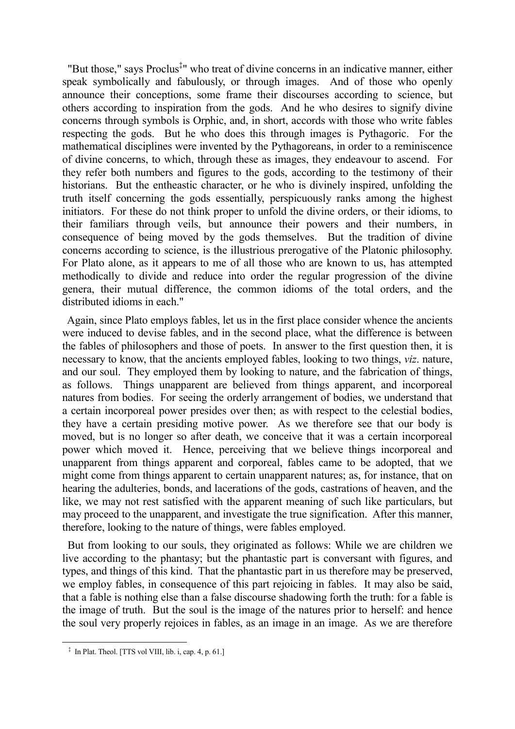"But those," says Proclus[‡]" who treat of divine concerns in an indicative manner, either speak symbolically and fabulously, or through images. And of those who openly announce their conceptions, some frame their discourses according to science, but others according to inspiration from the gods. And he who desires to signify divine concerns through symbols is Orphic, and, in short, accords with those who write fables respecting the gods. But he who does this through images is Pythagoric. For the mathematical disciplines were invented by the Pythagoreans, in order to a reminiscence of divine concerns, to which, through these as images, they endeavour to ascend. For they refer both numbers and figures to the gods, according to the testimony of their historians. But the entheastic character, or he who is divinely inspired, unfolding the truth itself concerning the gods essentially, perspicuously ranks among the highest initiators. For these do not think proper to unfold the divine orders, or their idioms, to their familiars through veils, but announce their powers and their numbers, in consequence of being moved by the gods themselves. But the tradition of divine concerns according to science, is the illustrious prerogative of the Platonic philosophy. For Plato alone, as it appears to me of all those who are known to us, has attempted methodically to divide and reduce into order the regular progression of the divine genera, their mutual difference, the common idioms of the total orders, and the distributed idioms in each."

Again, since Plato employs fables, let us in the first place consider whence the ancients were induced to devise fables, and in the second place, what the difference is between the fables of philosophers and those of poets. In answer to the first question then, it is necessary to know, that the ancients employed fables, looking to two things, *viz*. nature, and our soul. They employed them by looking to nature, and the fabrication of things, as follows. Things unapparent are believed from things apparent, and incorporeal natures from bodies. For seeing the orderly arrangement of bodies, we understand that a certain incorporeal power presides over then; as with respect to the celestial bodies, they have a certain presiding motive power. As we therefore see that our body is moved, but is no longer so after death, we conceive that it was a certain incorporeal power which moved it. Hence, perceiving that we believe things incorporeal and unapparent from things apparent and corporeal, fables came to be adopted, that we might come from things apparent to certain unapparent natures; as, for instance, that on hearing the adulteries, bonds, and lacerations of the gods, castrations of heaven, and the like, we may not rest satisfied with the apparent meaning of such like particulars, but may proceed to the unapparent, and investigate the true signification. After this manner, therefore, looking to the nature of things, were fables employed.

But from looking to our souls, they originated as follows: While we are children we live according to the phantasy; but the phantastic part is conversant with figures, and types, and things of this kind. That the phantastic part in us therefore may be preserved, we employ fables, in consequence of this part rejoicing in fables. It may also be said, that a fable is nothing else than a false discourse shadowing forth the truth: for a fable is the image of truth. But the soul is the image of the natures prior to herself: and hence the soul very properly rejoices in fables, as an image in an image. As we are therefore

---

[‡] In Plat. Theol. [TTS vol VIII, lib. i, cap. 4, p. 61.]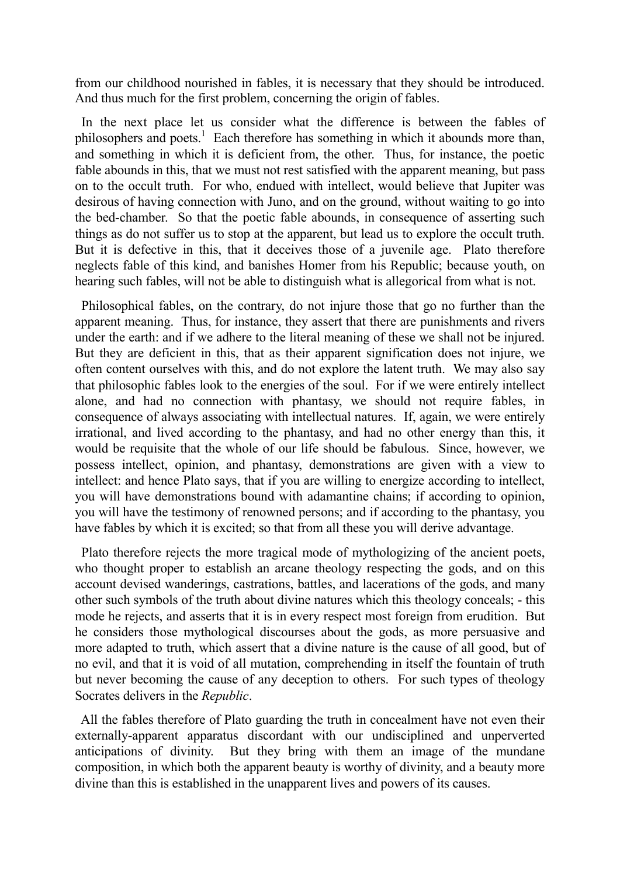from our childhood nourished in fables, it is necessary that they should be introduced. And thus much for the first problem, concerning the origin of fables.

In the next place let us consider what the difference is between the fables of philosophers and poets.[1] Each therefore has something in which it abounds more than, and something in which it is deficient from, the other. Thus, for instance, the poetic fable abounds in this, that we must not rest satisfied with the apparent meaning, but pass on to the occult truth. For who, endued with intellect, would believe that Jupiter was desirous of having connection with Juno, and on the ground, without waiting to go into the bed-chamber. So that the poetic fable abounds, in consequence of asserting such things as do not suffer us to stop at the apparent, but lead us to explore the occult truth. But it is defective in this, that it deceives those of a juvenile age. Plato therefore neglects fable of this kind, and banishes Homer from his Republic; because youth, on hearing such fables, will not be able to distinguish what is allegorical from what is not.

Philosophical fables, on the contrary, do not injure those that go no further than the apparent meaning. Thus, for instance, they assert that there are punishments and rivers under the earth: and if we adhere to the literal meaning of these we shall not be injured. But they are deficient in this, that as their apparent signification does not injure, we often content ourselves with this, and do not explore the latent truth. We may also say that philosophic fables look to the energies of the soul. For if we were entirely intellect alone, and had no connection with phantasy, we should not require fables, in consequence of always associating with intellectual natures. If, again, we were entirely irrational, and lived according to the phantasy, and had no other energy than this, it would be requisite that the whole of our life should be fabulous. Since, however, we possess intellect, opinion, and phantasy, demonstrations are given with a view to intellect: and hence Plato says, that if you are willing to energize according to intellect, you will have demonstrations bound with adamantine chains; if according to opinion, you will have the testimony of renowned persons; and if according to the phantasy, you have fables by which it is excited; so that from all these you will derive advantage.

Plato therefore rejects the more tragical mode of mythologizing of the ancient poets, who thought proper to establish an arcane theology respecting the gods, and on this account devised wanderings, castrations, battles, and lacerations of the gods, and many other such symbols of the truth about divine natures which this theology conceals; - this mode he rejects, and asserts that it is in every respect most foreign from erudition. But he considers those mythological discourses about the gods, as more persuasive and more adapted to truth, which assert that a divine nature is the cause of all good, but of no evil, and that it is void of all mutation, comprehending in itself the fountain of truth but never becoming the cause of any deception to others. For such types of theology Socrates delivers in the *Republic*.

All the fables therefore of Plato guarding the truth in concealment have not even their externally-apparent apparatus discordant with our undisciplined and unperverted anticipations of divinity. But they bring with them an image of the mundane composition, in which both the apparent beauty is worthy of divinity, and a beauty more divine than this is established in the unapparent lives and powers of its causes.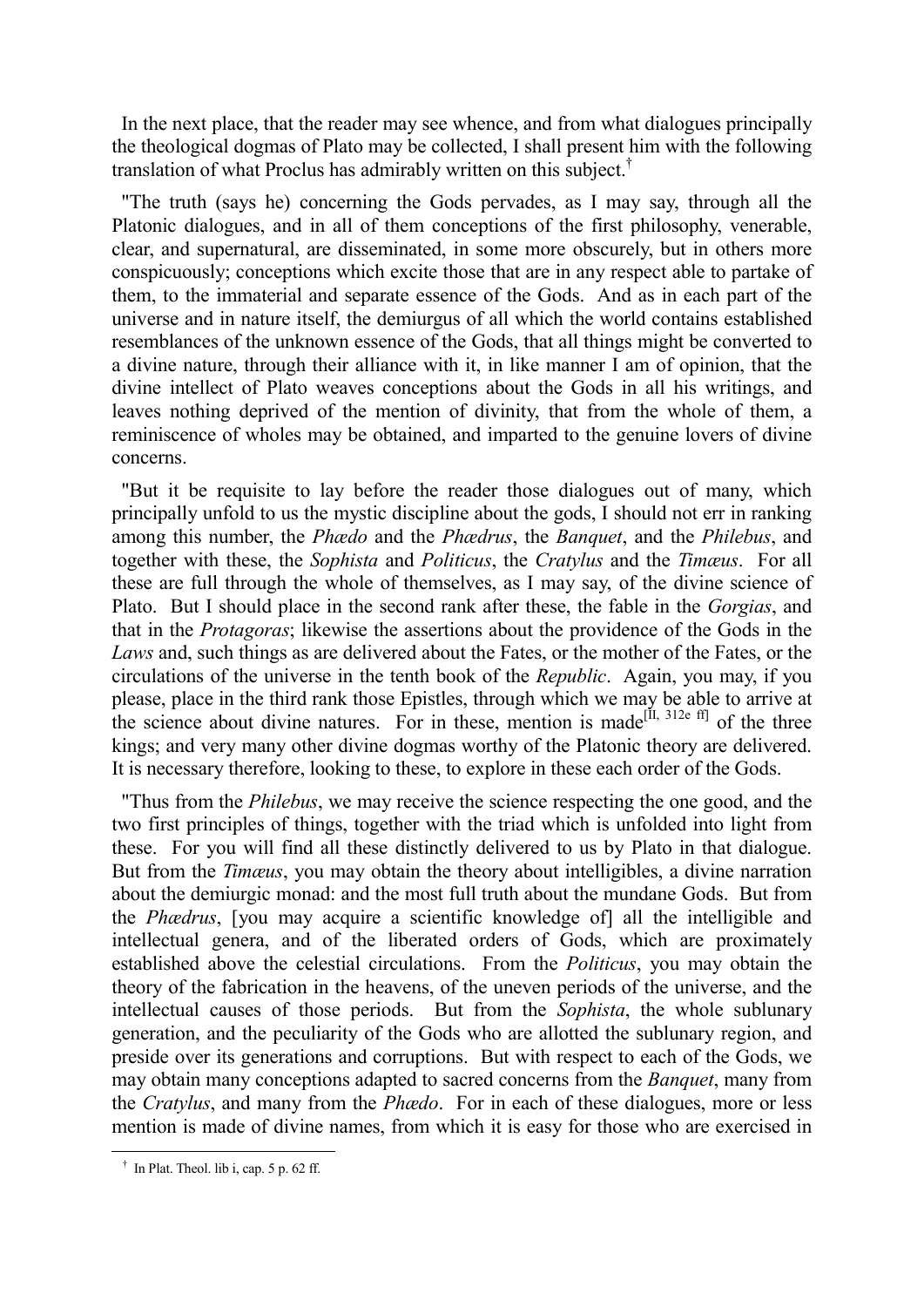In the next place, that the reader may see whence, and from what dialogues principally the theological dogmas of Plato may be collected, I shall present him with the following translation of what Proclus has admirably written on this subject.†

"The truth (says he) concerning the Gods pervades, as I may say, through all the Platonic dialogues, and in all of them conceptions of the first philosophy, venerable, clear, and supernatural, are disseminated, in some more obscurely, but in others more conspicuously; conceptions which excite those that are in any respect able to partake of them, to the immaterial and separate essence of the Gods. And as in each part of the universe and in nature itself, the demiurgus of all which the world contains established resemblances of the unknown essence of the Gods, that all things might be converted to a divine nature, through their alliance with it, in like manner I am of opinion, that the divine intellect of Plato weaves conceptions about the Gods in all his writings, and leaves nothing deprived of the mention of divinity, that from the whole of them, a reminiscence of wholes may be obtained, and imparted to the genuine lovers of divine concerns.

"But it be requisite to lay before the reader those dialogues out of many, which principally unfold to us the mystic discipline about the gods, I should not err in ranking among this number, the *Phædo* and the *Phædrus*, the *Banquet*, and the *Philebus*, and together with these, the *Sophista* and *Politicus*, the *Cratylus* and the *Timæus*. For all these are full through the whole of themselves, as I may say, of the divine science of Plato. But I should place in the second rank after these, the fable in the *Gorgias*, and that in the *Protagoras*; likewise the assertions about the providence of the Gods in the *Laws* and, such things as are delivered about the Fates, or the mother of the Fates, or the circulations of the universe in the tenth book of the *Republic*. Again, you may, if you please, place in the third rank those Epistles, through which we may be able to arrive at the science about divine natures. For in these, mention is made[II, 312e ff] of the three kings; and very many other divine dogmas worthy of the Platonic theory are delivered. It is necessary therefore, looking to these, to explore in these each order of the Gods.

"Thus from the *Philebus*, we may receive the science respecting the one good, and the two first principles of things, together with the triad which is unfolded into light from these. For you will find all these distinctly delivered to us by Plato in that dialogue. But from the *Timæus*, you may obtain the theory about intelligibles, a divine narration about the demiurgic monad: and the most full truth about the mundane Gods. But from the *Phædrus*, [you may acquire a scientific knowledge of] all the intelligible and intellectual genera, and of the liberated orders of Gods, which are proximately established above the celestial circulations. From the *Politicus*, you may obtain the theory of the fabrication in the heavens, of the uneven periods of the universe, and the intellectual causes of those periods. But from the *Sophista*, the whole sublunary generation, and the peculiarity of the Gods who are allotted the sublunary region, and preside over its generations and corruptions. But with respect to each of the Gods, we may obtain many conceptions adapted to sacred concerns from the *Banquet*, many from the *Cratylus*, and many from the *Phædo*. For in each of these dialogues, more or less mention is made of divine names, from which it is easy for those who are exercised in

---

† In Plat. Theol. lib i, cap. 5 p. 62 ff.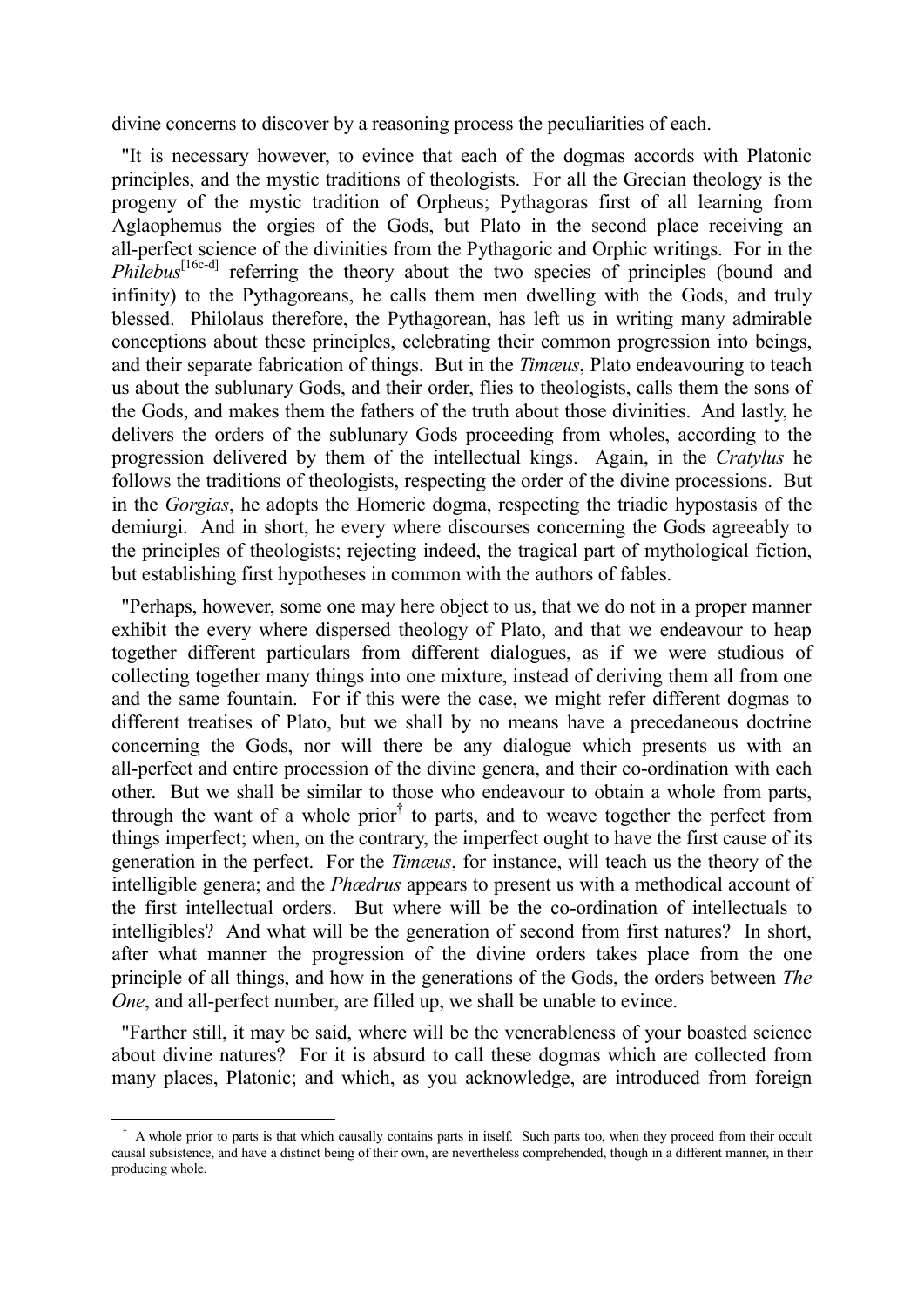divine concerns to discover by a reasoning process the peculiarities of each.

"It is necessary however, to evince that each of the dogmas accords with Platonic principles, and the mystic traditions of theologists. For all the Grecian theology is the progeny of the mystic tradition of Orpheus; Pythagoras first of all learning from Aglaophemus the orgies of the Gods, but Plato in the second place receiving an all-perfect science of the divinities from the Pythagoric and Orphic writings. For in the *Philebus*[16c-d] referring the theory about the two species of principles (bound and infinity) to the Pythagoreans, he calls them men dwelling with the Gods, and truly blessed. Philolaus therefore, the Pythagorean, has left us in writing many admirable conceptions about these principles, celebrating their common progression into beings, and their separate fabrication of things. But in the *Timæus*, Plato endeavouring to teach us about the sublunary Gods, and their order, flies to theologists, calls them the sons of the Gods, and makes them the fathers of the truth about those divinities. And lastly, he delivers the orders of the sublunary Gods proceeding from wholes, according to the progression delivered by them of the intellectual kings. Again, in the *Cratylus* he follows the traditions of theologists, respecting the order of the divine processions. But in the *Gorgias*, he adopts the Homeric dogma, respecting the triadic hypostasis of the demiurgi. And in short, he every where discourses concerning the Gods agreeably to the principles of theologists; rejecting indeed, the tragical part of mythological fiction, but establishing first hypotheses in common with the authors of fables.

"Perhaps, however, some one may here object to us, that we do not in a proper manner exhibit the every where dispersed theology of Plato, and that we endeavour to heap together different particulars from different dialogues, as if we were studious of collecting together many things into one mixture, instead of deriving them all from one and the same fountain. For if this were the case, we might refer different dogmas to different treatises of Plato, but we shall by no means have a precedaneous doctrine concerning the Gods, nor will there be any dialogue which presents us with an all-perfect and entire procession of the divine genera, and their co-ordination with each other. But we shall be similar to those who endeavour to obtain a whole from parts, through the want of a whole prior† to parts, and to weave together the perfect from things imperfect; when, on the contrary, the imperfect ought to have the first cause of its generation in the perfect. For the *Timæus*, for instance, will teach us the theory of the intelligible genera; and the *Phædrus* appears to present us with a methodical account of the first intellectual orders. But where will be the co-ordination of intellectuals to intelligibles? And what will be the generation of second from first natures? In short, after what manner the progression of the divine orders takes place from the one principle of all things, and how in the generations of the Gods, the orders between *The One*, and all-perfect number, are filled up, we shall be unable to evince.

"Farther still, it may be said, where will be the venerableness of your boasted science about divine natures? For it is absurd to call these dogmas which are collected from many places, Platonic; and which, as you acknowledge, are introduced from foreign

† A whole prior to parts is that which causally contains parts in itself. Such parts too, when they proceed from their occult causal subsistence, and have a distinct being of their own, are nevertheless comprehended, though in a different manner, in their producing whole.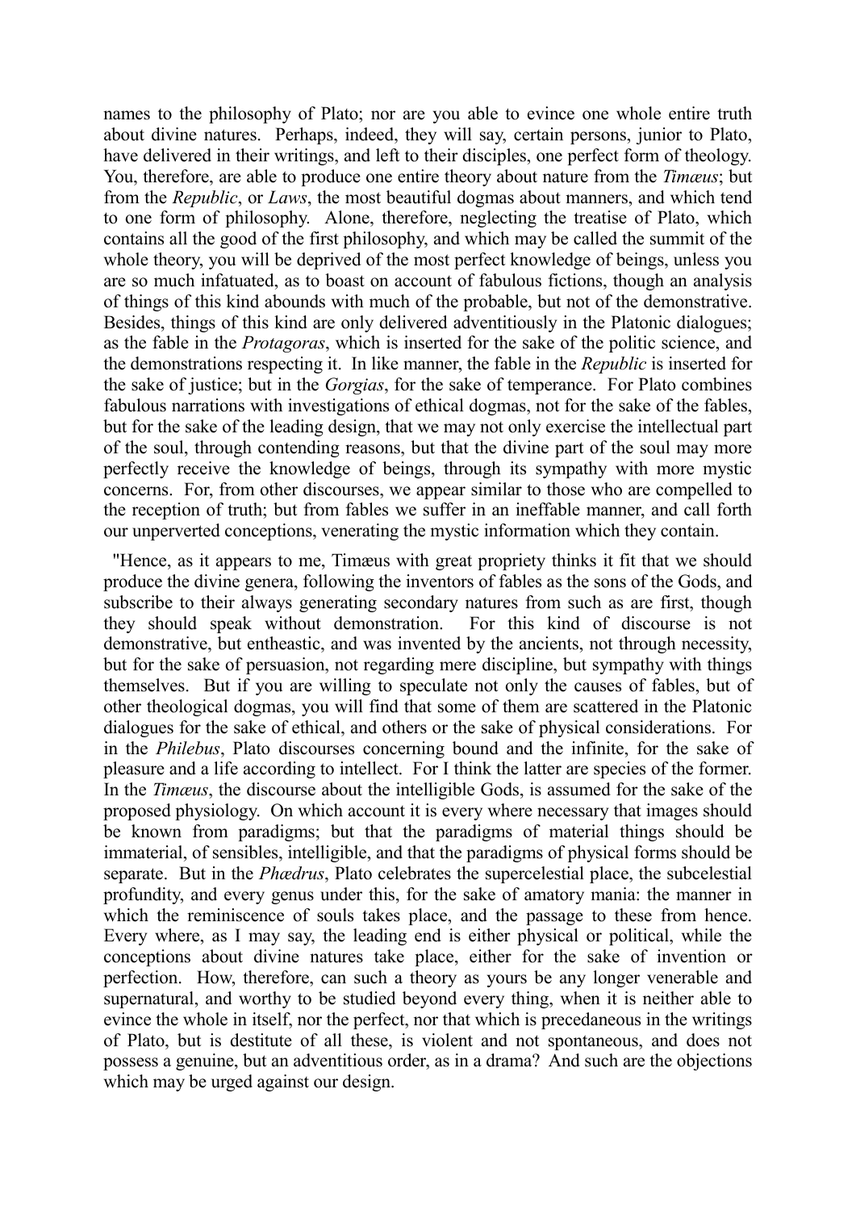names to the philosophy of Plato; nor are you able to evince one whole entire truth about divine natures. Perhaps, indeed, they will say, certain persons, junior to Plato, have delivered in their writings, and left to their disciples, one perfect form of theology. You, therefore, are able to produce one entire theory about nature from the *Timæus*; but from the *Republic*, or *Laws*, the most beautiful dogmas about manners, and which tend to one form of philosophy. Alone, therefore, neglecting the treatise of Plato, which contains all the good of the first philosophy, and which may be called the summit of the whole theory, you will be deprived of the most perfect knowledge of beings, unless you are so much infatuated, as to boast on account of fabulous fictions, though an analysis of things of this kind abounds with much of the probable, but not of the demonstrative. Besides, things of this kind are only delivered adventitiously in the Platonic dialogues; as the fable in the *Protagoras*, which is inserted for the sake of the politic science, and the demonstrations respecting it. In like manner, the fable in the *Republic* is inserted for the sake of justice; but in the *Gorgias*, for the sake of temperance. For Plato combines fabulous narrations with investigations of ethical dogmas, not for the sake of the fables, but for the sake of the leading design, that we may not only exercise the intellectual part of the soul, through contending reasons, but that the divine part of the soul may more perfectly receive the knowledge of beings, through its sympathy with more mystic concerns. For, from other discourses, we appear similar to those who are compelled to the reception of truth; but from fables we suffer in an ineffable manner, and call forth our unperverted conceptions, venerating the mystic information which they contain.

"Hence, as it appears to me, Timæus with great propriety thinks it fit that we should produce the divine genera, following the inventors of fables as the sons of the Gods, and subscribe to their always generating secondary natures from such as are first, though they should speak without demonstration. For this kind of discourse is not demonstrative, but entheastic, and was invented by the ancients, not through necessity, but for the sake of persuasion, not regarding mere discipline, but sympathy with things themselves. But if you are willing to speculate not only the causes of fables, but of other theological dogmas, you will find that some of them are scattered in the Platonic dialogues for the sake of ethical, and others or the sake of physical considerations. For in the *Philebus*, Plato discourses concerning bound and the infinite, for the sake of pleasure and a life according to intellect. For I think the latter are species of the former. In the *Timæus*, the discourse about the intelligible Gods, is assumed for the sake of the proposed physiology. On which account it is every where necessary that images should be known from paradigms; but that the paradigms of material things should be immaterial, of sensibles, intelligible, and that the paradigms of physical forms should be separate. But in the *Phædrus*, Plato celebrates the supercelestial place, the subcelestial profundity, and every genus under this, for the sake of amatory mania: the manner in which the reminiscence of souls takes place, and the passage to these from hence. Every where, as I may say, the leading end is either physical or political, while the conceptions about divine natures take place, either for the sake of invention or perfection. How, therefore, can such a theory as yours be any longer venerable and supernatural, and worthy to be studied beyond every thing, when it is neither able to evince the whole in itself, nor the perfect, nor that which is precedaneous in the writings of Plato, but is destitute of all these, is violent and not spontaneous, and does not possess a genuine, but an adventitious order, as in a drama? And such are the objections which may be urged against our design.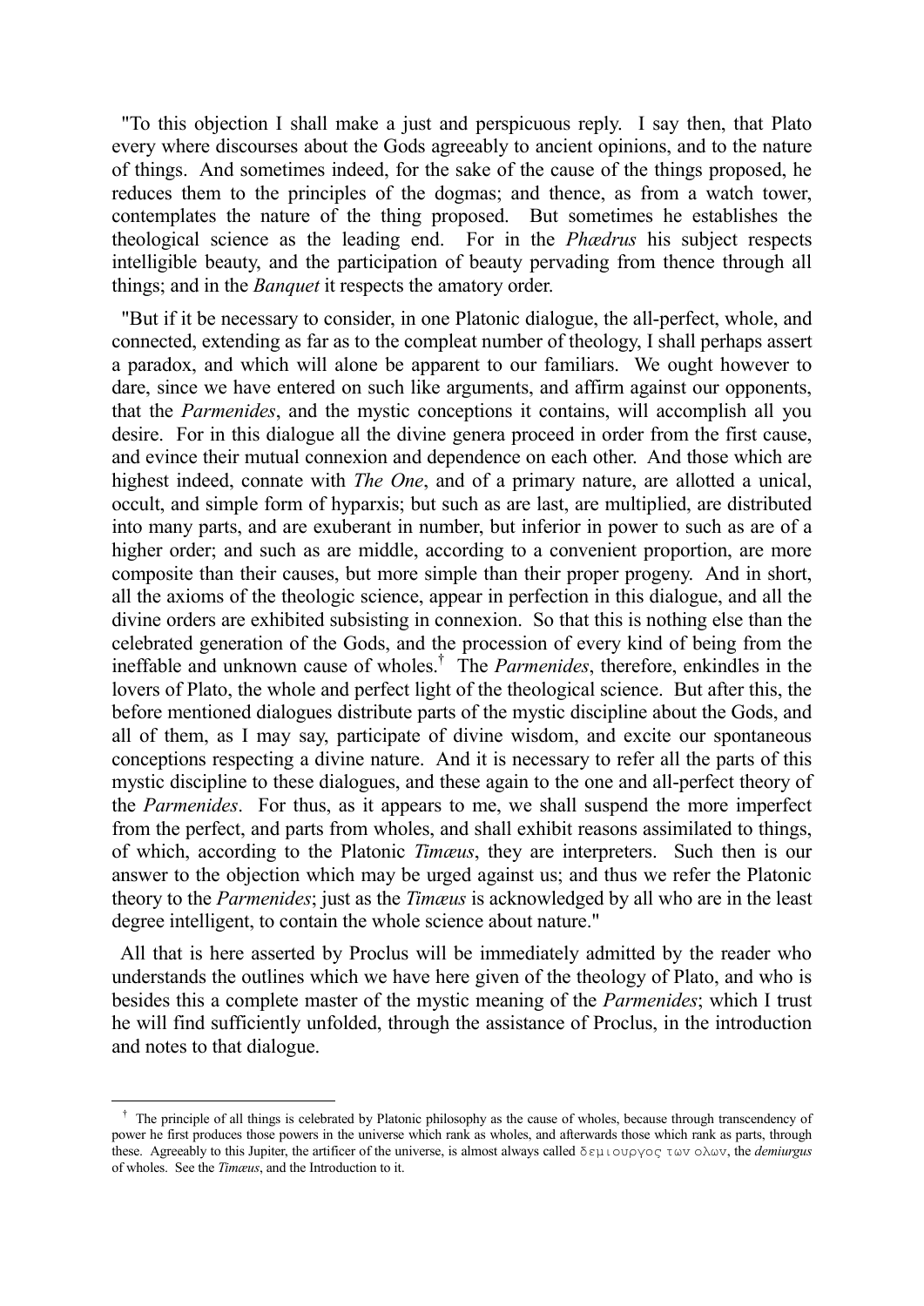"To this objection I shall make a just and perspicuous reply. I say then, that Plato every where discourses about the Gods agreeably to ancient opinions, and to the nature of things. And sometimes indeed, for the sake of the cause of the things proposed, he reduces them to the principles of the dogmas; and thence, as from a watch tower, contemplates the nature of the thing proposed. But sometimes he establishes the theological science as the leading end. For in the *Phædrus* his subject respects intelligible beauty, and the participation of beauty pervading from thence through all things; and in the *Banquet* it respects the amatory order.

"But if it be necessary to consider, in one Platonic dialogue, the all-perfect, whole, and connected, extending as far as to the compleat number of theology, I shall perhaps assert a paradox, and which will alone be apparent to our familiars. We ought however to dare, since we have entered on such like arguments, and affirm against our opponents, that the *Parmenides*, and the mystic conceptions it contains, will accomplish all you desire. For in this dialogue all the divine genera proceed in order from the first cause, and evince their mutual connexion and dependence on each other. And those which are highest indeed, connate with *The One*, and of a primary nature, are allotted a unical, occult, and simple form of hyparxis; but such as are last, are multiplied, are distributed into many parts, and are exuberant in number, but inferior in power to such as are of a higher order; and such as are middle, according to a convenient proportion, are more composite than their causes, but more simple than their proper progeny. And in short, all the axioms of the theologic science, appear in perfection in this dialogue, and all the divine orders are exhibited subsisting in connexion. So that this is nothing else than the celebrated generation of the Gods, and the procession of every kind of being from the ineffable and unknown cause of wholes.† The *Parmenides*, therefore, enkindles in the lovers of Plato, the whole and perfect light of the theological science. But after this, the before mentioned dialogues distribute parts of the mystic discipline about the Gods, and all of them, as I may say, participate of divine wisdom, and excite our spontaneous conceptions respecting a divine nature. And it is necessary to refer all the parts of this mystic discipline to these dialogues, and these again to the one and all-perfect theory of the *Parmenides*. For thus, as it appears to me, we shall suspend the more imperfect from the perfect, and parts from wholes, and shall exhibit reasons assimilated to things, of which, according to the Platonic *Timæus*, they are interpreters. Such then is our answer to the objection which may be urged against us; and thus we refer the Platonic theory to the *Parmenides*; just as the *Timæus* is acknowledged by all who are in the least degree intelligent, to contain the whole science about nature."

All that is here asserted by Proclus will be immediately admitted by the reader who understands the outlines which we have here given of the theology of Plato, and who is besides this a complete master of the mystic meaning of the *Parmenides*; which I trust he will find sufficiently unfolded, through the assistance of Proclus, in the introduction and notes to that dialogue.

---

† The principle of all things is celebrated by Platonic philosophy as the cause of wholes, because through transcendency of power he first produces those powers in the universe which rank as wholes, and afterwards those which rank as parts, through these. Agreeably to this Jupiter, the artificer of the universe, is almost always called δεμιουργος των ολων, the *demiurgus* of wholes. See the *Timæus*, and the Introduction to it.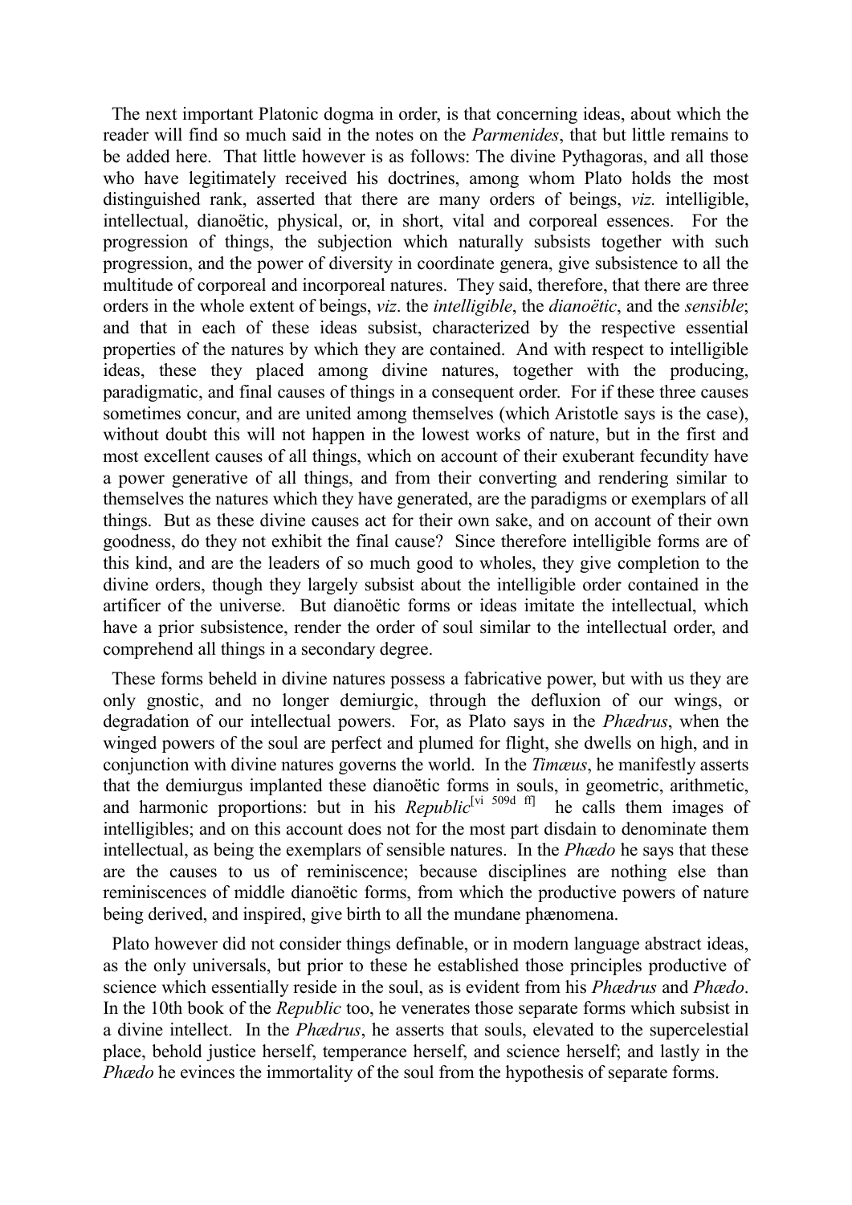The next important Platonic dogma in order, is that concerning ideas, about which the reader will find so much said in the notes on the *Parmenides*, that but little remains to be added here. That little however is as follows: The divine Pythagoras, and all those who have legitimately received his doctrines, among whom Plato holds the most distinguished rank, asserted that there are many orders of beings, *viz.* intelligible, intellectual, dianoëtic, physical, or, in short, vital and corporeal essences. For the progression of things, the subjection which naturally subsists together with such progression, and the power of diversity in coordinate genera, give subsistence to all the multitude of corporeal and incorporeal natures. They said, therefore, that there are three orders in the whole extent of beings, *viz*. the *intelligible*, the *dianoëtic*, and the *sensible*; and that in each of these ideas subsist, characterized by the respective essential properties of the natures by which they are contained. And with respect to intelligible ideas, these they placed among divine natures, together with the producing, paradigmatic, and final causes of things in a consequent order. For if these three causes sometimes concur, and are united among themselves (which Aristotle says is the case), without doubt this will not happen in the lowest works of nature, but in the first and most excellent causes of all things, which on account of their exuberant fecundity have a power generative of all things, and from their converting and rendering similar to themselves the natures which they have generated, are the paradigms or exemplars of all things. But as these divine causes act for their own sake, and on account of their own goodness, do they not exhibit the final cause? Since therefore intelligible forms are of this kind, and are the leaders of so much good to wholes, they give completion to the divine orders, though they largely subsist about the intelligible order contained in the artificer of the universe. But dianoëtic forms or ideas imitate the intellectual, which have a prior subsistence, render the order of soul similar to the intellectual order, and comprehend all things in a secondary degree.

These forms beheld in divine natures possess a fabricative power, but with us they are only gnostic, and no longer demiurgic, through the defluxion of our wings, or degradation of our intellectual powers. For, as Plato says in the *Phædrus*, when the winged powers of the soul are perfect and plumed for flight, she dwells on high, and in conjunction with divine natures governs the world. In the *Timæus*, he manifestly asserts that the demiurgus implanted these dianoëtic forms in souls, in geometric, arithmetic, and harmonic proportions: but in his *Republic*[vi 509d ff] he calls them images of intelligibles; and on this account does not for the most part disdain to denominate them intellectual, as being the exemplars of sensible natures. In the *Phædo* he says that these are the causes to us of reminiscence; because disciplines are nothing else than reminiscences of middle dianoëtic forms, from which the productive powers of nature being derived, and inspired, give birth to all the mundane phænomena.

Plato however did not consider things definable, or in modern language abstract ideas, as the only universals, but prior to these he established those principles productive of science which essentially reside in the soul, as is evident from his *Phædrus* and *Phædo*. In the 10th book of the *Republic* too, he venerates those separate forms which subsist in a divine intellect. In the *Phædrus*, he asserts that souls, elevated to the supercelestial place, behold justice herself, temperance herself, and science herself; and lastly in the *Phædo* he evinces the immortality of the soul from the hypothesis of separate forms.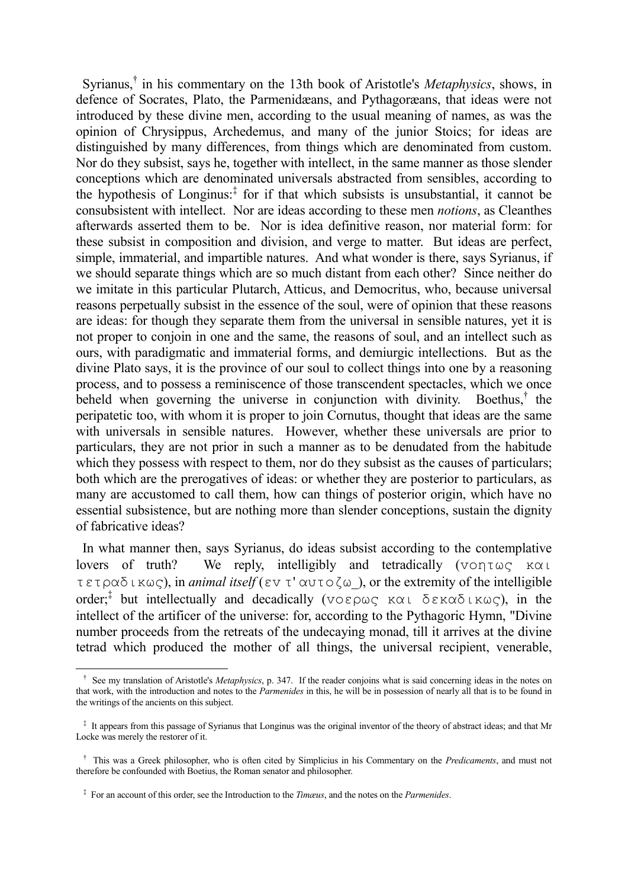Syrianus,[†] in his commentary on the 13th book of Aristotle's *Metaphysics*, shows, in defence of Socrates, Plato, the Parmenidæans, and Pythagoræans, that ideas were not introduced by these divine men, according to the usual meaning of names, as was the opinion of Chrysippus, Archedemus, and many of the junior Stoics; for ideas are distinguished by many differences, from things which are denominated from custom. Nor do they subsist, says he, together with intellect, in the same manner as those slender conceptions which are denominated universals abstracted from sensibles, according to the hypothesis of Longinus:[‡] for if that which subsists is unsubstantial, it cannot be consubsistent with intellect. Nor are ideas according to these men *notions*, as Cleanthes afterwards asserted them to be. Nor is idea definitive reason, nor material form: for these subsist in composition and division, and verge to matter. But ideas are perfect, simple, immaterial, and impartible natures. And what wonder is there, says Syrianus, if we should separate things which are so much distant from each other? Since neither do we imitate in this particular Plutarch, Atticus, and Democritus, who, because universal reasons perpetually subsist in the essence of the soul, were of opinion that these reasons are ideas: for though they separate them from the universal in sensible natures, yet it is not proper to conjoin in one and the same, the reasons of soul, and an intellect such as ours, with paradigmatic and immaterial forms, and demiurgic intellections. But as the divine Plato says, it is the province of our soul to collect things into one by a reasoning process, and to possess a reminiscence of those transcendent spectacles, which we once beheld when governing the universe in conjunction with divinity. Boethus,[†] the peripatetic too, with whom it is proper to join Cornutus, thought that ideas are the same with universals in sensible natures. However, whether these universals are prior to particulars, they are not prior in such a manner as to be denudated from the habitude which they possess with respect to them, nor do they subsist as the causes of particulars; both which are the prerogatives of ideas: or whether they are posterior to particulars, as many are accustomed to call them, how can things of posterior origin, which have no essential subsistence, but are nothing more than slender conceptions, sustain the dignity of fabricative ideas?

In what manner then, says Syrianus, do ideas subsist according to the contemplative lovers of truth? We reply, intelligibly and tetradically (νοητως και τετραδικως), in *animal itself* (εν τ' αυτοζω_), or the extremity of the intelligible order;[‡] but intellectually and decadically (νοερως και δεκαδικως), in the intellect of the artificer of the universe: for, according to the Pythagoric Hymn, "Divine number proceeds from the retreats of the undecaying monad, till it arrives at the divine tetrad which produced the mother of all things, the universal recipient, venerable,

---

[†] See my translation of Aristotle's *Metaphysics*, p. 347. If the reader conjoins what is said concerning ideas in the notes on that work, with the introduction and notes to the *Parmenides* in this, he will be in possession of nearly all that is to be found in the writings of the ancients on this subject.

[‡] It appears from this passage of Syrianus that Longinus was the original inventor of the theory of abstract ideas; and that Mr Locke was merely the restorer of it.

[†] This was a Greek philosopher, who is often cited by Simplicius in his Commentary on the *Predicaments*, and must not therefore be confounded with Boetius, the Roman senator and philosopher.

[‡] For an account of this order, see the Introduction to the *Timæus*, and the notes on the *Parmenides*.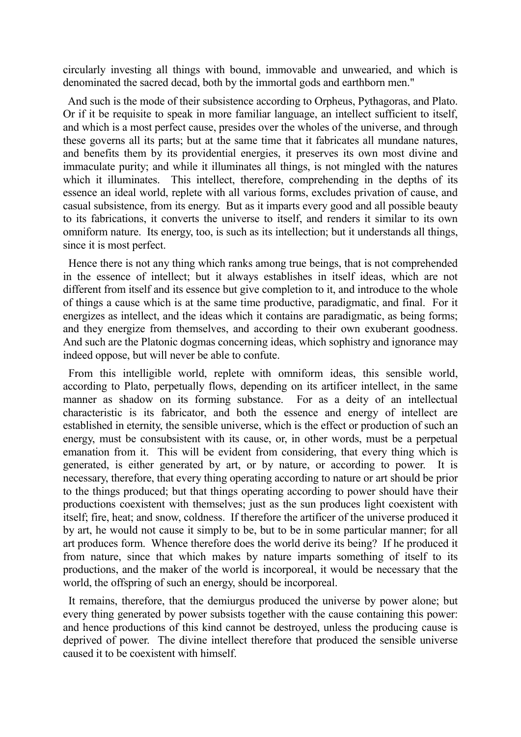circularly investing all things with bound, immovable and unwearied, and which is denominated the sacred decad, both by the immortal gods and earthborn men."

And such is the mode of their subsistence according to Orpheus, Pythagoras, and Plato. Or if it be requisite to speak in more familiar language, an intellect sufficient to itself, and which is a most perfect cause, presides over the wholes of the universe, and through these governs all its parts; but at the same time that it fabricates all mundane natures, and benefits them by its providential energies, it preserves its own most divine and immaculate purity; and while it illuminates all things, is not mingled with the natures which it illuminates. This intellect, therefore, comprehending in the depths of its essence an ideal world, replete with all various forms, excludes privation of cause, and casual subsistence, from its energy. But as it imparts every good and all possible beauty to its fabrications, it converts the universe to itself, and renders it similar to its own omniform nature. Its energy, too, is such as its intellection; but it understands all things, since it is most perfect.

Hence there is not any thing which ranks among true beings, that is not comprehended in the essence of intellect; but it always establishes in itself ideas, which are not different from itself and its essence but give completion to it, and introduce to the whole of things a cause which is at the same time productive, paradigmatic, and final. For it energizes as intellect, and the ideas which it contains are paradigmatic, as being forms; and they energize from themselves, and according to their own exuberant goodness. And such are the Platonic dogmas concerning ideas, which sophistry and ignorance may indeed oppose, but will never be able to confute.

From this intelligible world, replete with omniform ideas, this sensible world, according to Plato, perpetually flows, depending on its artificer intellect, in the same manner as shadow on its forming substance. For as a deity of an intellectual characteristic is its fabricator, and both the essence and energy of intellect are established in eternity, the sensible universe, which is the effect or production of such an energy, must be consubsistent with its cause, or, in other words, must be a perpetual emanation from it. This will be evident from considering, that every thing which is generated, is either generated by art, or by nature, or according to power. It is necessary, therefore, that every thing operating according to nature or art should be prior to the things produced; but that things operating according to power should have their productions coexistent with themselves; just as the sun produces light coexistent with itself; fire, heat; and snow, coldness. If therefore the artificer of the universe produced it by art, he would not cause it simply to be, but to be in some particular manner; for all art produces form. Whence therefore does the world derive its being? If he produced it from nature, since that which makes by nature imparts something of itself to its productions, and the maker of the world is incorporeal, it would be necessary that the world, the offspring of such an energy, should be incorporeal.

It remains, therefore, that the demiurgus produced the universe by power alone; but every thing generated by power subsists together with the cause containing this power: and hence productions of this kind cannot be destroyed, unless the producing cause is deprived of power. The divine intellect therefore that produced the sensible universe caused it to be coexistent with himself.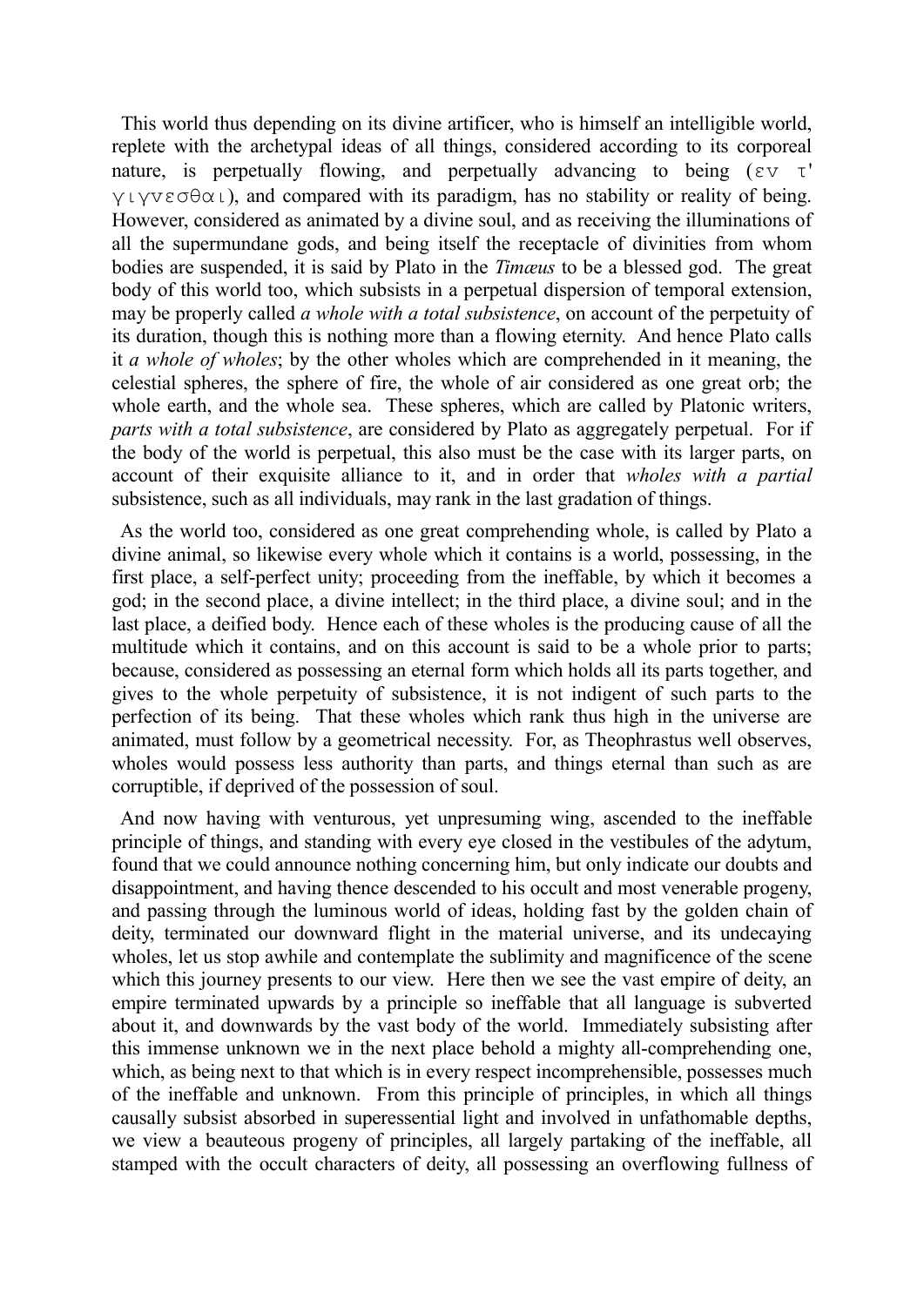This world thus depending on its divine artificer, who is himself an intelligible world, replete with the archetypal ideas of all things, considered according to its corporeal nature, is perpetually flowing, and perpetually advancing to being (εν τ' γιγνεσθαι), and compared with its paradigm, has no stability or reality of being. However, considered as animated by a divine soul, and as receiving the illuminations of all the supermundane gods, and being itself the receptacle of divinities from whom bodies are suspended, it is said by Plato in the *Timæus* to be a blessed god. The great body of this world too, which subsists in a perpetual dispersion of temporal extension, may be properly called *a whole with a total subsistence*, on account of the perpetuity of its duration, though this is nothing more than a flowing eternity. And hence Plato calls it *a whole of wholes*; by the other wholes which are comprehended in it meaning, the celestial spheres, the sphere of fire, the whole of air considered as one great orb; the whole earth, and the whole sea. These spheres, which are called by Platonic writers, *parts with a total subsistence*, are considered by Plato as aggregately perpetual. For if the body of the world is perpetual, this also must be the case with its larger parts, on account of their exquisite alliance to it, and in order that *wholes with a partial* subsistence, such as all individuals, may rank in the last gradation of things.

As the world too, considered as one great comprehending whole, is called by Plato a divine animal, so likewise every whole which it contains is a world, possessing, in the first place, a self-perfect unity; proceeding from the ineffable, by which it becomes a god; in the second place, a divine intellect; in the third place, a divine soul; and in the last place, a deified body. Hence each of these wholes is the producing cause of all the multitude which it contains, and on this account is said to be a whole prior to parts; because, considered as possessing an eternal form which holds all its parts together, and gives to the whole perpetuity of subsistence, it is not indigent of such parts to the perfection of its being. That these wholes which rank thus high in the universe are animated, must follow by a geometrical necessity. For, as Theophrastus well observes, wholes would possess less authority than parts, and things eternal than such as are corruptible, if deprived of the possession of soul.

And now having with venturous, yet unpresuming wing, ascended to the ineffable principle of things, and standing with every eye closed in the vestibules of the adytum, found that we could announce nothing concerning him, but only indicate our doubts and disappointment, and having thence descended to his occult and most venerable progeny, and passing through the luminous world of ideas, holding fast by the golden chain of deity, terminated our downward flight in the material universe, and its undecaying wholes, let us stop awhile and contemplate the sublimity and magnificence of the scene which this journey presents to our view. Here then we see the vast empire of deity, an empire terminated upwards by a principle so ineffable that all language is subverted about it, and downwards by the vast body of the world. Immediately subsisting after this immense unknown we in the next place behold a mighty all-comprehending one, which, as being next to that which is in every respect incomprehensible, possesses much of the ineffable and unknown. From this principle of principles, in which all things causally subsist absorbed in superessential light and involved in unfathomable depths, we view a beauteous progeny of principles, all largely partaking of the ineffable, all stamped with the occult characters of deity, all possessing an overflowing fullness of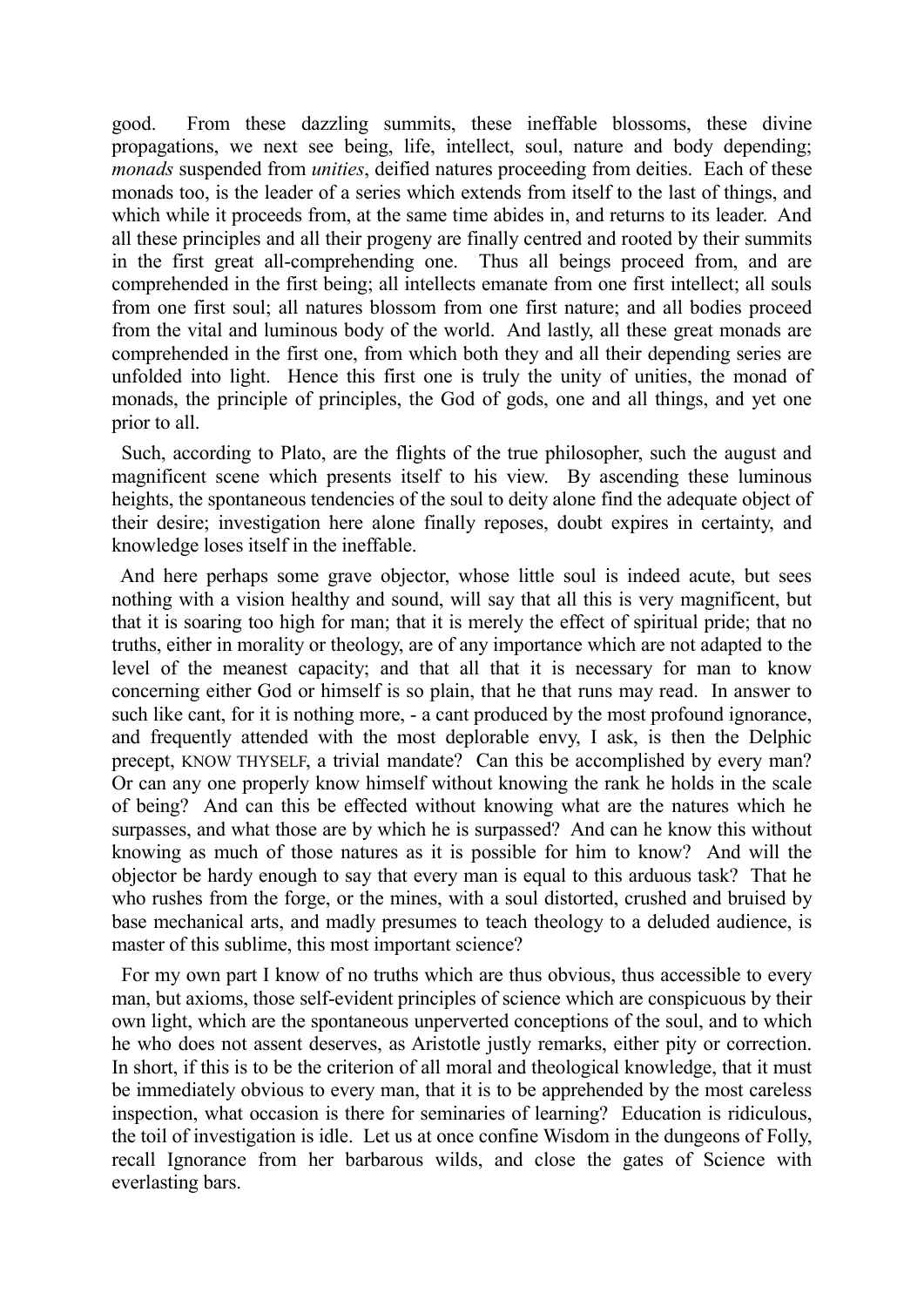good. From these dazzling summits, these ineffable blossoms, these divine propagations, we next see being, life, intellect, soul, nature and body depending; *monads* suspended from *unities*, deified natures proceeding from deities. Each of these monads too, is the leader of a series which extends from itself to the last of things, and which while it proceeds from, at the same time abides in, and returns to its leader. And all these principles and all their progeny are finally centred and rooted by their summits in the first great all-comprehending one. Thus all beings proceed from, and are comprehended in the first being; all intellects emanate from one first intellect; all souls from one first soul; all natures blossom from one first nature; and all bodies proceed from the vital and luminous body of the world. And lastly, all these great monads are comprehended in the first one, from which both they and all their depending series are unfolded into light. Hence this first one is truly the unity of unities, the monad of monads, the principle of principles, the God of gods, one and all things, and yet one prior to all.

Such, according to Plato, are the flights of the true philosopher, such the august and magnificent scene which presents itself to his view. By ascending these luminous heights, the spontaneous tendencies of the soul to deity alone find the adequate object of their desire; investigation here alone finally reposes, doubt expires in certainty, and knowledge loses itself in the ineffable.

And here perhaps some grave objector, whose little soul is indeed acute, but sees nothing with a vision healthy and sound, will say that all this is very magnificent, but that it is soaring too high for man; that it is merely the effect of spiritual pride; that no truths, either in morality or theology, are of any importance which are not adapted to the level of the meanest capacity; and that all that it is necessary for man to know concerning either God or himself is so plain, that he that runs may read. In answer to such like cant, for it is nothing more, - a cant produced by the most profound ignorance, and frequently attended with the most deplorable envy, I ask, is then the Delphic precept, KNOW THYSELF, a trivial mandate? Can this be accomplished by every man? Or can any one properly know himself without knowing the rank he holds in the scale of being? And can this be effected without knowing what are the natures which he surpasses, and what those are by which he is surpassed? And can he know this without knowing as much of those natures as it is possible for him to know? And will the objector be hardy enough to say that every man is equal to this arduous task? That he who rushes from the forge, or the mines, with a soul distorted, crushed and bruised by base mechanical arts, and madly presumes to teach theology to a deluded audience, is master of this sublime, this most important science?

For my own part I know of no truths which are thus obvious, thus accessible to every man, but axioms, those self-evident principles of science which are conspicuous by their own light, which are the spontaneous unperverted conceptions of the soul, and to which he who does not assent deserves, as Aristotle justly remarks, either pity or correction. In short, if this is to be the criterion of all moral and theological knowledge, that it must be immediately obvious to every man, that it is to be apprehended by the most careless inspection, what occasion is there for seminaries of learning? Education is ridiculous, the toil of investigation is idle. Let us at once confine Wisdom in the dungeons of Folly, recall Ignorance from her barbarous wilds, and close the gates of Science with everlasting bars.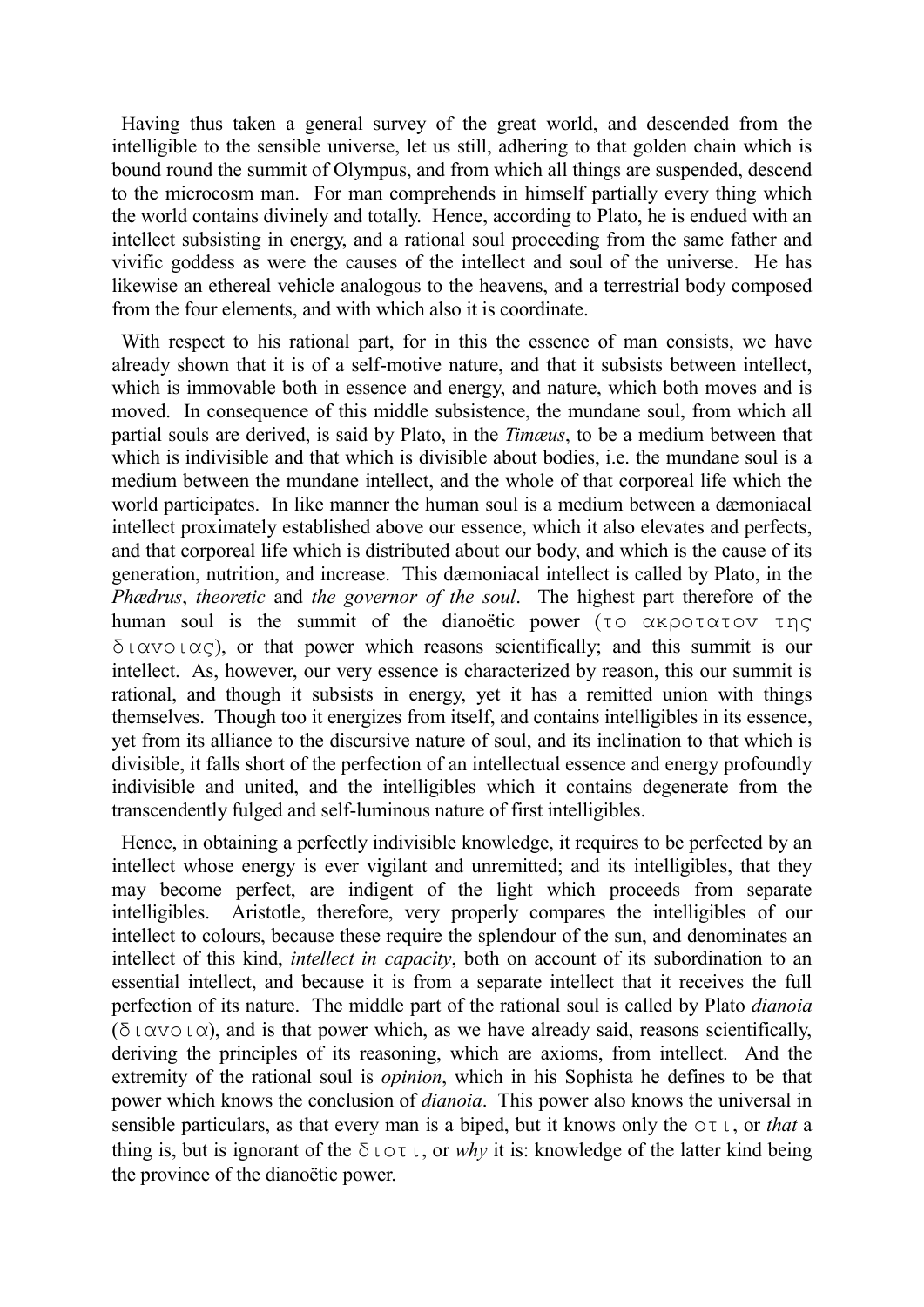Having thus taken a general survey of the great world, and descended from the intelligible to the sensible universe, let us still, adhering to that golden chain which is bound round the summit of Olympus, and from which all things are suspended, descend to the microcosm man. For man comprehends in himself partially every thing which the world contains divinely and totally. Hence, according to Plato, he is endued with an intellect subsisting in energy, and a rational soul proceeding from the same father and vivific goddess as were the causes of the intellect and soul of the universe. He has likewise an ethereal vehicle analogous to the heavens, and a terrestrial body composed from the four elements, and with which also it is coordinate.

With respect to his rational part, for in this the essence of man consists, we have already shown that it is of a self-motive nature, and that it subsists between intellect, which is immovable both in essence and energy, and nature, which both moves and is moved. In consequence of this middle subsistence, the mundane soul, from which all partial souls are derived, is said by Plato, in the *Timæus*, to be a medium between that which is indivisible and that which is divisible about bodies, i.e. the mundane soul is a medium between the mundane intellect, and the whole of that corporeal life which the world participates. In like manner the human soul is a medium between a dæmoniacal intellect proximately established above our essence, which it also elevates and perfects, and that corporeal life which is distributed about our body, and which is the cause of its generation, nutrition, and increase. This dæmoniacal intellect is called by Plato, in the *Phædrus*, *theoretic* and *the governor of the soul*. The highest part therefore of the human soul is the summit of the dianoëtic power (το ακροτατον της διανοιας), or that power which reasons scientifically; and this summit is our intellect. As, however, our very essence is characterized by reason, this our summit is rational, and though it subsists in energy, yet it has a remitted union with things themselves. Though too it energizes from itself, and contains intelligibles in its essence, yet from its alliance to the discursive nature of soul, and its inclination to that which is divisible, it falls short of the perfection of an intellectual essence and energy profoundly indivisible and united, and the intelligibles which it contains degenerate from the transcendently fulged and self-luminous nature of first intelligibles.

Hence, in obtaining a perfectly indivisible knowledge, it requires to be perfected by an intellect whose energy is ever vigilant and unremitted; and its intelligibles, that they may become perfect, are indigent of the light which proceeds from separate intelligibles. Aristotle, therefore, very properly compares the intelligibles of our intellect to colours, because these require the splendour of the sun, and denominates an intellect of this kind, *intellect in capacity*, both on account of its subordination to an essential intellect, and because it is from a separate intellect that it receives the full perfection of its nature. The middle part of the rational soul is called by Plato *dianoia* (διανοια), and is that power which, as we have already said, reasons scientifically, deriving the principles of its reasoning, which are axioms, from intellect. And the extremity of the rational soul is *opinion*, which in his Sophista he defines to be that power which knows the conclusion of *dianoia*. This power also knows the universal in sensible particulars, as that every man is a biped, but it knows only the οτι, or *that* a thing is, but is ignorant of the διοτι, or *why* it is: knowledge of the latter kind being the province of the dianoëtic power.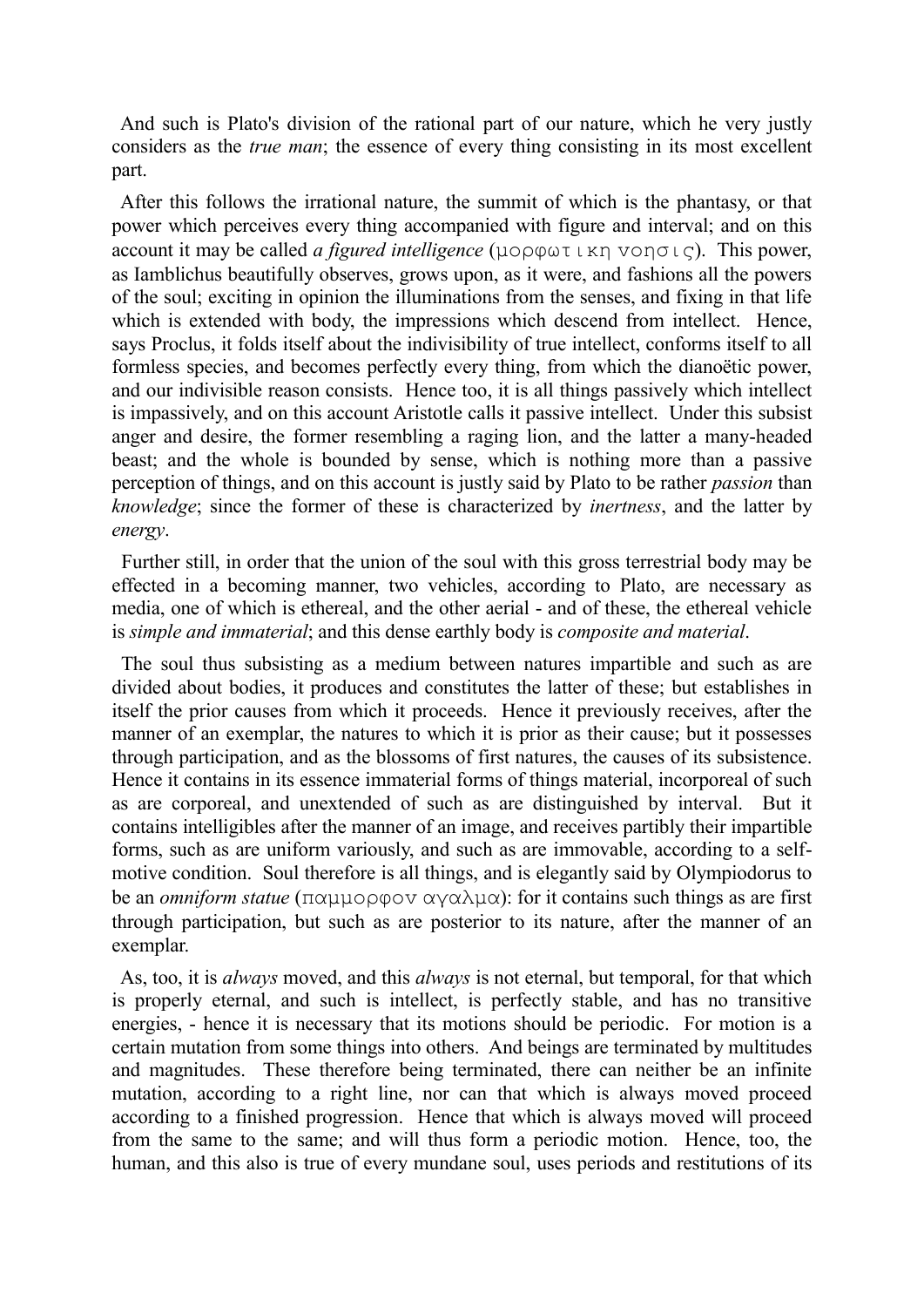And such is Plato's division of the rational part of our nature, which he very justly considers as the *true man*; the essence of every thing consisting in its most excellent part.

After this follows the irrational nature, the summit of which is the phantasy, or that power which perceives every thing accompanied with figure and interval; and on this account it may be called *a figured intelligence* (μορφωτικη νοησις). This power, as Iamblichus beautifully observes, grows upon, as it were, and fashions all the powers of the soul; exciting in opinion the illuminations from the senses, and fixing in that life which is extended with body, the impressions which descend from intellect. Hence, says Proclus, it folds itself about the indivisibility of true intellect, conforms itself to all formless species, and becomes perfectly every thing, from which the dianoëtic power, and our indivisible reason consists. Hence too, it is all things passively which intellect is impassively, and on this account Aristotle calls it passive intellect. Under this subsist anger and desire, the former resembling a raging lion, and the latter a many-headed beast; and the whole is bounded by sense, which is nothing more than a passive perception of things, and on this account is justly said by Plato to be rather *passion* than *knowledge*; since the former of these is characterized by *inertness*, and the latter by *energy*.

Further still, in order that the union of the soul with this gross terrestrial body may be effected in a becoming manner, two vehicles, according to Plato, are necessary as media, one of which is ethereal, and the other aerial - and of these, the ethereal vehicle is *simple and immaterial*; and this dense earthly body is *composite and material*.

The soul thus subsisting as a medium between natures impartible and such as are divided about bodies, it produces and constitutes the latter of these; but establishes in itself the prior causes from which it proceeds. Hence it previously receives, after the manner of an exemplar, the natures to which it is prior as their cause; but it possesses through participation, and as the blossoms of first natures, the causes of its subsistence. Hence it contains in its essence immaterial forms of things material, incorporeal of such as are corporeal, and unextended of such as are distinguished by interval. But it contains intelligibles after the manner of an image, and receives partibly their impartible forms, such as are uniform variously, and such as are immovable, according to a self-motive condition. Soul therefore is all things, and is elegantly said by Olympiodorus to be an *omniform statue* (παμμορφον αγαλμα): for it contains such things as are first through participation, but such as are posterior to its nature, after the manner of an exemplar.

As, too, it is *always* moved, and this *always* is not eternal, but temporal, for that which is properly eternal, and such is intellect, is perfectly stable, and has no transitive energies, - hence it is necessary that its motions should be periodic. For motion is a certain mutation from some things into others. And beings are terminated by multitudes and magnitudes. These therefore being terminated, there can neither be an infinite mutation, according to a right line, nor can that which is always moved proceed according to a finished progression. Hence that which is always moved will proceed from the same to the same; and will thus form a periodic motion. Hence, too, the human, and this also is true of every mundane soul, uses periods and restitutions of its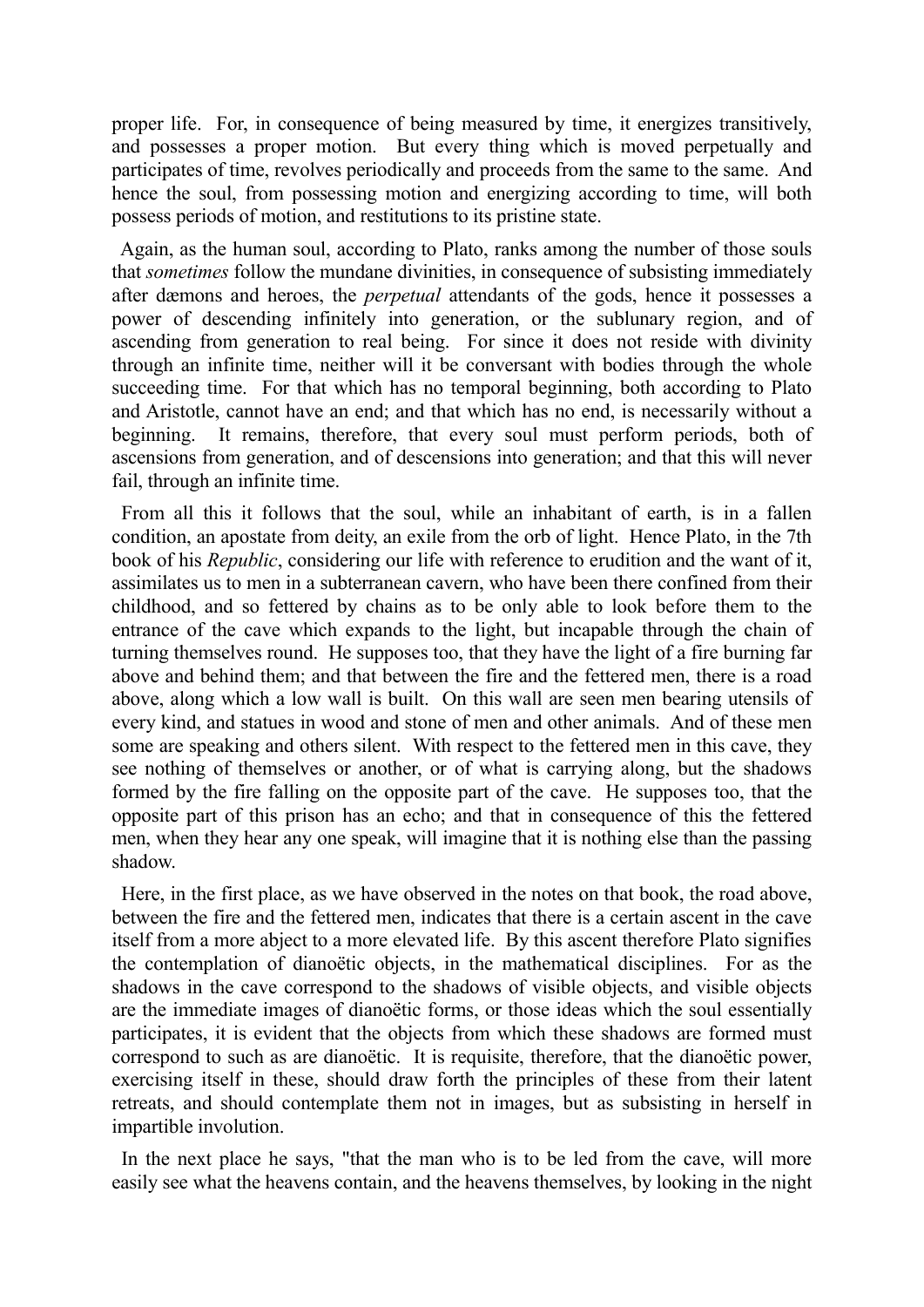proper life. For, in consequence of being measured by time, it energizes transitively, and possesses a proper motion. But every thing which is moved perpetually and participates of time, revolves periodically and proceeds from the same to the same. And hence the soul, from possessing motion and energizing according to time, will both possess periods of motion, and restitutions to its pristine state.

Again, as the human soul, according to Plato, ranks among the number of those souls that *sometimes* follow the mundane divinities, in consequence of subsisting immediately after dæmons and heroes, the *perpetual* attendants of the gods, hence it possesses a power of descending infinitely into generation, or the sublunary region, and of ascending from generation to real being. For since it does not reside with divinity through an infinite time, neither will it be conversant with bodies through the whole succeeding time. For that which has no temporal beginning, both according to Plato and Aristotle, cannot have an end; and that which has no end, is necessarily without a beginning. It remains, therefore, that every soul must perform periods, both of ascensions from generation, and of descensions into generation; and that this will never fail, through an infinite time.

From all this it follows that the soul, while an inhabitant of earth, is in a fallen condition, an apostate from deity, an exile from the orb of light. Hence Plato, in the 7th book of his *Republic*, considering our life with reference to erudition and the want of it, assimilates us to men in a subterranean cavern, who have been there confined from their childhood, and so fettered by chains as to be only able to look before them to the entrance of the cave which expands to the light, but incapable through the chain of turning themselves round. He supposes too, that they have the light of a fire burning far above and behind them; and that between the fire and the fettered men, there is a road above, along which a low wall is built. On this wall are seen men bearing utensils of every kind, and statues in wood and stone of men and other animals. And of these men some are speaking and others silent. With respect to the fettered men in this cave, they see nothing of themselves or another, or of what is carrying along, but the shadows formed by the fire falling on the opposite part of the cave. He supposes too, that the opposite part of this prison has an echo; and that in consequence of this the fettered men, when they hear any one speak, will imagine that it is nothing else than the passing shadow.

Here, in the first place, as we have observed in the notes on that book, the road above, between the fire and the fettered men, indicates that there is a certain ascent in the cave itself from a more abject to a more elevated life. By this ascent therefore Plato signifies the contemplation of dianoëtic objects, in the mathematical disciplines. For as the shadows in the cave correspond to the shadows of visible objects, and visible objects are the immediate images of dianoëtic forms, or those ideas which the soul essentially participates, it is evident that the objects from which these shadows are formed must correspond to such as are dianoëtic. It is requisite, therefore, that the dianoëtic power, exercising itself in these, should draw forth the principles of these from their latent retreats, and should contemplate them not in images, but as subsisting in herself in impartible involution.

In the next place he says, "that the man who is to be led from the cave, will more easily see what the heavens contain, and the heavens themselves, by looking in the night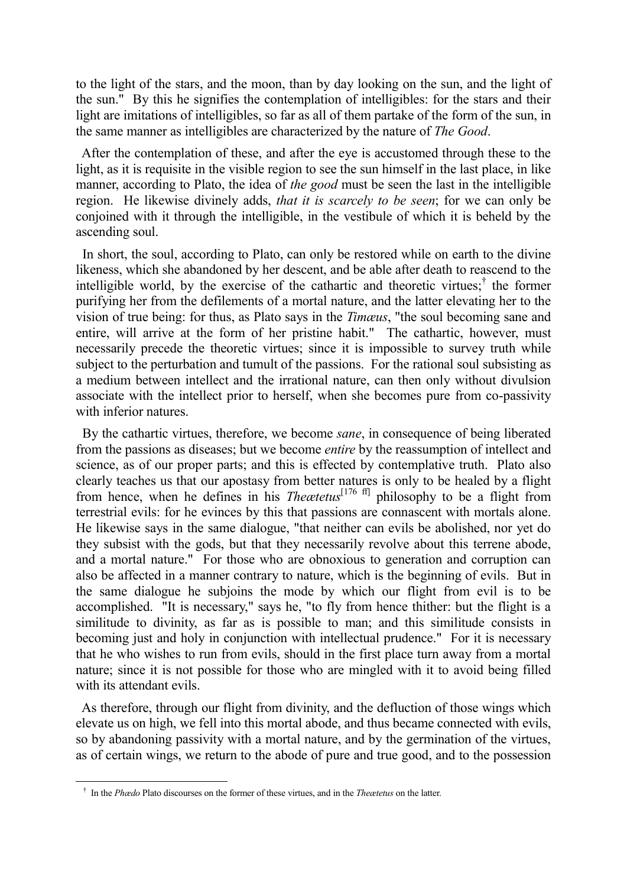to the light of the stars, and the moon, than by day looking on the sun, and the light of the sun." By this he signifies the contemplation of intelligibles: for the stars and their light are imitations of intelligibles, so far as all of them partake of the form of the sun, in the same manner as intelligibles are characterized by the nature of *The Good*.

After the contemplation of these, and after the eye is accustomed through these to the light, as it is requisite in the visible region to see the sun himself in the last place, in like manner, according to Plato, the idea of *the good* must be seen the last in the intelligible region. He likewise divinely adds, *that it is scarcely to be seen*; for we can only be conjoined with it through the intelligible, in the vestibule of which it is beheld by the ascending soul.

In short, the soul, according to Plato, can only be restored while on earth to the divine likeness, which she abandoned by her descent, and be able after death to reascend to the intelligible world, by the exercise of the cathartic and theoretic virtues;[†] the former purifying her from the defilements of a mortal nature, and the latter elevating her to the vision of true being: for thus, as Plato says in the *Timæus*, "the soul becoming sane and entire, will arrive at the form of her pristine habit." The cathartic, however, must necessarily precede the theoretic virtues; since it is impossible to survey truth while subject to the perturbation and tumult of the passions. For the rational soul subsisting as a medium between intellect and the irrational nature, can then only without divulsion associate with the intellect prior to herself, when she becomes pure from co-passivity with inferior natures.

By the cathartic virtues, therefore, we become *sane*, in consequence of being liberated from the passions as diseases; but we become *entire* by the reassumption of intellect and science, as of our proper parts; and this is effected by contemplative truth. Plato also clearly teaches us that our apostasy from better natures is only to be healed by a flight from hence, when he defines in his *Theætetus*[176 ff] philosophy to be a flight from terrestrial evils: for he evinces by this that passions are connascent with mortals alone. He likewise says in the same dialogue, "that neither can evils be abolished, nor yet do they subsist with the gods, but that they necessarily revolve about this terrene abode, and a mortal nature." For those who are obnoxious to generation and corruption can also be affected in a manner contrary to nature, which is the beginning of evils. But in the same dialogue he subjoins the mode by which our flight from evil is to be accomplished. "It is necessary," says he, "to fly from hence thither: but the flight is a similitude to divinity, as far as is possible to man; and this similitude consists in becoming just and holy in conjunction with intellectual prudence." For it is necessary that he who wishes to run from evils, should in the first place turn away from a mortal nature; since it is not possible for those who are mingled with it to avoid being filled with its attendant evils.

As therefore, through our flight from divinity, and the defluction of those wings which elevate us on high, we fell into this mortal abode, and thus became connected with evils, so by abandoning passivity with a mortal nature, and by the germination of the virtues, as of certain wings, we return to the abode of pure and true good, and to the possession

---

[†] In the *Phædo* Plato discourses on the former of these virtues, and in the *Theætetus* on the latter.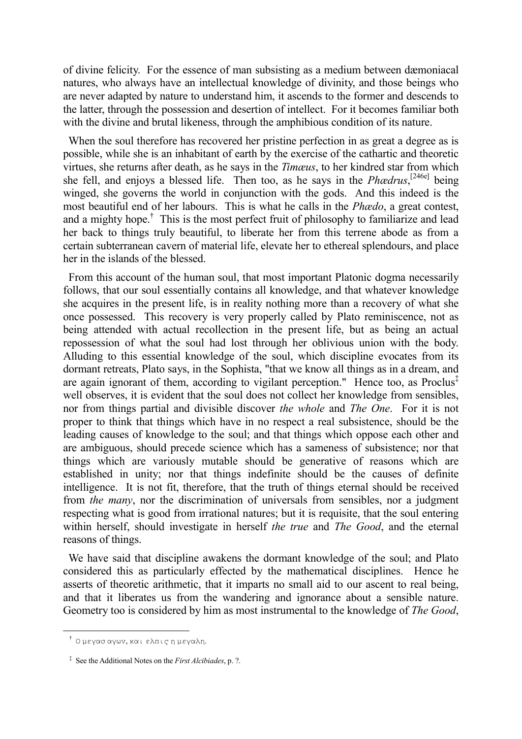of divine felicity. For the essence of man subsisting as a medium between dæmoniacal natures, who always have an intellectual knowledge of divinity, and those beings who are never adapted by nature to understand him, it ascends to the former and descends to the latter, through the possession and desertion of intellect. For it becomes familiar both with the divine and brutal likeness, through the amphibious condition of its nature.

When the soul therefore has recovered her pristine perfection in as great a degree as is possible, while she is an inhabitant of earth by the exercise of the cathartic and theoretic virtues, she returns after death, as he says in the *Timæus*, to her kindred star from which she fell, and enjoys a blessed life. Then too, as he says in the *Phædrus*,[246e] being winged, she governs the world in conjunction with the gods. And this indeed is the most beautiful end of her labours. This is what he calls in the *Phædo*, a great contest, and a mighty hope.[†] This is the most perfect fruit of philosophy to familiarize and lead her back to things truly beautiful, to liberate her from this terrene abode as from a certain subterranean cavern of material life, elevate her to ethereal splendours, and place her in the islands of the blessed.

From this account of the human soul, that most important Platonic dogma necessarily follows, that our soul essentially contains all knowledge, and that whatever knowledge she acquires in the present life, is in reality nothing more than a recovery of what she once possessed. This recovery is very properly called by Plato reminiscence, not as being attended with actual recollection in the present life, but as being an actual repossession of what the soul had lost through her oblivious union with the body. Alluding to this essential knowledge of the soul, which discipline evocates from its dormant retreats, Plato says, in the Sophista, "that we know all things as in a dream, and are again ignorant of them, according to vigilant perception." Hence too, as Proclus[‡] well observes, it is evident that the soul does not collect her knowledge from sensibles, nor from things partial and divisible discover *the whole* and *The One*. For it is not proper to think that things which have in no respect a real subsistence, should be the leading causes of knowledge to the soul; and that things which oppose each other and are ambiguous, should precede science which has a sameness of subsistence; nor that things which are variously mutable should be generative of reasons which are established in unity; nor that things indefinite should be the causes of definite intelligence. It is not fit, therefore, that the truth of things eternal should be received from *the many*, nor the discrimination of universals from sensibles, nor a judgment respecting what is good from irrational natures; but it is requisite, that the soul entering within herself, should investigate in herself *the true* and *The Good*, and the eternal reasons of things.

We have said that discipline awakens the dormant knowledge of the soul; and Plato considered this as particularly effected by the mathematical disciplines. Hence he asserts of theoretic arithmetic, that it imparts no small aid to our ascent to real being, and that it liberates us from the wandering and ignorance about a sensible nature. Geometry too is considered by him as most instrumental to the knowledge of *The Good*,

---

[†] Ο μεγας αγων, και ελπις η μεγαλη.

[‡] See the Additional Notes on the *First Alcibiades*, p. ?.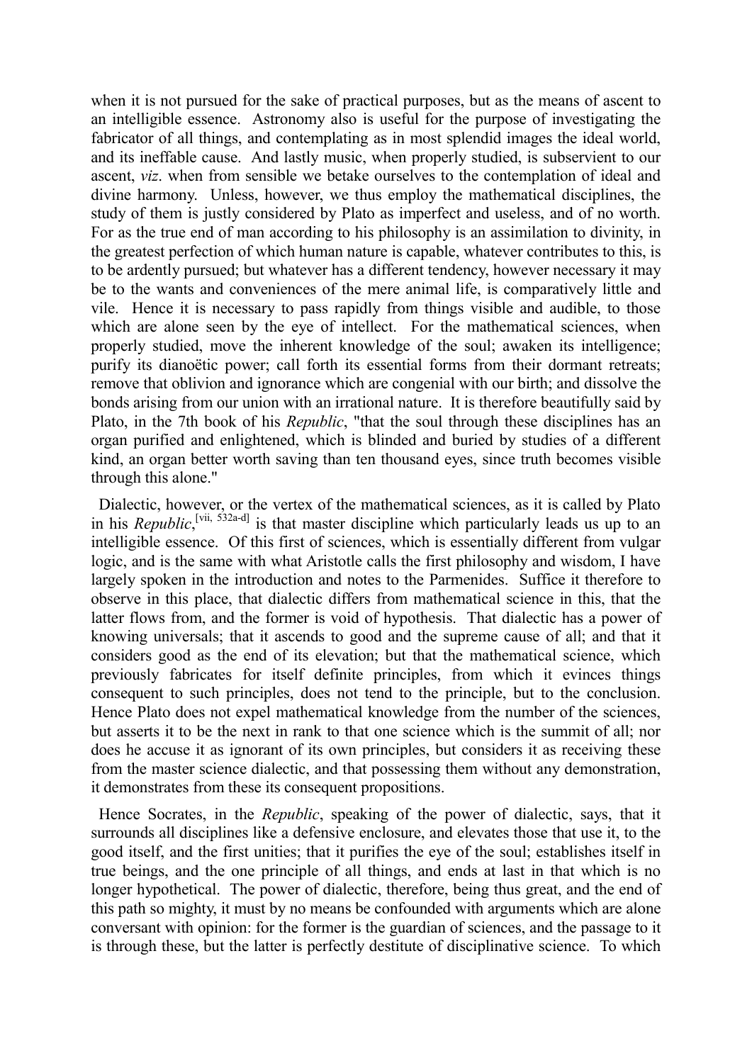when it is not pursued for the sake of practical purposes, but as the means of ascent to an intelligible essence. Astronomy also is useful for the purpose of investigating the fabricator of all things, and contemplating as in most splendid images the ideal world, and its ineffable cause. And lastly music, when properly studied, is subservient to our ascent, *viz*. when from sensible we betake ourselves to the contemplation of ideal and divine harmony. Unless, however, we thus employ the mathematical disciplines, the study of them is justly considered by Plato as imperfect and useless, and of no worth. For as the true end of man according to his philosophy is an assimilation to divinity, in the greatest perfection of which human nature is capable, whatever contributes to this, is to be ardently pursued; but whatever has a different tendency, however necessary it may be to the wants and conveniences of the mere animal life, is comparatively little and vile. Hence it is necessary to pass rapidly from things visible and audible, to those which are alone seen by the eye of intellect. For the mathematical sciences, when properly studied, move the inherent knowledge of the soul; awaken its intelligence; purify its dianoëtic power; call forth its essential forms from their dormant retreats; remove that oblivion and ignorance which are congenial with our birth; and dissolve the bonds arising from our union with an irrational nature. It is therefore beautifully said by Plato, in the 7th book of his *Republic*, "that the soul through these disciplines has an organ purified and enlightened, which is blinded and buried by studies of a different kind, an organ better worth saving than ten thousand eyes, since truth becomes visible through this alone."

Dialectic, however, or the vertex of the mathematical sciences, as it is called by Plato in his *Republic*,[vii, 532a-d] is that master discipline which particularly leads us up to an intelligible essence. Of this first of sciences, which is essentially different from vulgar logic, and is the same with what Aristotle calls the first philosophy and wisdom, I have largely spoken in the introduction and notes to the Parmenides. Suffice it therefore to observe in this place, that dialectic differs from mathematical science in this, that the latter flows from, and the former is void of hypothesis. That dialectic has a power of knowing universals; that it ascends to good and the supreme cause of all; and that it considers good as the end of its elevation; but that the mathematical science, which previously fabricates for itself definite principles, from which it evinces things consequent to such principles, does not tend to the principle, but to the conclusion. Hence Plato does not expel mathematical knowledge from the number of the sciences, but asserts it to be the next in rank to that one science which is the summit of all; nor does he accuse it as ignorant of its own principles, but considers it as receiving these from the master science dialectic, and that possessing them without any demonstration, it demonstrates from these its consequent propositions.

Hence Socrates, in the *Republic*, speaking of the power of dialectic, says, that it surrounds all disciplines like a defensive enclosure, and elevates those that use it, to the good itself, and the first unities; that it purifies the eye of the soul; establishes itself in true beings, and the one principle of all things, and ends at last in that which is no longer hypothetical. The power of dialectic, therefore, being thus great, and the end of this path so mighty, it must by no means be confounded with arguments which are alone conversant with opinion: for the former is the guardian of sciences, and the passage to it is through these, but the latter is perfectly destitute of disciplinative science. To which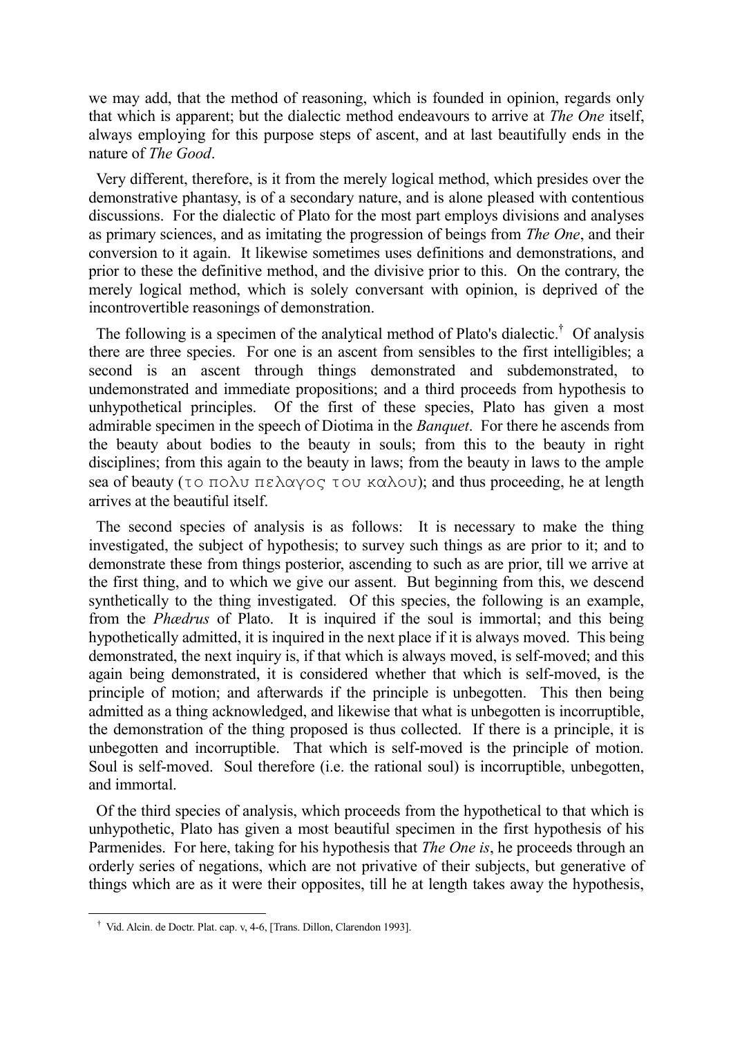we may add, that the method of reasoning, which is founded in opinion, regards only that which is apparent; but the dialectic method endeavours to arrive at *The One* itself, always employing for this purpose steps of ascent, and at last beautifully ends in the nature of *The Good*.

Very different, therefore, is it from the merely logical method, which presides over the demonstrative phantasy, is of a secondary nature, and is alone pleased with contentious discussions. For the dialectic of Plato for the most part employs divisions and analyses as primary sciences, and as imitating the progression of beings from *The One*, and their conversion to it again. It likewise sometimes uses definitions and demonstrations, and prior to these the definitive method, and the divisive prior to this. On the contrary, the merely logical method, which is solely conversant with opinion, is deprived of the incontrovertible reasonings of demonstration.

The following is a specimen of the analytical method of Plato's dialectic.† Of analysis there are three species. For one is an ascent from sensibles to the first intelligibles; a second is an ascent through things demonstrated and subdemonstrated, to undemonstrated and immediate propositions; and a third proceeds from hypothesis to unhypothetical principles. Of the first of these species, Plato has given a most admirable specimen in the speech of Diotima in the *Banquet*. For there he ascends from the beauty about bodies to the beauty in souls; from this to the beauty in right disciplines; from this again to the beauty in laws; from the beauty in laws to the ample sea of beauty (το πολυ πελαγος του καλου); and thus proceeding, he at length arrives at the beautiful itself.

The second species of analysis is as follows: It is necessary to make the thing investigated, the subject of hypothesis; to survey such things as are prior to it; and to demonstrate these from things posterior, ascending to such as are prior, till we arrive at the first thing, and to which we give our assent. But beginning from this, we descend synthetically to the thing investigated. Of this species, the following is an example, from the *Phædrus* of Plato. It is inquired if the soul is immortal; and this being hypothetically admitted, it is inquired in the next place if it is always moved. This being demonstrated, the next inquiry is, if that which is always moved, is self-moved; and this again being demonstrated, it is considered whether that which is self-moved, is the principle of motion; and afterwards if the principle is unbegotten. This then being admitted as a thing acknowledged, and likewise that what is unbegotten is incorruptible, the demonstration of the thing proposed is thus collected. If there is a principle, it is unbegotten and incorruptible. That which is self-moved is the principle of motion. Soul is self-moved. Soul therefore (i.e. the rational soul) is incorruptible, unbegotten, and immortal.

Of the third species of analysis, which proceeds from the hypothetical to that which is unhypothetic, Plato has given a most beautiful specimen in the first hypothesis of his Parmenides. For here, taking for his hypothesis that *The One is*, he proceeds through an orderly series of negations, which are not privative of their subjects, but generative of things which are as it were their opposites, till he at length takes away the hypothesis,

† Vid. Alcin. de Doctr. Plat. cap. v, 4-6, [Trans. Dillon, Clarendon 1993].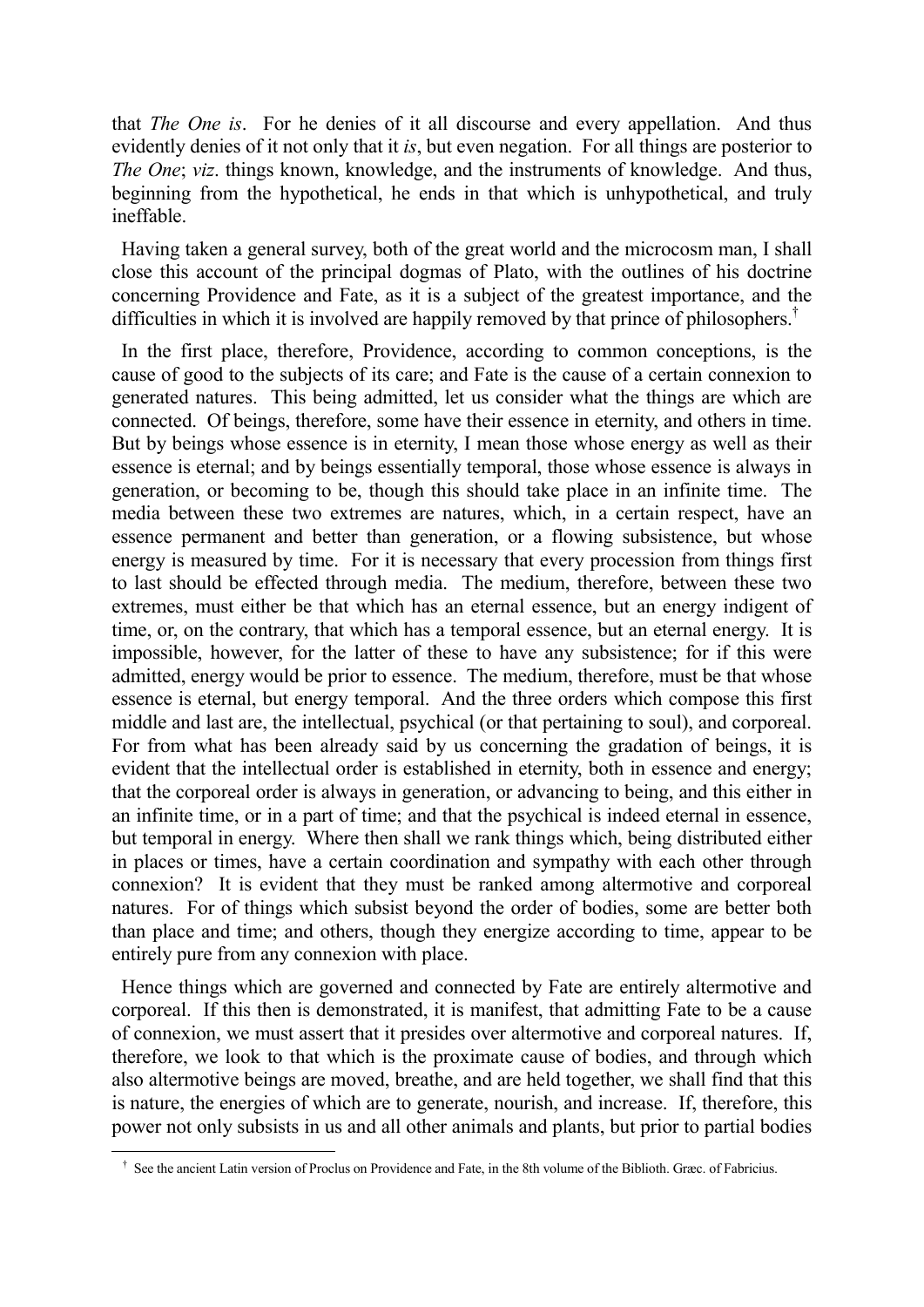that *The One is*. For he denies of it all discourse and every appellation. And thus evidently denies of it not only that it *is*, but even negation. For all things are posterior to *The One*; *viz*. things known, knowledge, and the instruments of knowledge. And thus, beginning from the hypothetical, he ends in that which is unhypothetical, and truly ineffable.

Having taken a general survey, both of the great world and the microcosm man, I shall close this account of the principal dogmas of Plato, with the outlines of his doctrine concerning Providence and Fate, as it is a subject of the greatest importance, and the difficulties in which it is involved are happily removed by that prince of philosophers.[†]

In the first place, therefore, Providence, according to common conceptions, is the cause of good to the subjects of its care; and Fate is the cause of a certain connexion to generated natures. This being admitted, let us consider what the things are which are connected. Of beings, therefore, some have their essence in eternity, and others in time. But by beings whose essence is in eternity, I mean those whose energy as well as their essence is eternal; and by beings essentially temporal, those whose essence is always in generation, or becoming to be, though this should take place in an infinite time. The media between these two extremes are natures, which, in a certain respect, have an essence permanent and better than generation, or a flowing subsistence, but whose energy is measured by time. For it is necessary that every procession from things first to last should be effected through media. The medium, therefore, between these two extremes, must either be that which has an eternal essence, but an energy indigent of time, or, on the contrary, that which has a temporal essence, but an eternal energy. It is impossible, however, for the latter of these to have any subsistence; for if this were admitted, energy would be prior to essence. The medium, therefore, must be that whose essence is eternal, but energy temporal. And the three orders which compose this first middle and last are, the intellectual, psychical (or that pertaining to soul), and corporeal. For from what has been already said by us concerning the gradation of beings, it is evident that the intellectual order is established in eternity, both in essence and energy; that the corporeal order is always in generation, or advancing to being, and this either in an infinite time, or in a part of time; and that the psychical is indeed eternal in essence, but temporal in energy. Where then shall we rank things which, being distributed either in places or times, have a certain coordination and sympathy with each other through connexion? It is evident that they must be ranked among altermotive and corporeal natures. For of things which subsist beyond the order of bodies, some are better both than place and time; and others, though they energize according to time, appear to be entirely pure from any connexion with place.

Hence things which are governed and connected by Fate are entirely altermotive and corporeal. If this then is demonstrated, it is manifest, that admitting Fate to be a cause of connexion, we must assert that it presides over altermotive and corporeal natures. If, therefore, we look to that which is the proximate cause of bodies, and through which also altermotive beings are moved, breathe, and are held together, we shall find that this is nature, the energies of which are to generate, nourish, and increase. If, therefore, this power not only subsists in us and all other animals and plants, but prior to partial bodies

[†] See the ancient Latin version of Proclus on Providence and Fate, in the 8th volume of the Biblioth. Græc. of Fabricius.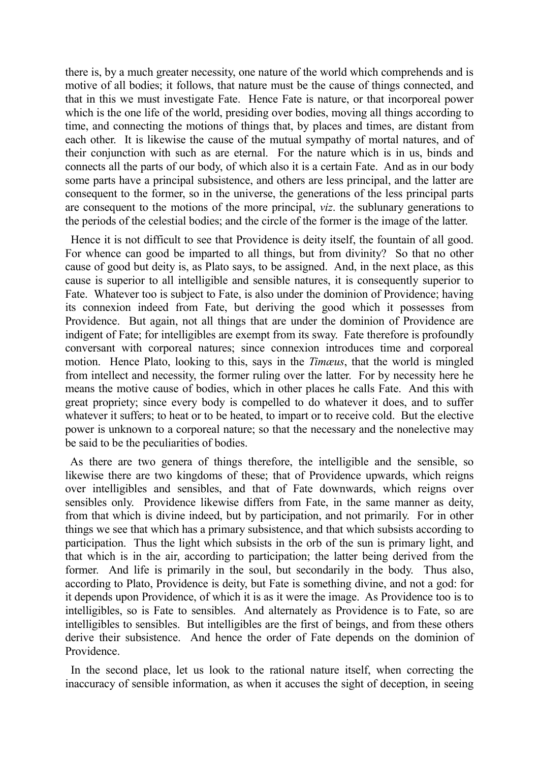there is, by a much greater necessity, one nature of the world which comprehends and is motive of all bodies; it follows, that nature must be the cause of things connected, and that in this we must investigate Fate. Hence Fate is nature, or that incorporeal power which is the one life of the world, presiding over bodies, moving all things according to time, and connecting the motions of things that, by places and times, are distant from each other. It is likewise the cause of the mutual sympathy of mortal natures, and of their conjunction with such as are eternal. For the nature which is in us, binds and connects all the parts of our body, of which also it is a certain Fate. And as in our body some parts have a principal subsistence, and others are less principal, and the latter are consequent to the former, so in the universe, the generations of the less principal parts are consequent to the motions of the more principal, *viz*. the sublunary generations to the periods of the celestial bodies; and the circle of the former is the image of the latter.

Hence it is not difficult to see that Providence is deity itself, the fountain of all good. For whence can good be imparted to all things, but from divinity? So that no other cause of good but deity is, as Plato says, to be assigned. And, in the next place, as this cause is superior to all intelligible and sensible natures, it is consequently superior to Fate. Whatever too is subject to Fate, is also under the dominion of Providence; having its connexion indeed from Fate, but deriving the good which it possesses from Providence. But again, not all things that are under the dominion of Providence are indigent of Fate; for intelligibles are exempt from its sway. Fate therefore is profoundly conversant with corporeal natures; since connexion introduces time and corporeal motion. Hence Plato, looking to this, says in the *Timæus*, that the world is mingled from intellect and necessity, the former ruling over the latter. For by necessity here he means the motive cause of bodies, which in other places he calls Fate. And this with great propriety; since every body is compelled to do whatever it does, and to suffer whatever it suffers; to heat or to be heated, to impart or to receive cold. But the elective power is unknown to a corporeal nature; so that the necessary and the nonelective may be said to be the peculiarities of bodies.

As there are two genera of things therefore, the intelligible and the sensible, so likewise there are two kingdoms of these; that of Providence upwards, which reigns over intelligibles and sensibles, and that of Fate downwards, which reigns over sensibles only. Providence likewise differs from Fate, in the same manner as deity, from that which is divine indeed, but by participation, and not primarily. For in other things we see that which has a primary subsistence, and that which subsists according to participation. Thus the light which subsists in the orb of the sun is primary light, and that which is in the air, according to participation; the latter being derived from the former. And life is primarily in the soul, but secondarily in the body. Thus also, according to Plato, Providence is deity, but Fate is something divine, and not a god: for it depends upon Providence, of which it is as it were the image. As Providence too is to intelligibles, so is Fate to sensibles. And alternately as Providence is to Fate, so are intelligibles to sensibles. But intelligibles are the first of beings, and from these others derive their subsistence. And hence the order of Fate depends on the dominion of Providence.

In the second place, let us look to the rational nature itself, when correcting the inaccuracy of sensible information, as when it accuses the sight of deception, in seeing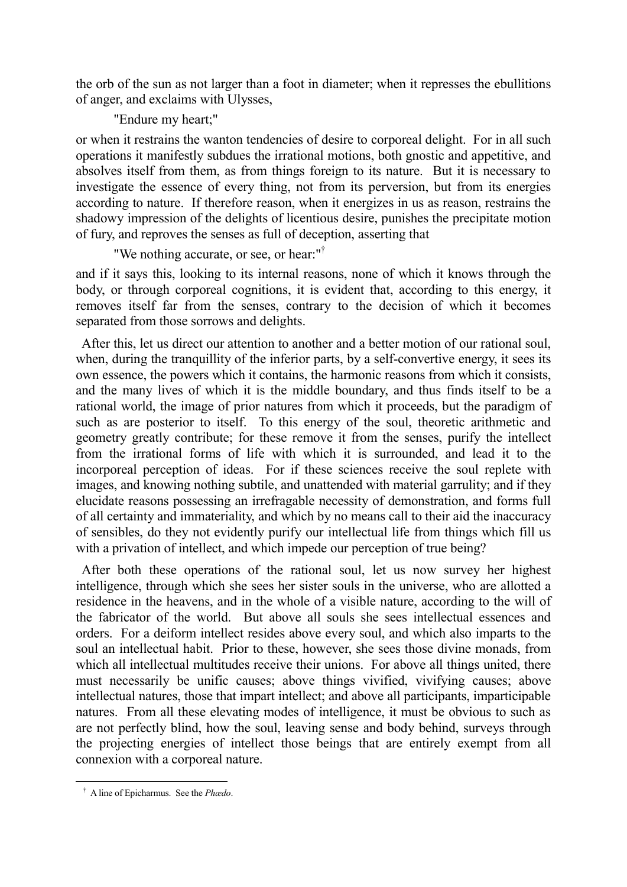the orb of the sun as not larger than a foot in diameter; when it represses the ebullitions of anger, and exclaims with Ulysses,

> "Endure my heart;"

or when it restrains the wanton tendencies of desire to corporeal delight. For in all such operations it manifestly subdues the irrational motions, both gnostic and appetitive, and absolves itself from them, as from things foreign to its nature. But it is necessary to investigate the essence of every thing, not from its perversion, but from its energies according to nature. If therefore reason, when it energizes in us as reason, restrains the shadowy impression of the delights of licentious desire, punishes the precipitate motion of fury, and reproves the senses as full of deception, asserting that

> "We nothing accurate, or see, or hear:"[†]

and if it says this, looking to its internal reasons, none of which it knows through the body, or through corporeal cognitions, it is evident that, according to this energy, it removes itself far from the senses, contrary to the decision of which it becomes separated from those sorrows and delights.

After this, let us direct our attention to another and a better motion of our rational soul, when, during the tranquillity of the inferior parts, by a self-convertive energy, it sees its own essence, the powers which it contains, the harmonic reasons from which it consists, and the many lives of which it is the middle boundary, and thus finds itself to be a rational world, the image of prior natures from which it proceeds, but the paradigm of such as are posterior to itself. To this energy of the soul, theoretic arithmetic and geometry greatly contribute; for these remove it from the senses, purify the intellect from the irrational forms of life with which it is surrounded, and lead it to the incorporeal perception of ideas. For if these sciences receive the soul replete with images, and knowing nothing subtile, and unattended with material garrulity; and if they elucidate reasons possessing an irrefragable necessity of demonstration, and forms full of all certainty and immateriality, and which by no means call to their aid the inaccuracy of sensibles, do they not evidently purify our intellectual life from things which fill us with a privation of intellect, and which impede our perception of true being?

After both these operations of the rational soul, let us now survey her highest intelligence, through which she sees her sister souls in the universe, who are allotted a residence in the heavens, and in the whole of a visible nature, according to the will of the fabricator of the world. But above all souls she sees intellectual essences and orders. For a deiform intellect resides above every soul, and which also imparts to the soul an intellectual habit. Prior to these, however, she sees those divine monads, from which all intellectual multitudes receive their unions. For above all things united, there must necessarily be unific causes; above things vivified, vivifying causes; above intellectual natures, those that impart intellect; and above all participants, imparticipable natures. From all these elevating modes of intelligence, it must be obvious to such as are not perfectly blind, how the soul, leaving sense and body behind, surveys through the projecting energies of intellect those beings that are entirely exempt from all connexion with a corporeal nature.

---

[†] A line of Epicharmus. See the *Phædo*.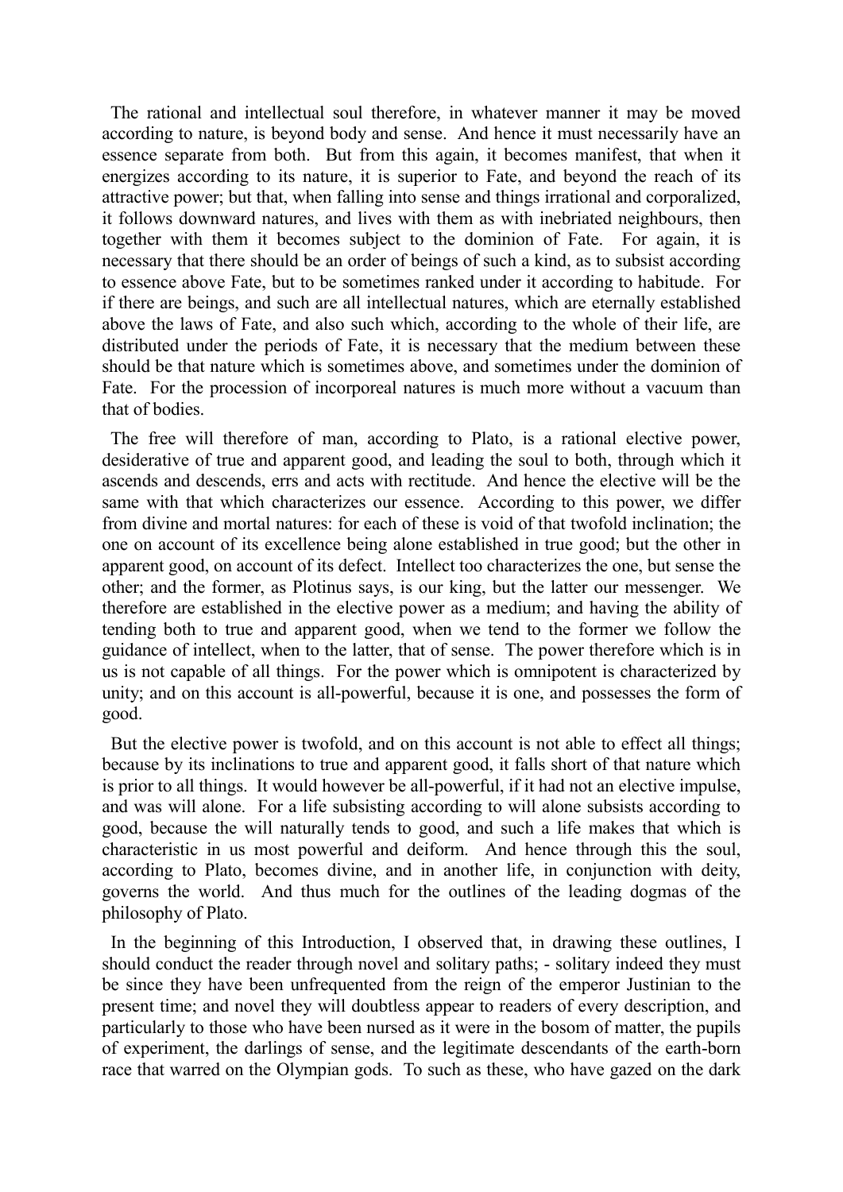The rational and intellectual soul therefore, in whatever manner it may be moved according to nature, is beyond body and sense. And hence it must necessarily have an essence separate from both. But from this again, it becomes manifest, that when it energizes according to its nature, it is superior to Fate, and beyond the reach of its attractive power; but that, when falling into sense and things irrational and corporalized, it follows downward natures, and lives with them as with inebriated neighbours, then together with them it becomes subject to the dominion of Fate. For again, it is necessary that there should be an order of beings of such a kind, as to subsist according to essence above Fate, but to be sometimes ranked under it according to habitude. For if there are beings, and such are all intellectual natures, which are eternally established above the laws of Fate, and also such which, according to the whole of their life, are distributed under the periods of Fate, it is necessary that the medium between these should be that nature which is sometimes above, and sometimes under the dominion of Fate. For the procession of incorporeal natures is much more without a vacuum than that of bodies.

The free will therefore of man, according to Plato, is a rational elective power, desiderative of true and apparent good, and leading the soul to both, through which it ascends and descends, errs and acts with rectitude. And hence the elective will be the same with that which characterizes our essence. According to this power, we differ from divine and mortal natures: for each of these is void of that twofold inclination; the one on account of its excellence being alone established in true good; but the other in apparent good, on account of its defect. Intellect too characterizes the one, but sense the other; and the former, as Plotinus says, is our king, but the latter our messenger. We therefore are established in the elective power as a medium; and having the ability of tending both to true and apparent good, when we tend to the former we follow the guidance of intellect, when to the latter, that of sense. The power therefore which is in us is not capable of all things. For the power which is omnipotent is characterized by unity; and on this account is all-powerful, because it is one, and possesses the form of good.

But the elective power is twofold, and on this account is not able to effect all things; because by its inclinations to true and apparent good, it falls short of that nature which is prior to all things. It would however be all-powerful, if it had not an elective impulse, and was will alone. For a life subsisting according to will alone subsists according to good, because the will naturally tends to good, and such a life makes that which is characteristic in us most powerful and deiform. And hence through this the soul, according to Plato, becomes divine, and in another life, in conjunction with deity, governs the world. And thus much for the outlines of the leading dogmas of the philosophy of Plato.

In the beginning of this Introduction, I observed that, in drawing these outlines, I should conduct the reader through novel and solitary paths; - solitary indeed they must be since they have been unfrequented from the reign of the emperor Justinian to the present time; and novel they will doubtless appear to readers of every description, and particularly to those who have been nursed as it were in the bosom of matter, the pupils of experiment, the darlings of sense, and the legitimate descendants of the earth-born race that warred on the Olympian gods. To such as these, who have gazed on the dark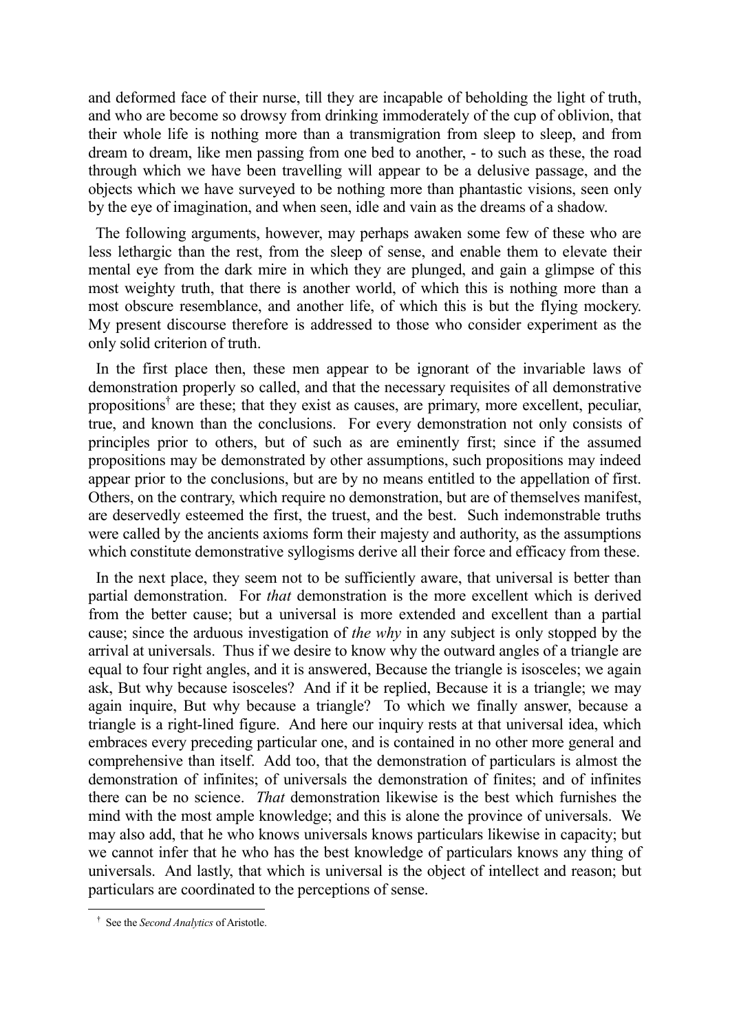and deformed face of their nurse, till they are incapable of beholding the light of truth, and who are become so drowsy from drinking immoderately of the cup of oblivion, that their whole life is nothing more than a transmigration from sleep to sleep, and from dream to dream, like men passing from one bed to another, - to such as these, the road through which we have been travelling will appear to be a delusive passage, and the objects which we have surveyed to be nothing more than phantastic visions, seen only by the eye of imagination, and when seen, idle and vain as the dreams of a shadow.

The following arguments, however, may perhaps awaken some few of these who are less lethargic than the rest, from the sleep of sense, and enable them to elevate their mental eye from the dark mire in which they are plunged, and gain a glimpse of this most weighty truth, that there is another world, of which this is nothing more than a most obscure resemblance, and another life, of which this is but the flying mockery. My present discourse therefore is addressed to those who consider experiment as the only solid criterion of truth.

In the first place then, these men appear to be ignorant of the invariable laws of demonstration properly so called, and that the necessary requisites of all demonstrative propositions[†] are these; that they exist as causes, are primary, more excellent, peculiar, true, and known than the conclusions. For every demonstration not only consists of principles prior to others, but of such as are eminently first; since if the assumed propositions may be demonstrated by other assumptions, such propositions may indeed appear prior to the conclusions, but are by no means entitled to the appellation of first. Others, on the contrary, which require no demonstration, but are of themselves manifest, are deservedly esteemed the first, the truest, and the best. Such indemonstrable truths were called by the ancients axioms form their majesty and authority, as the assumptions which constitute demonstrative syllogisms derive all their force and efficacy from these.

In the next place, they seem not to be sufficiently aware, that universal is better than partial demonstration. For *that* demonstration is the more excellent which is derived from the better cause; but a universal is more extended and excellent than a partial cause; since the arduous investigation of *the why* in any subject is only stopped by the arrival at universals. Thus if we desire to know why the outward angles of a triangle are equal to four right angles, and it is answered, Because the triangle is isosceles; we again ask, But why because isosceles? And if it be replied, Because it is a triangle; we may again inquire, But why because a triangle? To which we finally answer, because a triangle is a right-lined figure. And here our inquiry rests at that universal idea, which embraces every preceding particular one, and is contained in no other more general and comprehensive than itself. Add too, that the demonstration of particulars is almost the demonstration of infinites; of universals the demonstration of finites; and of infinites there can be no science. *That* demonstration likewise is the best which furnishes the mind with the most ample knowledge; and this is alone the province of universals. We may also add, that he who knows universals knows particulars likewise in capacity; but we cannot infer that he who has the best knowledge of particulars knows any thing of universals. And lastly, that which is universal is the object of intellect and reason; but particulars are coordinated to the perceptions of sense.

[†] See the *Second Analytics* of Aristotle.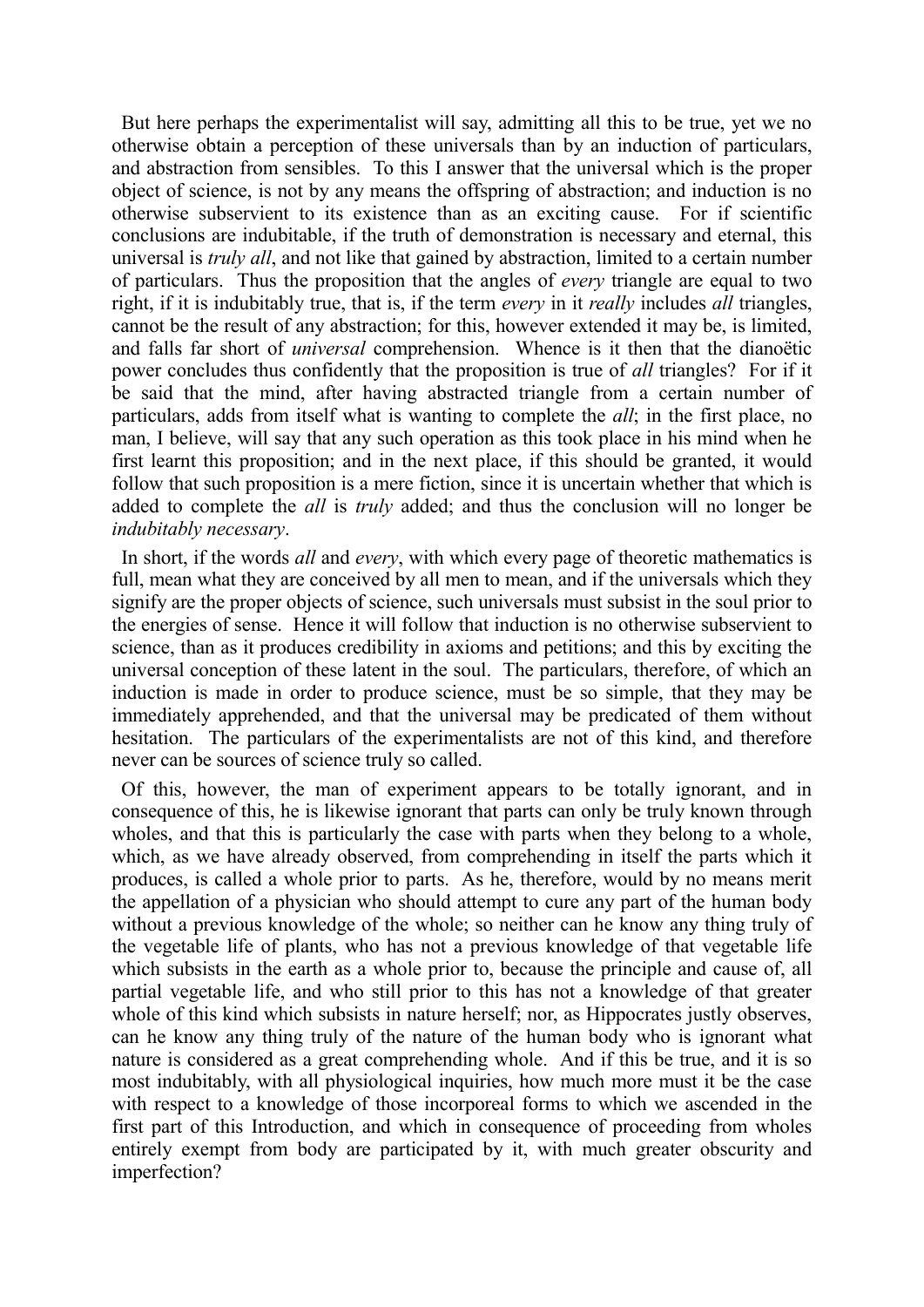But here perhaps the experimentalist will say, admitting all this to be true, yet we no otherwise obtain a perception of these universals than by an induction of particulars, and abstraction from sensibles. To this I answer that the universal which is the proper object of science, is not by any means the offspring of abstraction; and induction is no otherwise subservient to its existence than as an exciting cause. For if scientific conclusions are indubitable, if the truth of demonstration is necessary and eternal, this universal is *truly all*, and not like that gained by abstraction, limited to a certain number of particulars. Thus the proposition that the angles of *every* triangle are equal to two right, if it is indubitably true, that is, if the term *every* in it *really* includes *all* triangles, cannot be the result of any abstraction; for this, however extended it may be, is limited, and falls far short of *universal* comprehension. Whence is it then that the dianoëtic power concludes thus confidently that the proposition is true of *all* triangles? For if it be said that the mind, after having abstracted triangle from a certain number of particulars, adds from itself what is wanting to complete the *all*; in the first place, no man, I believe, will say that any such operation as this took place in his mind when he first learnt this proposition; and in the next place, if this should be granted, it would follow that such proposition is a mere fiction, since it is uncertain whether that which is added to complete the *all* is *truly* added; and thus the conclusion will no longer be *indubitably necessary*.

In short, if the words *all* and *every*, with which every page of theoretic mathematics is full, mean what they are conceived by all men to mean, and if the universals which they signify are the proper objects of science, such universals must subsist in the soul prior to the energies of sense. Hence it will follow that induction is no otherwise subservient to science, than as it produces credibility in axioms and petitions; and this by exciting the universal conception of these latent in the soul. The particulars, therefore, of which an induction is made in order to produce science, must be so simple, that they may be immediately apprehended, and that the universal may be predicated of them without hesitation. The particulars of the experimentalists are not of this kind, and therefore never can be sources of science truly so called.

Of this, however, the man of experiment appears to be totally ignorant, and in consequence of this, he is likewise ignorant that parts can only be truly known through wholes, and that this is particularly the case with parts when they belong to a whole, which, as we have already observed, from comprehending in itself the parts which it produces, is called a whole prior to parts. As he, therefore, would by no means merit the appellation of a physician who should attempt to cure any part of the human body without a previous knowledge of the whole; so neither can he know any thing truly of the vegetable life of plants, who has not a previous knowledge of that vegetable life which subsists in the earth as a whole prior to, because the principle and cause of, all partial vegetable life, and who still prior to this has not a knowledge of that greater whole of this kind which subsists in nature herself; nor, as Hippocrates justly observes, can he know any thing truly of the nature of the human body who is ignorant what nature is considered as a great comprehending whole. And if this be true, and it is so most indubitably, with all physiological inquiries, how much more must it be the case with respect to a knowledge of those incorporeal forms to which we ascended in the first part of this Introduction, and which in consequence of proceeding from wholes entirely exempt from body are participated by it, with much greater obscurity and imperfection?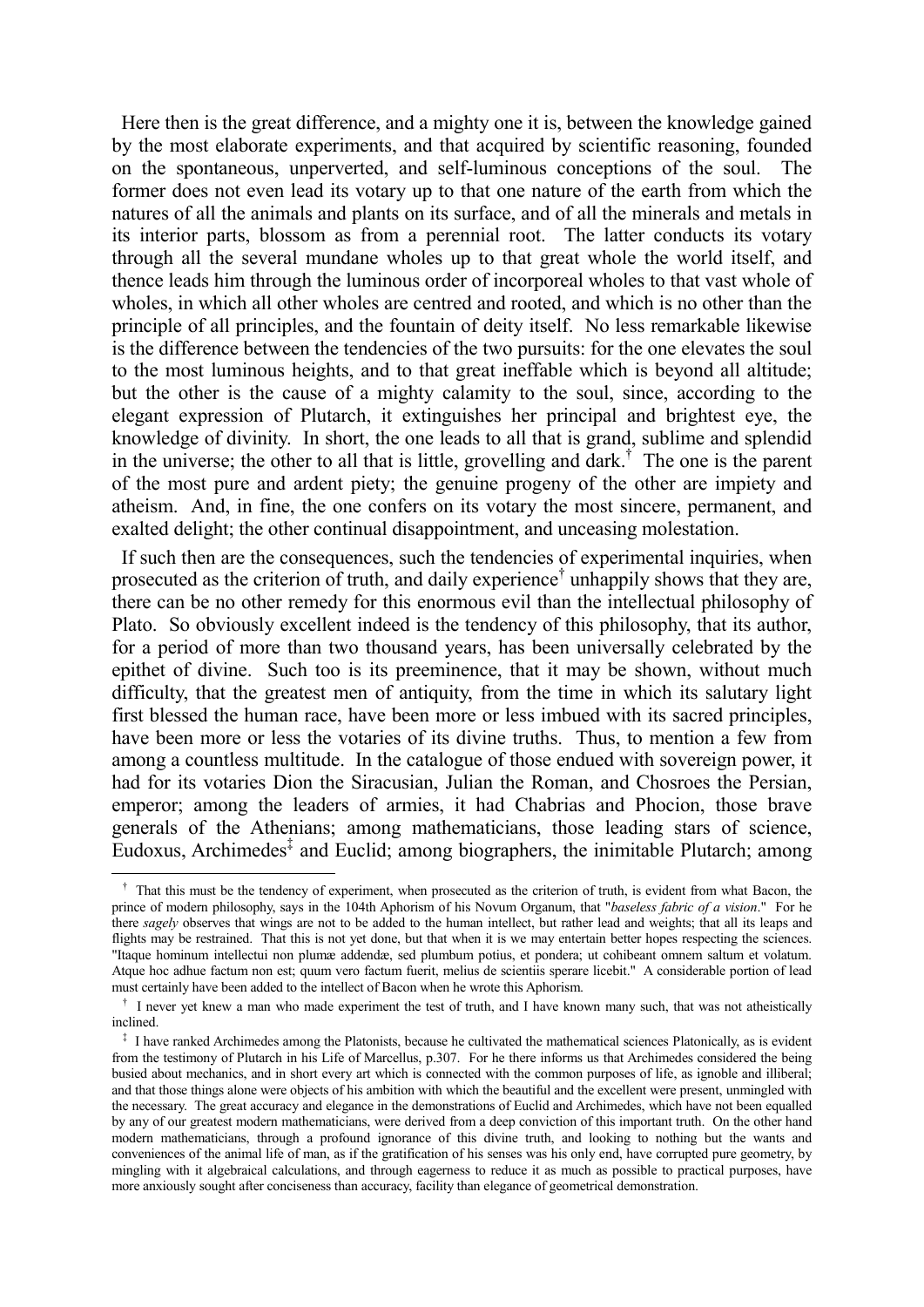Here then is the great difference, and a mighty one it is, between the knowledge gained by the most elaborate experiments, and that acquired by scientific reasoning, founded on the spontaneous, unperverted, and self-luminous conceptions of the soul. The former does not even lead its votary up to that one nature of the earth from which the natures of all the animals and plants on its surface, and of all the minerals and metals in its interior parts, blossom as from a perennial root. The latter conducts its votary through all the several mundane wholes up to that great whole the world itself, and thence leads him through the luminous order of incorporeal wholes to that vast whole of wholes, in which all other wholes are centred and rooted, and which is no other than the principle of all principles, and the fountain of deity itself. No less remarkable likewise is the difference between the tendencies of the two pursuits: for the one elevates the soul to the most luminous heights, and to that great ineffable which is beyond all altitude; but the other is the cause of a mighty calamity to the soul, since, according to the elegant expression of Plutarch, it extinguishes her principal and brightest eye, the knowledge of divinity. In short, the one leads to all that is grand, sublime and splendid in the universe; the other to all that is little, grovelling and dark.† The one is the parent of the most pure and ardent piety; the genuine progeny of the other are impiety and atheism. And, in fine, the one confers on its votary the most sincere, permanent, and exalted delight; the other continual disappointment, and unceasing molestation.

If such then are the consequences, such the tendencies of experimental inquiries, when prosecuted as the criterion of truth, and daily experience† unhappily shows that they are, there can be no other remedy for this enormous evil than the intellectual philosophy of Plato. So obviously excellent indeed is the tendency of this philosophy, that its author, for a period of more than two thousand years, has been universally celebrated by the epithet of divine. Such too is its preeminence, that it may be shown, without much difficulty, that the greatest men of antiquity, from the time in which its salutary light first blessed the human race, have been more or less imbued with its sacred principles, have been more or less the votaries of its divine truths. Thus, to mention a few from among a countless multitude. In the catalogue of those endued with sovereign power, it had for its votaries Dion the Siracusian, Julian the Roman, and Chosroes the Persian, emperor; among the leaders of armies, it had Chabrias and Phocion, those brave generals of the Athenians; among mathematicians, those leading stars of science, Eudoxus, Archimedes‡ and Euclid; among biographers, the inimitable Plutarch; among

---

† That this must be the tendency of experiment, when prosecuted as the criterion of truth, is evident from what Bacon, the prince of modern philosophy, says in the 104th Aphorism of his Novum Organum, that "*baseless fabric of a vision*." For he there *sagely* observes that wings are not to be added to the human intellect, but rather lead and weights; that all its leaps and flights may be restrained. That this is not yet done, but that when it is we may entertain better hopes respecting the sciences. "Itaque hominum intellectui non plumæ addendæ, sed plumbum potius, et pondera; ut cohibeant omnem saltum et volatum. Atque hoc adhue factum non est; quum vero factum fuerit, melius de scientiis sperare licebit." A considerable portion of lead must certainly have been added to the intellect of Bacon when he wrote this Aphorism.

† I never yet knew a man who made experiment the test of truth, and I have known many such, that was not atheistically inclined.

‡ I have ranked Archimedes among the Platonists, because he cultivated the mathematical sciences Platonically, as is evident from the testimony of Plutarch in his Life of Marcellus, p.307. For he there informs us that Archimedes considered the being busied about mechanics, and in short every art which is connected with the common purposes of life, as ignoble and illiberal; and that those things alone were objects of his ambition with which the beautiful and the excellent were present, unmingled with the necessary. The great accuracy and elegance in the demonstrations of Euclid and Archimedes, which have not been equalled by any of our greatest modern mathematicians, were derived from a deep conviction of this important truth. On the other hand modern mathematicians, through a profound ignorance of this divine truth, and looking to nothing but the wants and conveniences of the animal life of man, as if the gratification of his senses was his only end, have corrupted pure geometry, by mingling with it algebraical calculations, and through eagerness to reduce it as much as possible to practical purposes, have more anxiously sought after conciseness than accuracy, facility than elegance of geometrical demonstration.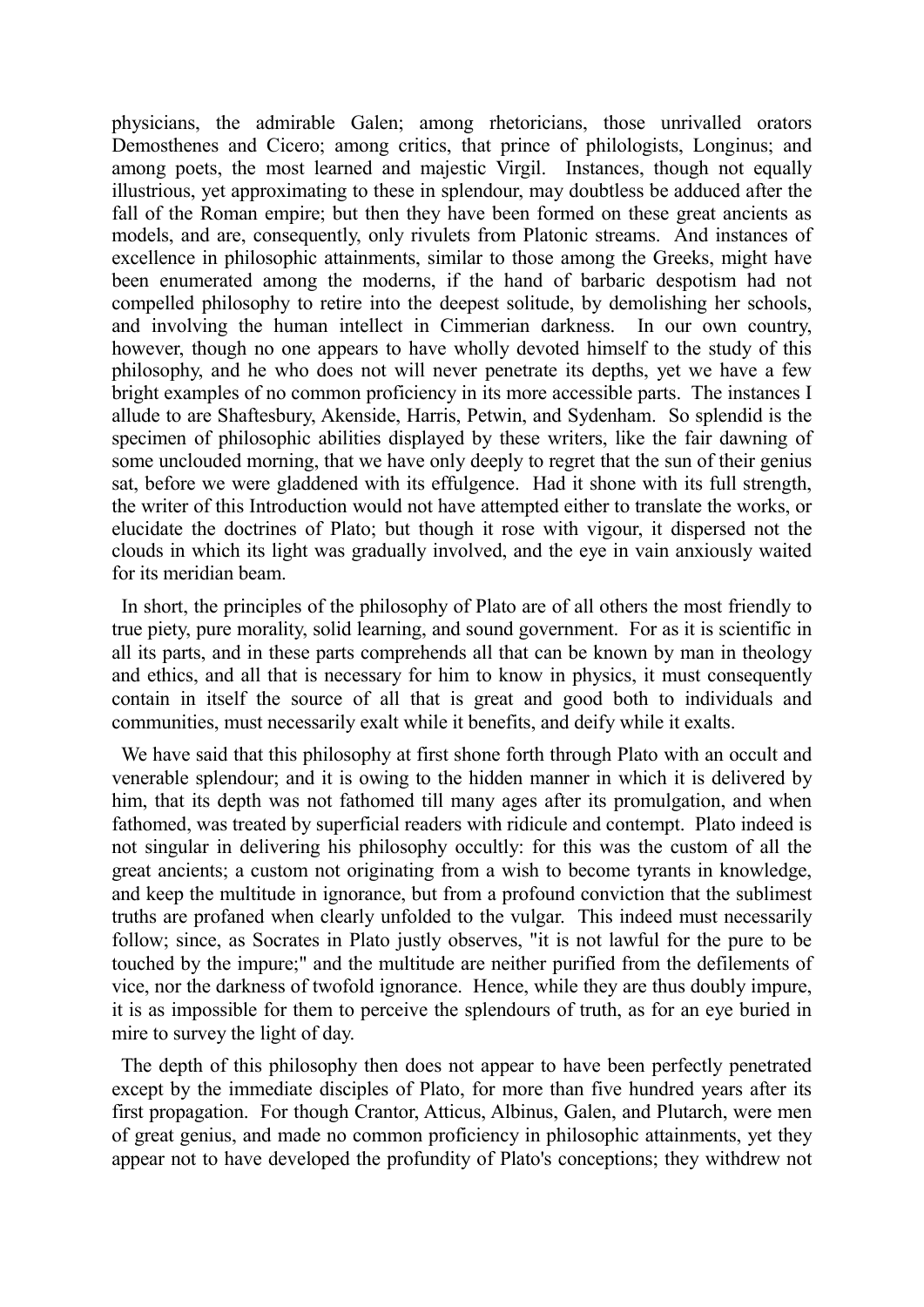physicians, the admirable Galen; among rhetoricians, those unrivalled orators Demosthenes and Cicero; among critics, that prince of philologists, Longinus; and among poets, the most learned and majestic Virgil. Instances, though not equally illustrious, yet approximating to these in splendour, may doubtless be adduced after the fall of the Roman empire; but then they have been formed on these great ancients as models, and are, consequently, only rivulets from Platonic streams. And instances of excellence in philosophic attainments, similar to those among the Greeks, might have been enumerated among the moderns, if the hand of barbaric despotism had not compelled philosophy to retire into the deepest solitude, by demolishing her schools, and involving the human intellect in Cimmerian darkness. In our own country, however, though no one appears to have wholly devoted himself to the study of this philosophy, and he who does not will never penetrate its depths, yet we have a few bright examples of no common proficiency in its more accessible parts. The instances I allude to are Shaftesbury, Akenside, Harris, Petwin, and Sydenham. So splendid is the specimen of philosophic abilities displayed by these writers, like the fair dawning of some unclouded morning, that we have only deeply to regret that the sun of their genius sat, before we were gladdened with its effulgence. Had it shone with its full strength, the writer of this Introduction would not have attempted either to translate the works, or elucidate the doctrines of Plato; but though it rose with vigour, it dispersed not the clouds in which its light was gradually involved, and the eye in vain anxiously waited for its meridian beam.

In short, the principles of the philosophy of Plato are of all others the most friendly to true piety, pure morality, solid learning, and sound government. For as it is scientific in all its parts, and in these parts comprehends all that can be known by man in theology and ethics, and all that is necessary for him to know in physics, it must consequently contain in itself the source of all that is great and good both to individuals and communities, must necessarily exalt while it benefits, and deify while it exalts.

We have said that this philosophy at first shone forth through Plato with an occult and venerable splendour; and it is owing to the hidden manner in which it is delivered by him, that its depth was not fathomed till many ages after its promulgation, and when fathomed, was treated by superficial readers with ridicule and contempt. Plato indeed is not singular in delivering his philosophy occultly: for this was the custom of all the great ancients; a custom not originating from a wish to become tyrants in knowledge, and keep the multitude in ignorance, but from a profound conviction that the sublimest truths are profaned when clearly unfolded to the vulgar. This indeed must necessarily follow; since, as Socrates in Plato justly observes, "it is not lawful for the pure to be touched by the impure;" and the multitude are neither purified from the defilements of vice, nor the darkness of twofold ignorance. Hence, while they are thus doubly impure, it is as impossible for them to perceive the splendours of truth, as for an eye buried in mire to survey the light of day.

The depth of this philosophy then does not appear to have been perfectly penetrated except by the immediate disciples of Plato, for more than five hundred years after its first propagation. For though Crantor, Atticus, Albinus, Galen, and Plutarch, were men of great genius, and made no common proficiency in philosophic attainments, yet they appear not to have developed the profundity of Plato's conceptions; they withdrew not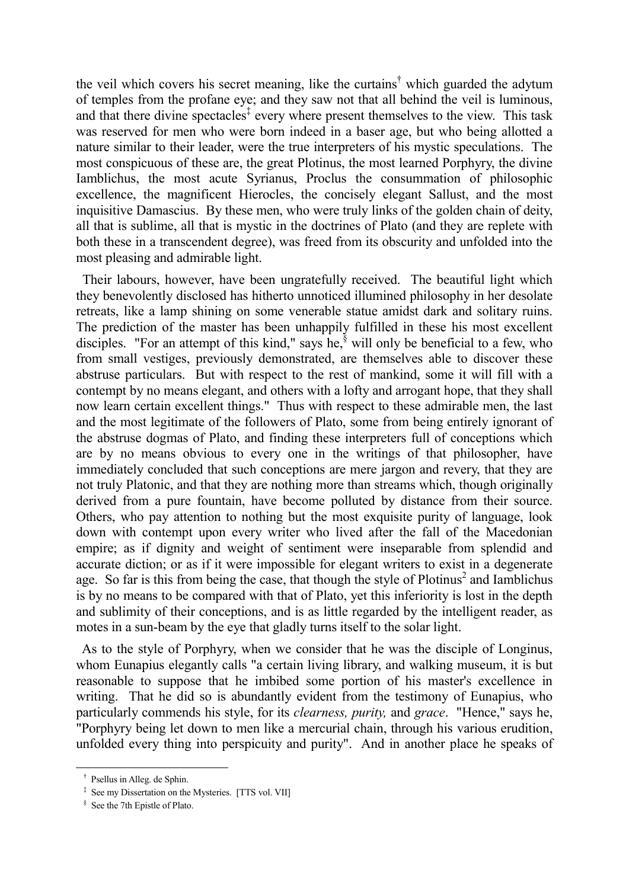the veil which covers his secret meaning, like the curtains[†] which guarded the adytum of temples from the profane eye; and they saw not that all behind the veil is luminous, and that there divine spectacles[‡] every where present themselves to the view. This task was reserved for men who were born indeed in a baser age, but who being allotted a nature similar to their leader, were the true interpreters of his mystic speculations. The most conspicuous of these are, the great Plotinus, the most learned Porphyry, the divine Iamblichus, the most acute Syrianus, Proclus the consummation of philosophic excellence, the magnificent Hierocles, the concisely elegant Sallust, and the most inquisitive Damascius. By these men, who were truly links of the golden chain of deity, all that is sublime, all that is mystic in the doctrines of Plato (and they are replete with both these in a transcendent degree), was freed from its obscurity and unfolded into the most pleasing and admirable light.

Their labours, however, have been ungratefully received. The beautiful light which they benevolently disclosed has hitherto unnoticed illumined philosophy in her desolate retreats, like a lamp shining on some venerable statue amidst dark and solitary ruins. The prediction of the master has been unhappily fulfilled in these his most excellent disciples. "For an attempt of this kind," says he,[§] will only be beneficial to a few, who from small vestiges, previously demonstrated, are themselves able to discover these abstruse particulars. But with respect to the rest of mankind, some it will fill with a contempt by no means elegant, and others with a lofty and arrogant hope, that they shall now learn certain excellent things." Thus with respect to these admirable men, the last and the most legitimate of the followers of Plato, some from being entirely ignorant of the abstruse dogmas of Plato, and finding these interpreters full of conceptions which are by no means obvious to every one in the writings of that philosopher, have immediately concluded that such conceptions are mere jargon and revery, that they are not truly Platonic, and that they are nothing more than streams which, though originally derived from a pure fountain, have become polluted by distance from their source. Others, who pay attention to nothing but the most exquisite purity of language, look down with contempt upon every writer who lived after the fall of the Macedonian empire; as if dignity and weight of sentiment were inseparable from splendid and accurate diction; or as if it were impossible for elegant writers to exist in a degenerate age. So far is this from being the case, that though the style of Plotinus[2] and Iamblichus is by no means to be compared with that of Plato, yet this inferiority is lost in the depth and sublimity of their conceptions, and is as little regarded by the intelligent reader, as motes in a sun-beam by the eye that gladly turns itself to the solar light.

As to the style of Porphyry, when we consider that he was the disciple of Longinus, whom Eunapius elegantly calls "a certain living library, and walking museum, it is but reasonable to suppose that he imbibed some portion of his master's excellence in writing. That he did so is abundantly evident from the testimony of Eunapius, who particularly commends his style, for its *clearness, purity,* and *grace*. "Hence," says he, "Porphyry being let down to men like a mercurial chain, through his various erudition, unfolded every thing into perspicuity and purity". And in another place he speaks of

---

[†] Psellus in Alleg. de Sphin.

[‡] See my Dissertation on the Mysteries. [TTS vol. VII]

[§] See the 7th Epistle of Plato.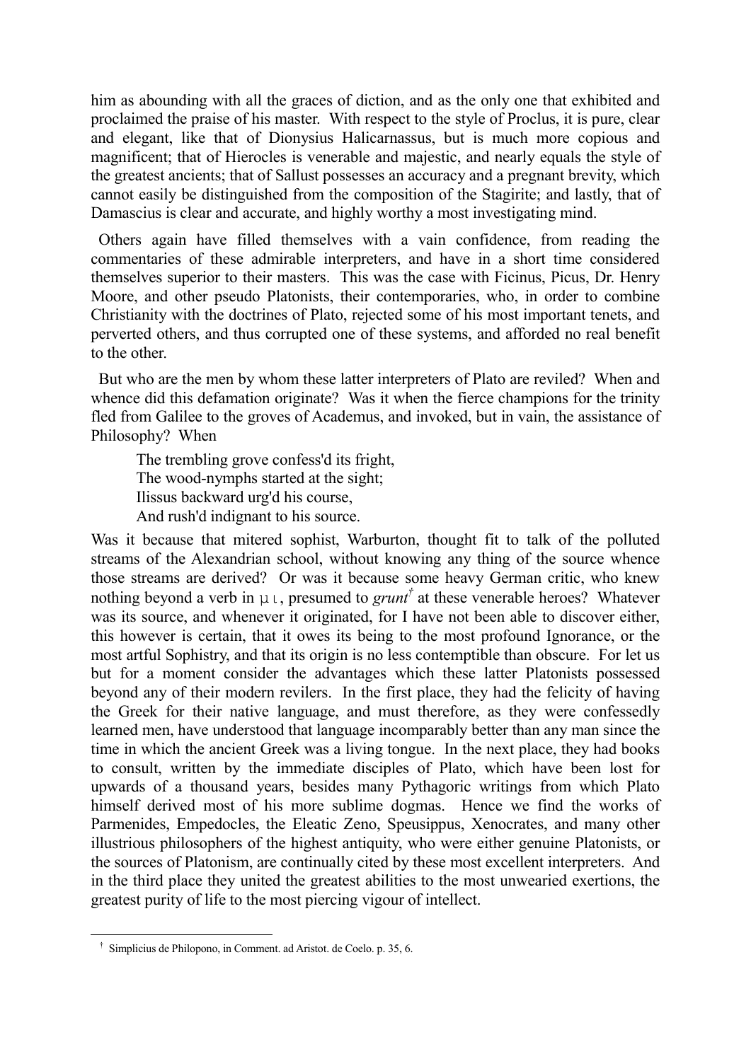him as abounding with all the graces of diction, and as the only one that exhibited and proclaimed the praise of his master. With respect to the style of Proclus, it is pure, clear and elegant, like that of Dionysius Halicarnassus, but is much more copious and magnificent; that of Hierocles is venerable and majestic, and nearly equals the style of the greatest ancients; that of Sallust possesses an accuracy and a pregnant brevity, which cannot easily be distinguished from the composition of the Stagirite; and lastly, that of Damascius is clear and accurate, and highly worthy a most investigating mind.

Others again have filled themselves with a vain confidence, from reading the commentaries of these admirable interpreters, and have in a short time considered themselves superior to their masters. This was the case with Ficinus, Picus, Dr. Henry Moore, and other pseudo Platonists, their contemporaries, who, in order to combine Christianity with the doctrines of Plato, rejected some of his most important tenets, and perverted others, and thus corrupted one of these systems, and afforded no real benefit to the other.

But who are the men by whom these latter interpreters of Plato are reviled? When and whence did this defamation originate? Was it when the fierce champions for the trinity fled from Galilee to the groves of Academus, and invoked, but in vain, the assistance of Philosophy? When

> The trembling grove confess'd its fright,
> The wood-nymphs started at the sight;
> Ilissus backward urg'd his course,
> And rush'd indignant to his source.

Was it because that mitered sophist, Warburton, thought fit to talk of the polluted streams of the Alexandrian school, without knowing any thing of the source whence those streams are derived? Or was it because some heavy German critic, who knew nothing beyond a verb in μι, presumed to *grunt*[†] at these venerable heroes? Whatever was its source, and whenever it originated, for I have not been able to discover either, this however is certain, that it owes its being to the most profound Ignorance, or the most artful Sophistry, and that its origin is no less contemptible than obscure. For let us but for a moment consider the advantages which these latter Platonists possessed beyond any of their modern revilers. In the first place, they had the felicity of having the Greek for their native language, and must therefore, as they were confessedly learned men, have understood that language incomparably better than any man since the time in which the ancient Greek was a living tongue. In the next place, they had books to consult, written by the immediate disciples of Plato, which have been lost for upwards of a thousand years, besides many Pythagoric writings from which Plato himself derived most of his more sublime dogmas. Hence we find the works of Parmenides, Empedocles, the Eleatic Zeno, Speusippus, Xenocrates, and many other illustrious philosophers of the highest antiquity, who were either genuine Platonists, or the sources of Platonism, are continually cited by these most excellent interpreters. And in the third place they united the greatest abilities to the most unwearied exertions, the greatest purity of life to the most piercing vigour of intellect.

---

[†] Simplicius de Philopono, in Comment. ad Aristot. de Coelo. p. 35, 6.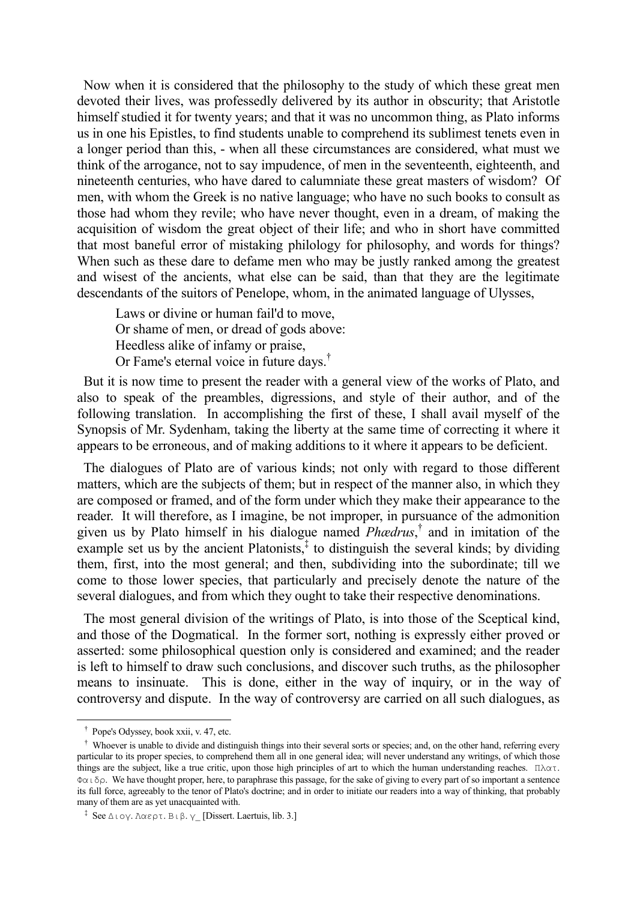Now when it is considered that the philosophy to the study of which these great men devoted their lives, was professedly delivered by its author in obscurity; that Aristotle himself studied it for twenty years; and that it was no uncommon thing, as Plato informs us in one his Epistles, to find students unable to comprehend its sublimest tenets even in a longer period than this, - when all these circumstances are considered, what must we think of the arrogance, not to say impudence, of men in the seventeenth, eighteenth, and nineteenth centuries, who have dared to calumniate these great masters of wisdom? Of men, with whom the Greek is no native language; who have no such books to consult as those had whom they revile; who have never thought, even in a dream, of making the acquisition of wisdom the great object of their life; and who in short have committed that most baneful error of mistaking philology for philosophy, and words for things? When such as these dare to defame men who may be justly ranked among the greatest and wisest of the ancients, what else can be said, than that they are the legitimate descendants of the suitors of Penelope, whom, in the animated language of Ulysses,

> Laws or divine or human fail'd to move,
> Or shame of men, or dread of gods above:
> Heedless alike of infamy or praise,
> Or Fame's eternal voice in future days.[†]

But it is now time to present the reader with a general view of the works of Plato, and also to speak of the preambles, digressions, and style of their author, and of the following translation. In accomplishing the first of these, I shall avail myself of the Synopsis of Mr. Sydenham, taking the liberty at the same time of correcting it where it appears to be erroneous, and of making additions to it where it appears to be deficient.

The dialogues of Plato are of various kinds; not only with regard to those different matters, which are the subjects of them; but in respect of the manner also, in which they are composed or framed, and of the form under which they make their appearance to the reader. It will therefore, as I imagine, be not improper, in pursuance of the admonition given us by Plato himself in his dialogue named *Phædrus*,[†] and in imitation of the example set us by the ancient Platonists,[‡] to distinguish the several kinds; by dividing them, first, into the most general; and then, subdividing into the subordinate; till we come to those lower species, that particularly and precisely denote the nature of the several dialogues, and from which they ought to take their respective denominations.

The most general division of the writings of Plato, is into those of the Sceptical kind, and those of the Dogmatical. In the former sort, nothing is expressly either proved or asserted: some philosophical question only is considered and examined; and the reader is left to himself to draw such conclusions, and discover such truths, as the philosopher means to insinuate. This is done, either in the way of inquiry, or in the way of controversy and dispute. In the way of controversy are carried on all such dialogues, as

---

[†] Pope's Odyssey, book xxii, v. 47, etc.

[†] Whoever is unable to divide and distinguish things into their several sorts or species; and, on the other hand, referring every particular to its proper species, to comprehend them all in one general idea; will never understand any writings, of which those things are the subject, like a true critic, upon those high principles of art to which the human understanding reaches. Πλατ. Φαιδρ. We have thought proper, here, to paraphrase this passage, for the sake of giving to every part of so important a sentence its full force, agreeably to the tenor of Plato's doctrine; and in order to initiate our readers into a way of thinking, that probably many of them are as yet unacquainted with.

[‡] See Διογ. Λαερτ. Βιβ. γ_ [Dissert. Laertuis, lib. 3.]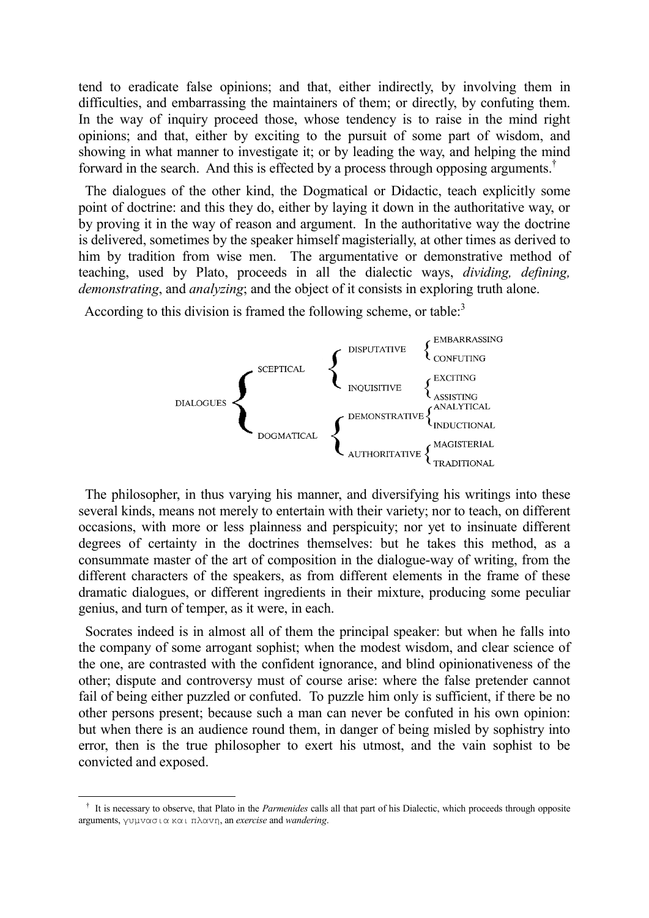tend to eradicate false opinions; and that, either indirectly, by involving them in difficulties, and embarrassing the maintainers of them; or directly, by confuting them. In the way of inquiry proceed those, whose tendency is to raise in the mind right opinions; and that, either by exciting to the pursuit of some part of wisdom, and showing in what manner to investigate it; or by leading the way, and helping the mind forward in the search. And this is effected by a process through opposing arguments.[†]

The dialogues of the other kind, the Dogmatical or Didactic, teach explicitly some point of doctrine: and this they do, either by laying it down in the authoritative way, or by proving it in the way of reason and argument. In the authoritative way the doctrine is delivered, sometimes by the speaker himself magisterially, at other times as derived to him by tradition from wise men. The argumentative or demonstrative method of teaching, used by Plato, proceeds in all the dialectic ways, *dividing, defining, demonstrating*, and *analyzing*; and the object of it consists in exploring truth alone.

According to this division is framed the following scheme, or table:[3]

- DIALOGUES
  - SCEPTICAL
    - DISPUTATIVE
      - EMBARRASSING
      - CONFUTING
    - INQUISITIVE
      - EXCITING
      - ASSISTING
  - DOGMATICAL
    - DEMONSTRATIVE
      - ANALYTICAL
      - INDUCTIONAL
    - AUTHORITATIVE
      - MAGISTERIAL
      - TRADITIONAL

The philosopher, in thus varying his manner, and diversifying his writings into these several kinds, means not merely to entertain with their variety; nor to teach, on different occasions, with more or less plainness and perspicuity; nor yet to insinuate different degrees of certainty in the doctrines themselves: but he takes this method, as a consummate master of the art of composition in the dialogue-way of writing, from the different characters of the speakers, as from different elements in the frame of these dramatic dialogues, or different ingredients in their mixture, producing some peculiar genius, and turn of temper, as it were, in each.

Socrates indeed is in almost all of them the principal speaker: but when he falls into the company of some arrogant sophist; when the modest wisdom, and clear science of the one, are contrasted with the confident ignorance, and blind opinionativeness of the other; dispute and controversy must of course arise: where the false pretender cannot fail of being either puzzled or confuted. To puzzle him only is sufficient, if there be no other persons present; because such a man can never be confuted in his own opinion: but when there is an audience round them, in danger of being misled by sophistry into error, then is the true philosopher to exert his utmost, and the vain sophist to be convicted and exposed.

---

[†] It is necessary to observe, that Plato in the *Parmenides* calls all that part of his Dialectic, which proceeds through opposite arguments, γυμνασια και πλανη, an *exercise* and *wandering*.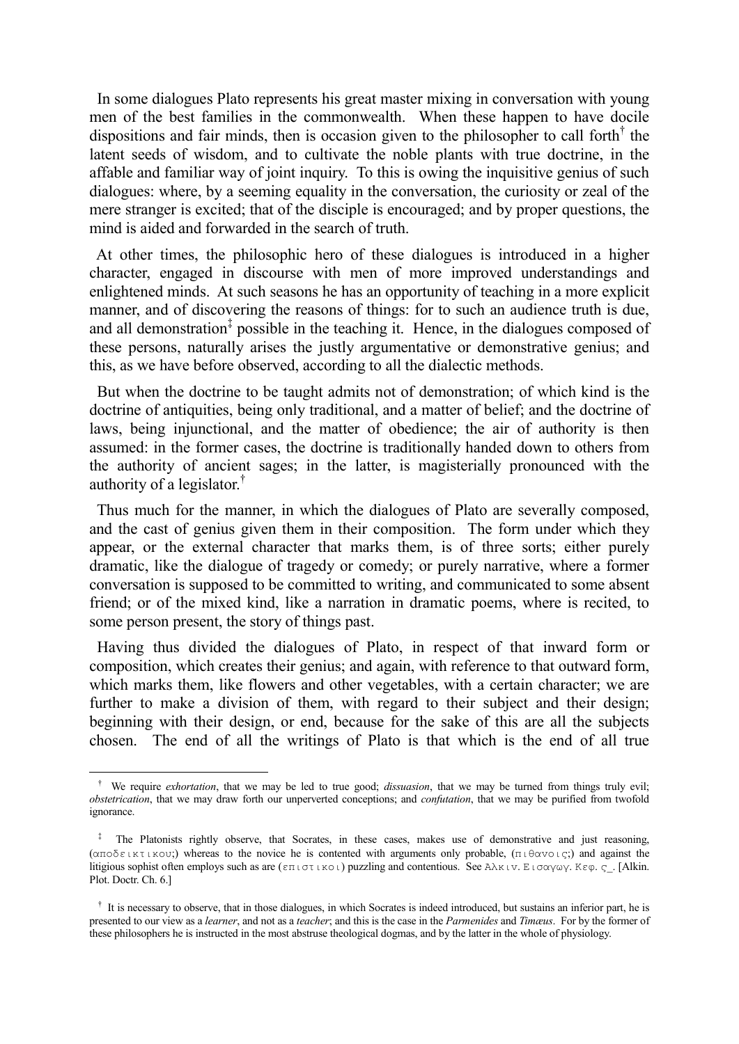In some dialogues Plato represents his great master mixing in conversation with young men of the best families in the commonwealth. When these happen to have docile dispositions and fair minds, then is occasion given to the philosopher to call forth[†] the latent seeds of wisdom, and to cultivate the noble plants with true doctrine, in the affable and familiar way of joint inquiry. To this is owing the inquisitive genius of such dialogues: where, by a seeming equality in the conversation, the curiosity or zeal of the mere stranger is excited; that of the disciple is encouraged; and by proper questions, the mind is aided and forwarded in the search of truth.

At other times, the philosophic hero of these dialogues is introduced in a higher character, engaged in discourse with men of more improved understandings and enlightened minds. At such seasons he has an opportunity of teaching in a more explicit manner, and of discovering the reasons of things: for to such an audience truth is due, and all demonstration[‡] possible in the teaching it. Hence, in the dialogues composed of these persons, naturally arises the justly argumentative or demonstrative genius; and this, as we have before observed, according to all the dialectic methods.

But when the doctrine to be taught admits not of demonstration; of which kind is the doctrine of antiquities, being only traditional, and a matter of belief; and the doctrine of laws, being injunctional, and the matter of obedience; the air of authority is then assumed: in the former cases, the doctrine is traditionally handed down to others from the authority of ancient sages; in the latter, is magisterially pronounced with the authority of a legislator.[†]

Thus much for the manner, in which the dialogues of Plato are severally composed, and the cast of genius given them in their composition. The form under which they appear, or the external character that marks them, is of three sorts; either purely dramatic, like the dialogue of tragedy or comedy; or purely narrative, where a former conversation is supposed to be committed to writing, and communicated to some absent friend; or of the mixed kind, like a narration in dramatic poems, where is recited, to some person present, the story of things past.

Having thus divided the dialogues of Plato, in respect of that inward form or composition, which creates their genius; and again, with reference to that outward form, which marks them, like flowers and other vegetables, with a certain character; we are further to make a division of them, with regard to their subject and their design; beginning with their design, or end, because for the sake of this are all the subjects chosen. The end of all the writings of Plato is that which is the end of all true

---

[†] We require *exhortation*, that we may be led to true good; *dissuasion*, that we may be turned from things truly evil; *obstetrication*, that we may draw forth our unperverted conceptions; and *confutation*, that we may be purified from twofold ignorance.

[‡] The Platonists rightly observe, that Socrates, in these cases, makes use of demonstrative and just reasoning, (αποδεικτικου;) whereas to the novice he is contented with arguments only probable, (πιθανοις;) and against the litigious sophist often employs such as are (επιστικοι) puzzling and contentious. See Αλκιν. Εισαγωγ. Κεφ. ς_. [Alkin. Plot. Doctr. Ch. 6.]

[†] It is necessary to observe, that in those dialogues, in which Socrates is indeed introduced, but sustains an inferior part, he is presented to our view as a *learner*, and not as a *teacher*; and this is the case in the *Parmenides* and *Timæus*. For by the former of these philosophers he is instructed in the most abstruse theological dogmas, and by the latter in the whole of physiology.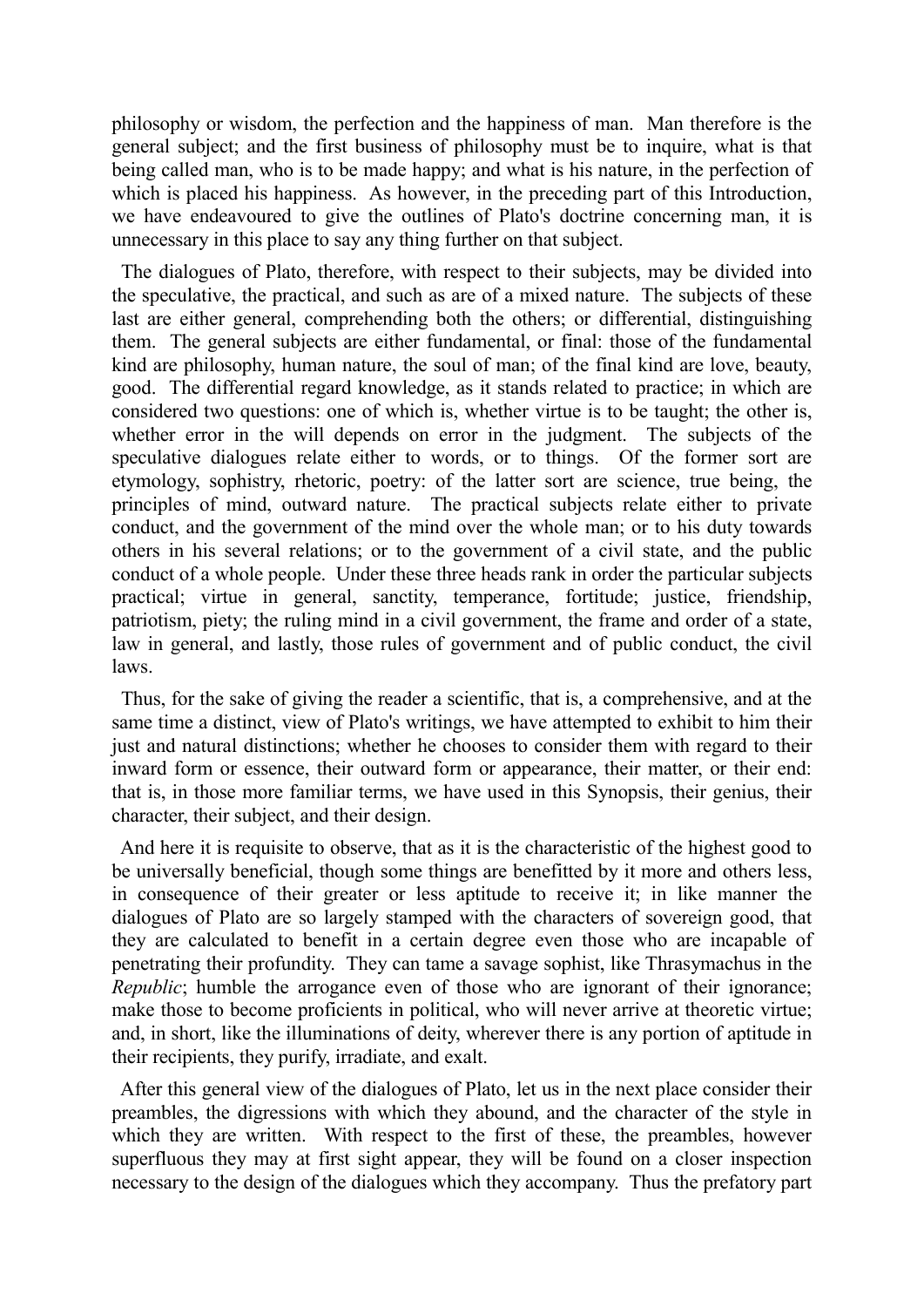philosophy or wisdom, the perfection and the happiness of man. Man therefore is the general subject; and the first business of philosophy must be to inquire, what is that being called man, who is to be made happy; and what is his nature, in the perfection of which is placed his happiness. As however, in the preceding part of this Introduction, we have endeavoured to give the outlines of Plato's doctrine concerning man, it is unnecessary in this place to say any thing further on that subject.

The dialogues of Plato, therefore, with respect to their subjects, may be divided into the speculative, the practical, and such as are of a mixed nature. The subjects of these last are either general, comprehending both the others; or differential, distinguishing them. The general subjects are either fundamental, or final: those of the fundamental kind are philosophy, human nature, the soul of man; of the final kind are love, beauty, good. The differential regard knowledge, as it stands related to practice; in which are considered two questions: one of which is, whether virtue is to be taught; the other is, whether error in the will depends on error in the judgment. The subjects of the speculative dialogues relate either to words, or to things. Of the former sort are etymology, sophistry, rhetoric, poetry: of the latter sort are science, true being, the principles of mind, outward nature. The practical subjects relate either to private conduct, and the government of the mind over the whole man; or to his duty towards others in his several relations; or to the government of a civil state, and the public conduct of a whole people. Under these three heads rank in order the particular subjects practical; virtue in general, sanctity, temperance, fortitude; justice, friendship, patriotism, piety; the ruling mind in a civil government, the frame and order of a state, law in general, and lastly, those rules of government and of public conduct, the civil laws.

Thus, for the sake of giving the reader a scientific, that is, a comprehensive, and at the same time a distinct, view of Plato's writings, we have attempted to exhibit to him their just and natural distinctions; whether he chooses to consider them with regard to their inward form or essence, their outward form or appearance, their matter, or their end: that is, in those more familiar terms, we have used in this Synopsis, their genius, their character, their subject, and their design.

And here it is requisite to observe, that as it is the characteristic of the highest good to be universally beneficial, though some things are benefitted by it more and others less, in consequence of their greater or less aptitude to receive it; in like manner the dialogues of Plato are so largely stamped with the characters of sovereign good, that they are calculated to benefit in a certain degree even those who are incapable of penetrating their profundity. They can tame a savage sophist, like Thrasymachus in the *Republic*; humble the arrogance even of those who are ignorant of their ignorance; make those to become proficients in political, who will never arrive at theoretic virtue; and, in short, like the illuminations of deity, wherever there is any portion of aptitude in their recipients, they purify, irradiate, and exalt.

After this general view of the dialogues of Plato, let us in the next place consider their preambles, the digressions with which they abound, and the character of the style in which they are written. With respect to the first of these, the preambles, however superfluous they may at first sight appear, they will be found on a closer inspection necessary to the design of the dialogues which they accompany. Thus the prefatory part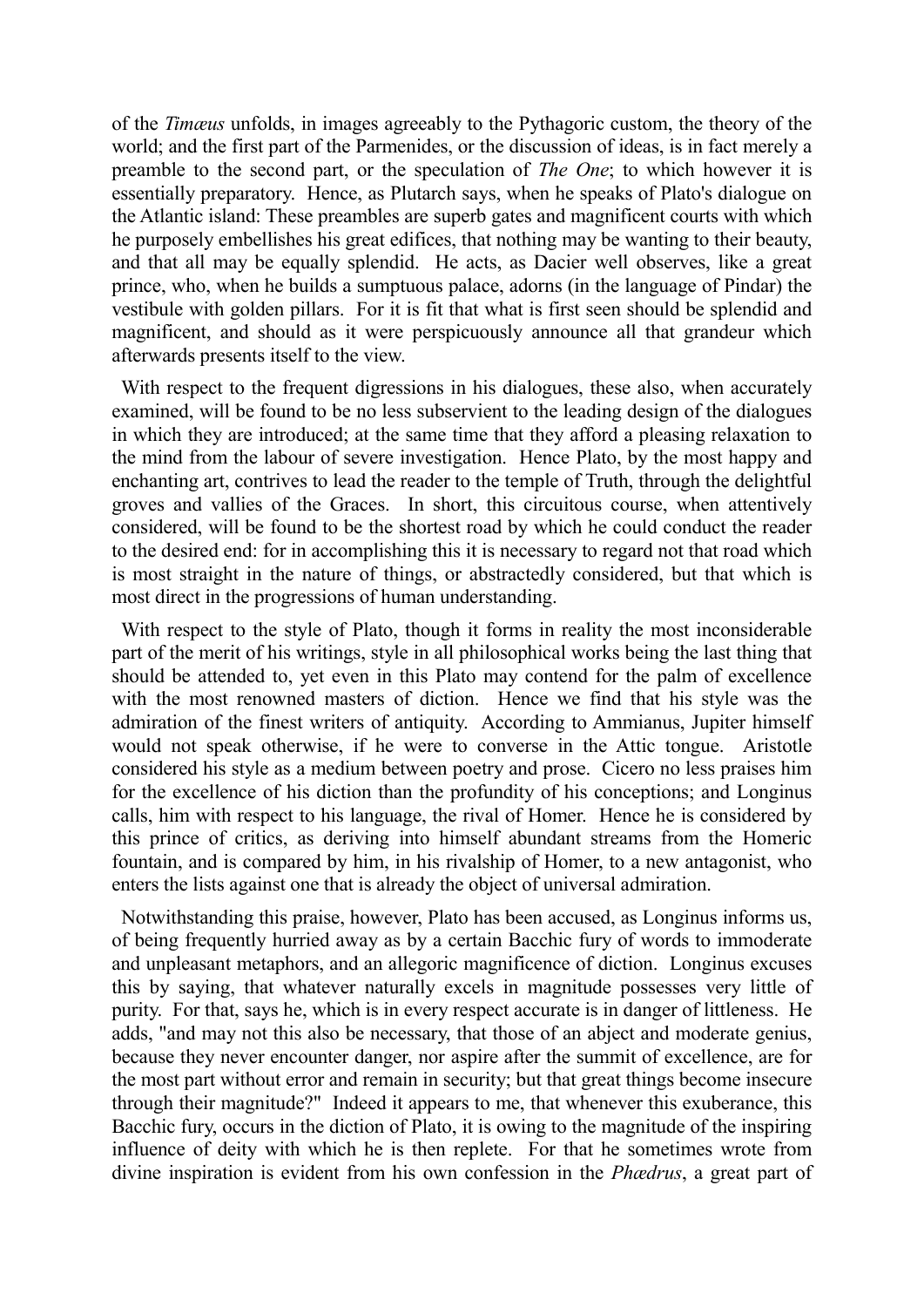of the *Timæus* unfolds, in images agreeably to the Pythagoric custom, the theory of the world; and the first part of the Parmenides, or the discussion of ideas, is in fact merely a preamble to the second part, or the speculation of *The One*; to which however it is essentially preparatory. Hence, as Plutarch says, when he speaks of Plato's dialogue on the Atlantic island: These preambles are superb gates and magnificent courts with which he purposely embellishes his great edifices, that nothing may be wanting to their beauty, and that all may be equally splendid. He acts, as Dacier well observes, like a great prince, who, when he builds a sumptuous palace, adorns (in the language of Pindar) the vestibule with golden pillars. For it is fit that what is first seen should be splendid and magnificent, and should as it were perspicuously announce all that grandeur which afterwards presents itself to the view.

With respect to the frequent digressions in his dialogues, these also, when accurately examined, will be found to be no less subservient to the leading design of the dialogues in which they are introduced; at the same time that they afford a pleasing relaxation to the mind from the labour of severe investigation. Hence Plato, by the most happy and enchanting art, contrives to lead the reader to the temple of Truth, through the delightful groves and vallies of the Graces. In short, this circuitous course, when attentively considered, will be found to be the shortest road by which he could conduct the reader to the desired end: for in accomplishing this it is necessary to regard not that road which is most straight in the nature of things, or abstractedly considered, but that which is most direct in the progressions of human understanding.

With respect to the style of Plato, though it forms in reality the most inconsiderable part of the merit of his writings, style in all philosophical works being the last thing that should be attended to, yet even in this Plato may contend for the palm of excellence with the most renowned masters of diction. Hence we find that his style was the admiration of the finest writers of antiquity. According to Ammianus, Jupiter himself would not speak otherwise, if he were to converse in the Attic tongue. Aristotle considered his style as a medium between poetry and prose. Cicero no less praises him for the excellence of his diction than the profundity of his conceptions; and Longinus calls, him with respect to his language, the rival of Homer. Hence he is considered by this prince of critics, as deriving into himself abundant streams from the Homeric fountain, and is compared by him, in his rivalship of Homer, to a new antagonist, who enters the lists against one that is already the object of universal admiration.

Notwithstanding this praise, however, Plato has been accused, as Longinus informs us, of being frequently hurried away as by a certain Bacchic fury of words to immoderate and unpleasant metaphors, and an allegoric magnificence of diction. Longinus excuses this by saying, that whatever naturally excels in magnitude possesses very little of purity. For that, says he, which is in every respect accurate is in danger of littleness. He adds, "and may not this also be necessary, that those of an abject and moderate genius, because they never encounter danger, nor aspire after the summit of excellence, are for the most part without error and remain in security; but that great things become insecure through their magnitude?" Indeed it appears to me, that whenever this exuberance, this Bacchic fury, occurs in the diction of Plato, it is owing to the magnitude of the inspiring influence of deity with which he is then replete. For that he sometimes wrote from divine inspiration is evident from his own confession in the *Phædrus*, a great part of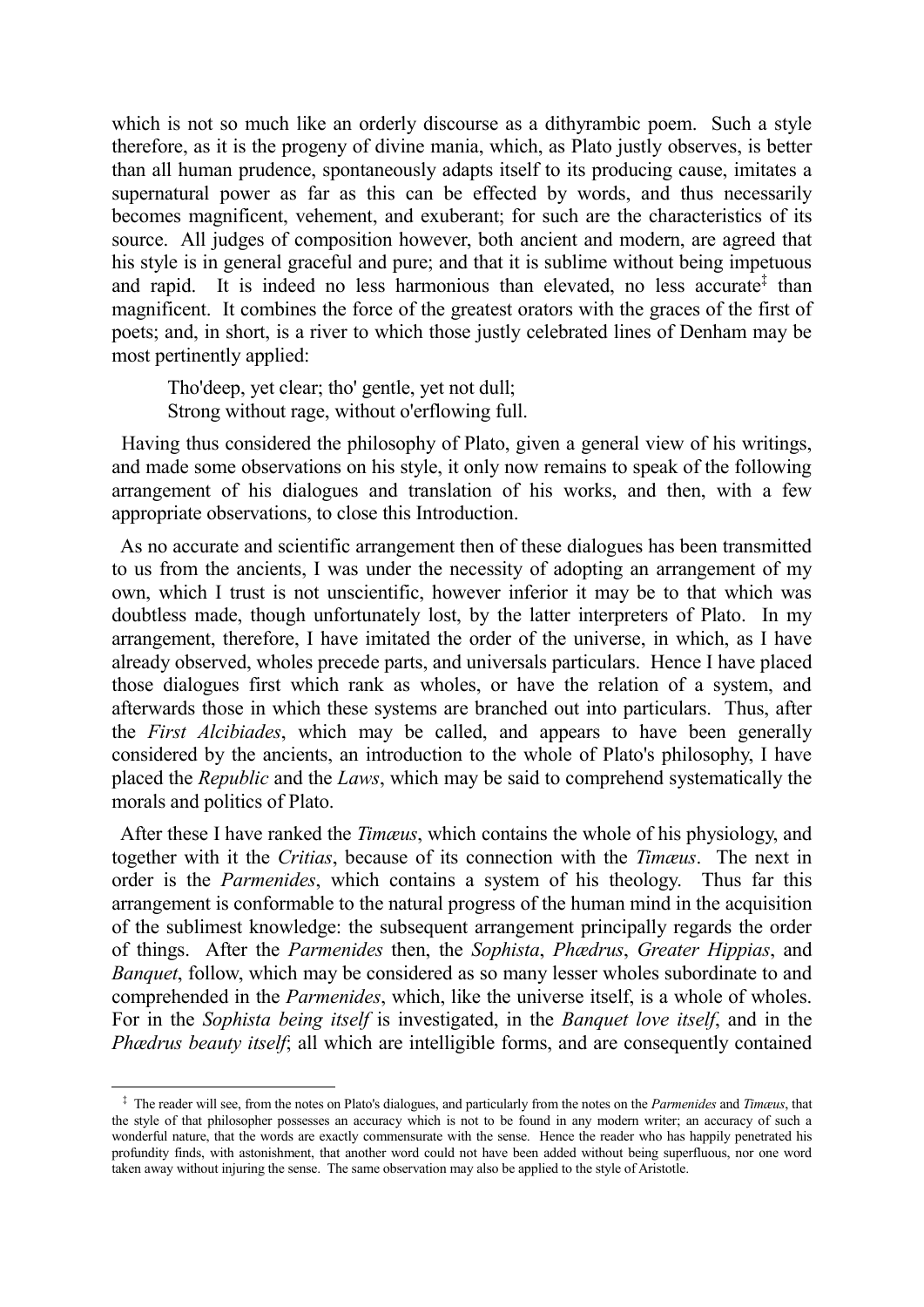which is not so much like an orderly discourse as a dithyrambic poem. Such a style therefore, as it is the progeny of divine mania, which, as Plato justly observes, is better than all human prudence, spontaneously adapts itself to its producing cause, imitates a supernatural power as far as this can be effected by words, and thus necessarily becomes magnificent, vehement, and exuberant; for such are the characteristics of its source. All judges of composition however, both ancient and modern, are agreed that his style is in general graceful and pure; and that it is sublime without being impetuous and rapid. It is indeed no less harmonious than elevated, no less accurate[‡] than magnificent. It combines the force of the greatest orators with the graces of the first of poets; and, in short, is a river to which those justly celebrated lines of Denham may be most pertinently applied:

> Tho'deep, yet clear; tho' gentle, yet not dull;
> Strong without rage, without o'erflowing full.

Having thus considered the philosophy of Plato, given a general view of his writings, and made some observations on his style, it only now remains to speak of the following arrangement of his dialogues and translation of his works, and then, with a few appropriate observations, to close this Introduction.

As no accurate and scientific arrangement then of these dialogues has been transmitted to us from the ancients, I was under the necessity of adopting an arrangement of my own, which I trust is not unscientific, however inferior it may be to that which was doubtless made, though unfortunately lost, by the latter interpreters of Plato. In my arrangement, therefore, I have imitated the order of the universe, in which, as I have already observed, wholes precede parts, and universals particulars. Hence I have placed those dialogues first which rank as wholes, or have the relation of a system, and afterwards those in which these systems are branched out into particulars. Thus, after the *First Alcibiades*, which may be called, and appears to have been generally considered by the ancients, an introduction to the whole of Plato's philosophy, I have placed the *Republic* and the *Laws*, which may be said to comprehend systematically the morals and politics of Plato.

After these I have ranked the *Timæus*, which contains the whole of his physiology, and together with it the *Critias*, because of its connection with the *Timæus*. The next in order is the *Parmenides*, which contains a system of his theology. Thus far this arrangement is conformable to the natural progress of the human mind in the acquisition of the sublimest knowledge: the subsequent arrangement principally regards the order of things. After the *Parmenides* then, the *Sophista*, *Phædrus*, *Greater Hippias*, and *Banquet*, follow, which may be considered as so many lesser wholes subordinate to and comprehended in the *Parmenides*, which, like the universe itself, is a whole of wholes. For in the *Sophista being itself* is investigated, in the *Banquet love itself*, and in the *Phædrus beauty itself*; all which are intelligible forms, and are consequently contained

[‡] The reader will see, from the notes on Plato's dialogues, and particularly from the notes on the *Parmenides* and *Timæus*, that the style of that philosopher possesses an accuracy which is not to be found in any modern writer; an accuracy of such a wonderful nature, that the words are exactly commensurate with the sense. Hence the reader who has happily penetrated his profundity finds, with astonishment, that another word could not have been added without being superfluous, nor one word taken away without injuring the sense. The same observation may also be applied to the style of Aristotle.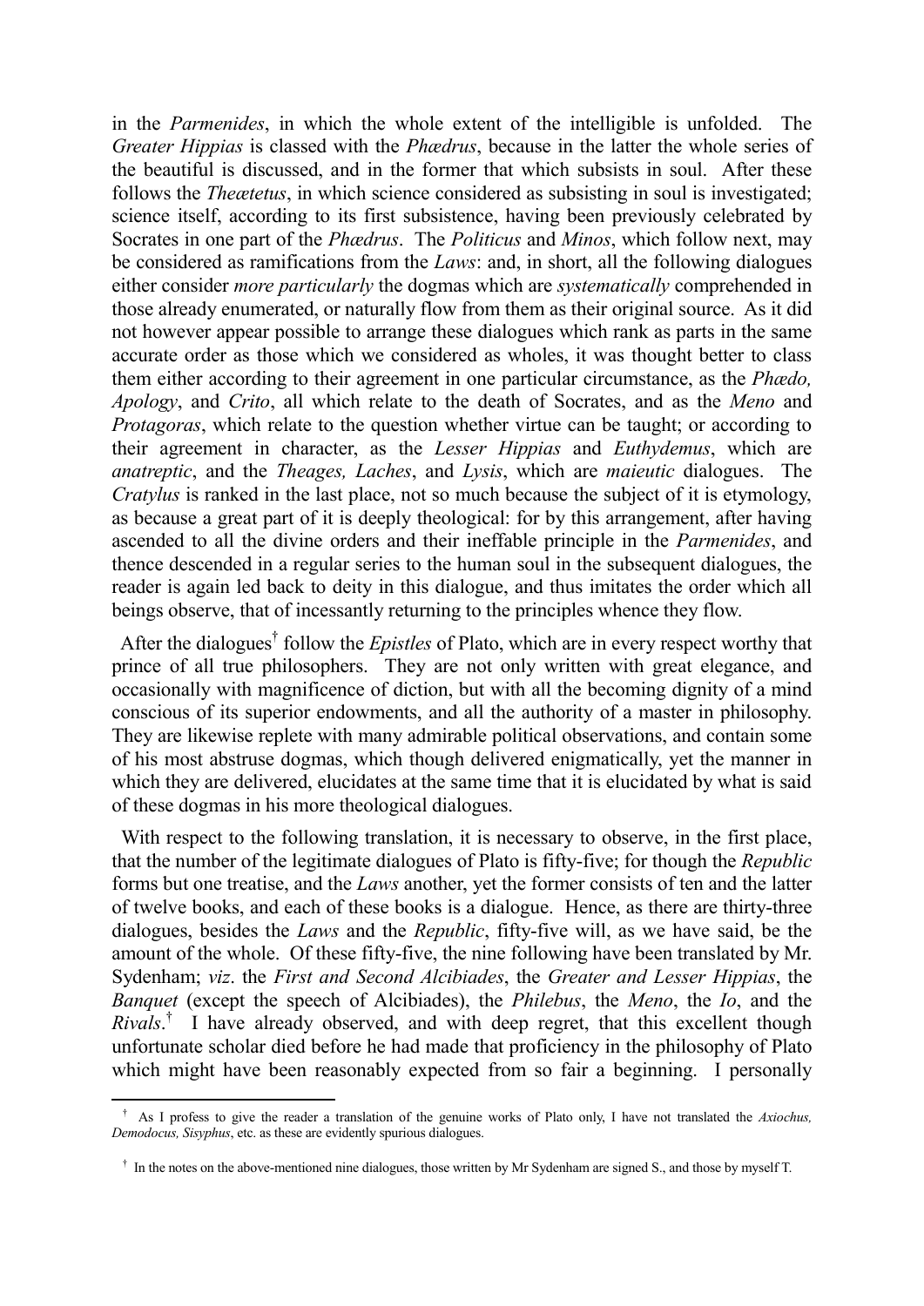in the *Parmenides*, in which the whole extent of the intelligible is unfolded. The *Greater Hippias* is classed with the *Phædrus*, because in the latter the whole series of the beautiful is discussed, and in the former that which subsists in soul. After these follows the *Theætetus*, in which science considered as subsisting in soul is investigated; science itself, according to its first subsistence, having been previously celebrated by Socrates in one part of the *Phædrus*. The *Politicus* and *Minos*, which follow next, may be considered as ramifications from the *Laws*: and, in short, all the following dialogues either consider *more particularly* the dogmas which are *systematically* comprehended in those already enumerated, or naturally flow from them as their original source. As it did not however appear possible to arrange these dialogues which rank as parts in the same accurate order as those which we considered as wholes, it was thought better to class them either according to their agreement in one particular circumstance, as the *Phædo, Apology*, and *Crito*, all which relate to the death of Socrates, and as the *Meno* and *Protagoras*, which relate to the question whether virtue can be taught; or according to their agreement in character, as the *Lesser Hippias* and *Euthydemus*, which are *anatreptic*, and the *Theages, Laches*, and *Lysis*, which are *maieutic* dialogues. The *Cratylus* is ranked in the last place, not so much because the subject of it is etymology, as because a great part of it is deeply theological: for by this arrangement, after having ascended to all the divine orders and their ineffable principle in the *Parmenides*, and thence descended in a regular series to the human soul in the subsequent dialogues, the reader is again led back to deity in this dialogue, and thus imitates the order which all beings observe, that of incessantly returning to the principles whence they flow.

After the dialogues[†] follow the *Epistles* of Plato, which are in every respect worthy that prince of all true philosophers. They are not only written with great elegance, and occasionally with magnificence of diction, but with all the becoming dignity of a mind conscious of its superior endowments, and all the authority of a master in philosophy. They are likewise replete with many admirable political observations, and contain some of his most abstruse dogmas, which though delivered enigmatically, yet the manner in which they are delivered, elucidates at the same time that it is elucidated by what is said of these dogmas in his more theological dialogues.

With respect to the following translation, it is necessary to observe, in the first place, that the number of the legitimate dialogues of Plato is fifty-five; for though the *Republic* forms but one treatise, and the *Laws* another, yet the former consists of ten and the latter of twelve books, and each of these books is a dialogue. Hence, as there are thirty-three dialogues, besides the *Laws* and the *Republic*, fifty-five will, as we have said, be the amount of the whole. Of these fifty-five, the nine following have been translated by Mr. Sydenham; *viz*. the *First and Second Alcibiades*, the *Greater and Lesser Hippias*, the *Banquet* (except the speech of Alcibiades), the *Philebus*, the *Meno*, the *Io*, and the *Rivals*.[†] I have already observed, and with deep regret, that this excellent though unfortunate scholar died before he had made that proficiency in the philosophy of Plato which might have been reasonably expected from so fair a beginning. I personally

---

[†] As I profess to give the reader a translation of the genuine works of Plato only, I have not translated the *Axiochus, Demodocus, Sisyphus*, etc. as these are evidently spurious dialogues.

[†] In the notes on the above-mentioned nine dialogues, those written by Mr Sydenham are signed S., and those by myself T.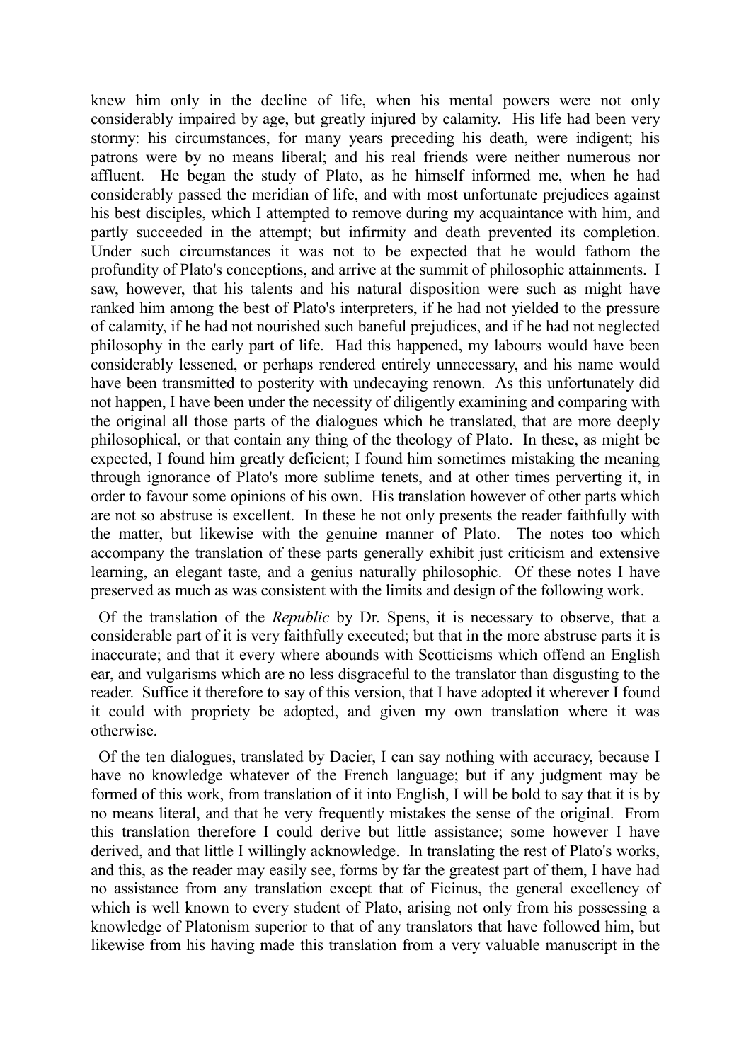knew him only in the decline of life, when his mental powers were not only considerably impaired by age, but greatly injured by calamity. His life had been very stormy: his circumstances, for many years preceding his death, were indigent; his patrons were by no means liberal; and his real friends were neither numerous nor affluent. He began the study of Plato, as he himself informed me, when he had considerably passed the meridian of life, and with most unfortunate prejudices against his best disciples, which I attempted to remove during my acquaintance with him, and partly succeeded in the attempt; but infirmity and death prevented its completion. Under such circumstances it was not to be expected that he would fathom the profundity of Plato's conceptions, and arrive at the summit of philosophic attainments. I saw, however, that his talents and his natural disposition were such as might have ranked him among the best of Plato's interpreters, if he had not yielded to the pressure of calamity, if he had not nourished such baneful prejudices, and if he had not neglected philosophy in the early part of life. Had this happened, my labours would have been considerably lessened, or perhaps rendered entirely unnecessary, and his name would have been transmitted to posterity with undecaying renown. As this unfortunately did not happen, I have been under the necessity of diligently examining and comparing with the original all those parts of the dialogues which he translated, that are more deeply philosophical, or that contain any thing of the theology of Plato. In these, as might be expected, I found him greatly deficient; I found him sometimes mistaking the meaning through ignorance of Plato's more sublime tenets, and at other times perverting it, in order to favour some opinions of his own. His translation however of other parts which are not so abstruse is excellent. In these he not only presents the reader faithfully with the matter, but likewise with the genuine manner of Plato. The notes too which accompany the translation of these parts generally exhibit just criticism and extensive learning, an elegant taste, and a genius naturally philosophic. Of these notes I have preserved as much as was consistent with the limits and design of the following work.

Of the translation of the *Republic* by Dr. Spens, it is necessary to observe, that a considerable part of it is very faithfully executed; but that in the more abstruse parts it is inaccurate; and that it every where abounds with Scotticisms which offend an English ear, and vulgarisms which are no less disgraceful to the translator than disgusting to the reader. Suffice it therefore to say of this version, that I have adopted it wherever I found it could with propriety be adopted, and given my own translation where it was otherwise.

Of the ten dialogues, translated by Dacier, I can say nothing with accuracy, because I have no knowledge whatever of the French language; but if any judgment may be formed of this work, from translation of it into English, I will be bold to say that it is by no means literal, and that he very frequently mistakes the sense of the original. From this translation therefore I could derive but little assistance; some however I have derived, and that little I willingly acknowledge. In translating the rest of Plato's works, and this, as the reader may easily see, forms by far the greatest part of them, I have had no assistance from any translation except that of Ficinus, the general excellency of which is well known to every student of Plato, arising not only from his possessing a knowledge of Platonism superior to that of any translators that have followed him, but likewise from his having made this translation from a very valuable manuscript in the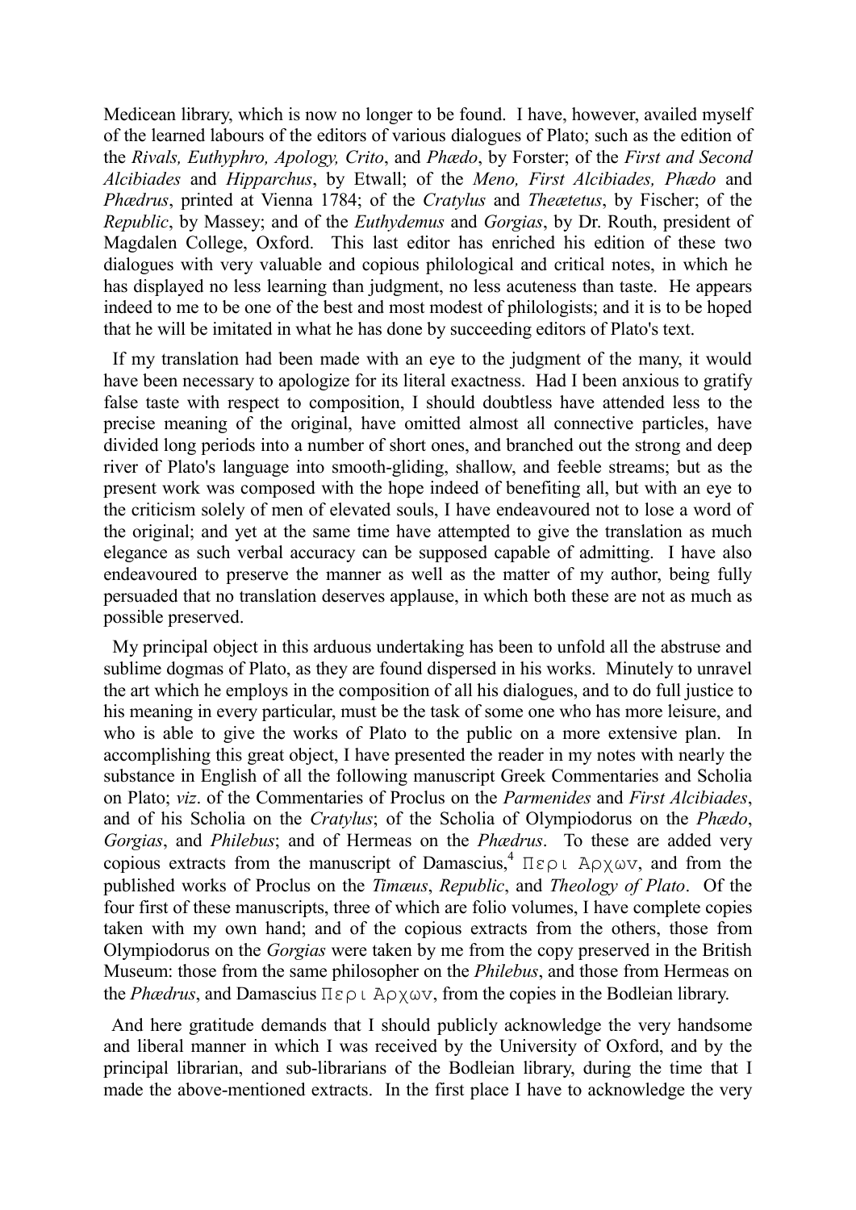Medicean library, which is now no longer to be found. I have, however, availed myself of the learned labours of the editors of various dialogues of Plato; such as the edition of the *Rivals, Euthyphro, Apology, Crito*, and *Phædo*, by Forster; of the *First and Second Alcibiades* and *Hipparchus*, by Etwall; of the *Meno, First Alcibiades, Phædo* and *Phædrus*, printed at Vienna 1784; of the *Cratylus* and *Theætetus*, by Fischer; of the *Republic*, by Massey; and of the *Euthydemus* and *Gorgias*, by Dr. Routh, president of Magdalen College, Oxford. This last editor has enriched his edition of these two dialogues with very valuable and copious philological and critical notes, in which he has displayed no less learning than judgment, no less acuteness than taste. He appears indeed to me to be one of the best and most modest of philologists; and it is to be hoped that he will be imitated in what he has done by succeeding editors of Plato's text.

If my translation had been made with an eye to the judgment of the many, it would have been necessary to apologize for its literal exactness. Had I been anxious to gratify false taste with respect to composition, I should doubtless have attended less to the precise meaning of the original, have omitted almost all connective particles, have divided long periods into a number of short ones, and branched out the strong and deep river of Plato's language into smooth-gliding, shallow, and feeble streams; but as the present work was composed with the hope indeed of benefiting all, but with an eye to the criticism solely of men of elevated souls, I have endeavoured not to lose a word of the original; and yet at the same time have attempted to give the translation as much elegance as such verbal accuracy can be supposed capable of admitting. I have also endeavoured to preserve the manner as well as the matter of my author, being fully persuaded that no translation deserves applause, in which both these are not as much as possible preserved.

My principal object in this arduous undertaking has been to unfold all the abstruse and sublime dogmas of Plato, as they are found dispersed in his works. Minutely to unravel the art which he employs in the composition of all his dialogues, and to do full justice to his meaning in every particular, must be the task of some one who has more leisure, and who is able to give the works of Plato to the public on a more extensive plan. In accomplishing this great object, I have presented the reader in my notes with nearly the substance in English of all the following manuscript Greek Commentaries and Scholia on Plato; *viz*. of the Commentaries of Proclus on the *Parmenides* and *First Alcibiades*, and of his Scholia on the *Cratylus*; of the Scholia of Olympiodorus on the *Phædo*, *Gorgias*, and *Philebus*; and of Hermeas on the *Phædrus*. To these are added very copious extracts from the manuscript of Damascius,[4] Περι Αρχων, and from the published works of Proclus on the *Timæus*, *Republic*, and *Theology of Plato*. Of the four first of these manuscripts, three of which are folio volumes, I have complete copies taken with my own hand; and of the copious extracts from the others, those from Olympiodorus on the *Gorgias* were taken by me from the copy preserved in the British Museum: those from the same philosopher on the *Philebus*, and those from Hermeas on the *Phædrus*, and Damascius Περι Αρχων, from the copies in the Bodleian library.

And here gratitude demands that I should publicly acknowledge the very handsome and liberal manner in which I was received by the University of Oxford, and by the principal librarian, and sub-librarians of the Bodleian library, during the time that I made the above-mentioned extracts. In the first place I have to acknowledge the very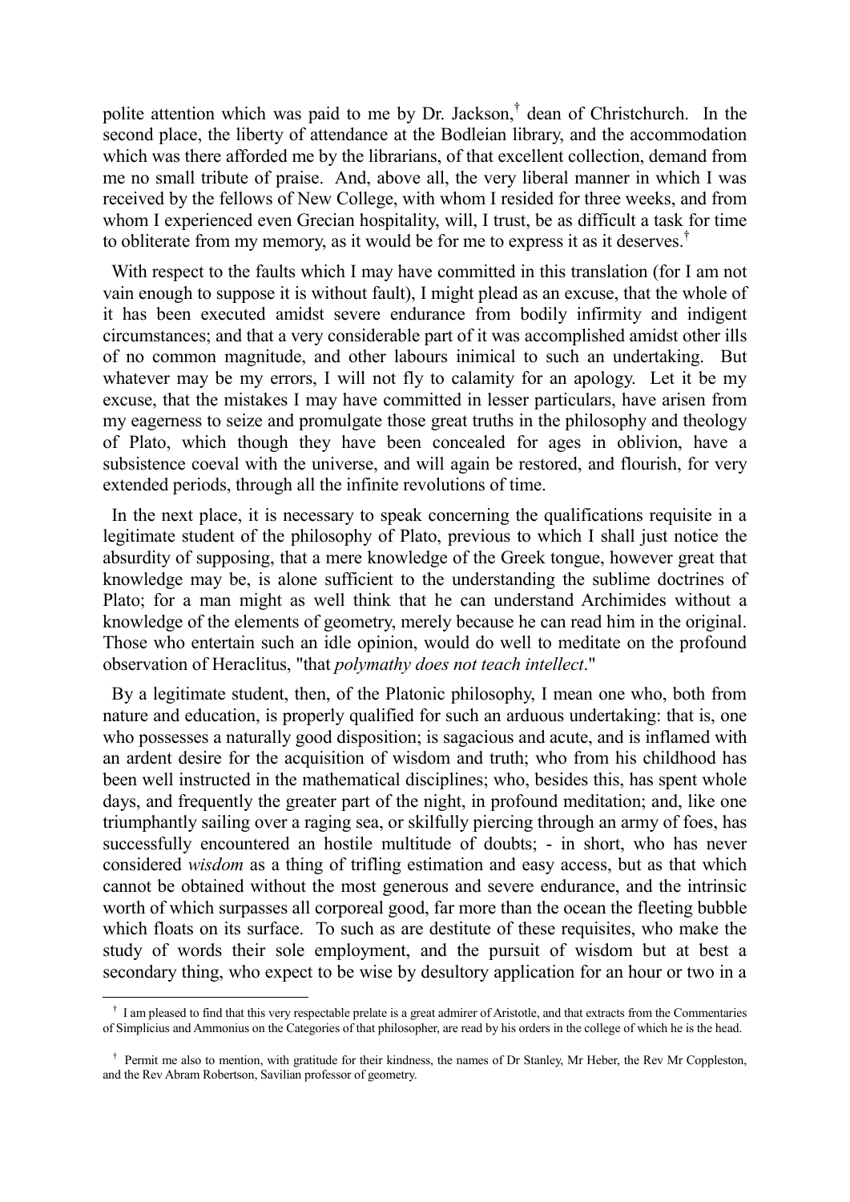polite attention which was paid to me by Dr. Jackson,† dean of Christchurch. In the second place, the liberty of attendance at the Bodleian library, and the accommodation which was there afforded me by the librarians, of that excellent collection, demand from me no small tribute of praise. And, above all, the very liberal manner in which I was received by the fellows of New College, with whom I resided for three weeks, and from whom I experienced even Grecian hospitality, will, I trust, be as difficult a task for time to obliterate from my memory, as it would be for me to express it as it deserves.†

With respect to the faults which I may have committed in this translation (for I am not vain enough to suppose it is without fault), I might plead as an excuse, that the whole of it has been executed amidst severe endurance from bodily infirmity and indigent circumstances; and that a very considerable part of it was accomplished amidst other ills of no common magnitude, and other labours inimical to such an undertaking. But whatever may be my errors, I will not fly to calamity for an apology. Let it be my excuse, that the mistakes I may have committed in lesser particulars, have arisen from my eagerness to seize and promulgate those great truths in the philosophy and theology of Plato, which though they have been concealed for ages in oblivion, have a subsistence coeval with the universe, and will again be restored, and flourish, for very extended periods, through all the infinite revolutions of time.

In the next place, it is necessary to speak concerning the qualifications requisite in a legitimate student of the philosophy of Plato, previous to which I shall just notice the absurdity of supposing, that a mere knowledge of the Greek tongue, however great that knowledge may be, is alone sufficient to the understanding the sublime doctrines of Plato; for a man might as well think that he can understand Archimides without a knowledge of the elements of geometry, merely because he can read him in the original. Those who entertain such an idle opinion, would do well to meditate on the profound observation of Heraclitus, "that *polymathy does not teach intellect*."

By a legitimate student, then, of the Platonic philosophy, I mean one who, both from nature and education, is properly qualified for such an arduous undertaking: that is, one who possesses a naturally good disposition; is sagacious and acute, and is inflamed with an ardent desire for the acquisition of wisdom and truth; who from his childhood has been well instructed in the mathematical disciplines; who, besides this, has spent whole days, and frequently the greater part of the night, in profound meditation; and, like one triumphantly sailing over a raging sea, or skilfully piercing through an army of foes, has successfully encountered an hostile multitude of doubts; - in short, who has never considered *wisdom* as a thing of trifling estimation and easy access, but as that which cannot be obtained without the most generous and severe endurance, and the intrinsic worth of which surpasses all corporeal good, far more than the ocean the fleeting bubble which floats on its surface. To such as are destitute of these requisites, who make the study of words their sole employment, and the pursuit of wisdom but at best a secondary thing, who expect to be wise by desultory application for an hour or two in a

---

† I am pleased to find that this very respectable prelate is a great admirer of Aristotle, and that extracts from the Commentaries of Simplicius and Ammonius on the Categories of that philosopher, are read by his orders in the college of which he is the head.

† Permit me also to mention, with gratitude for their kindness, the names of Dr Stanley, Mr Heber, the Rev Mr Coppleston, and the Rev Abram Robertson, Savilian professor of geometry.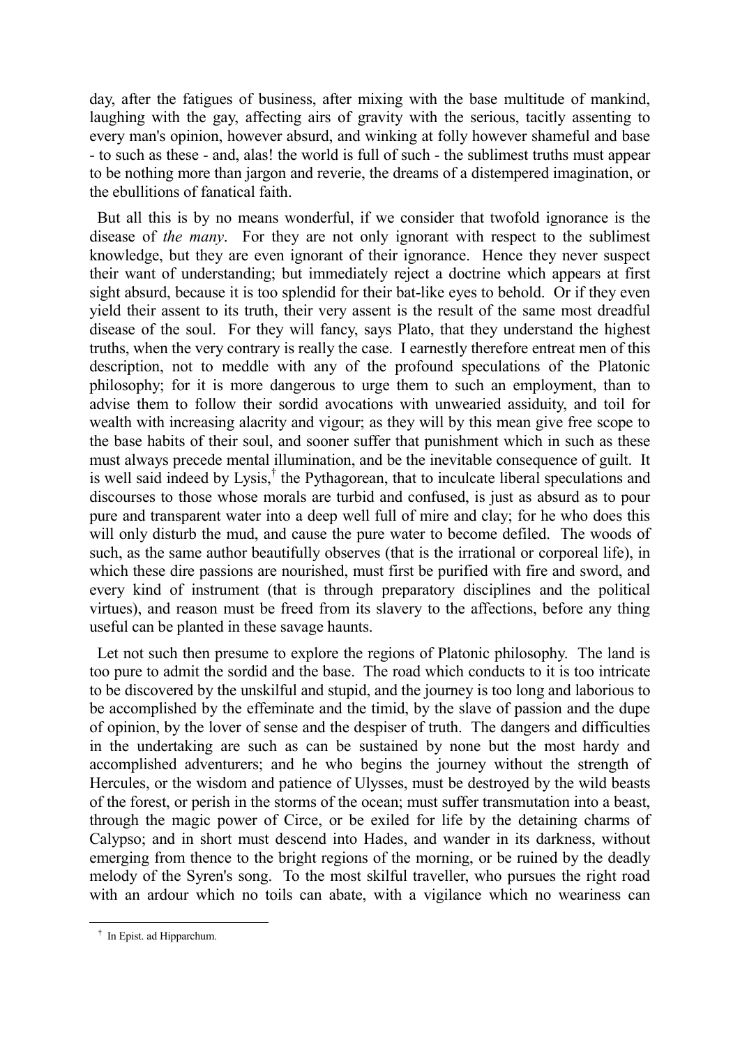day, after the fatigues of business, after mixing with the base multitude of mankind, laughing with the gay, affecting airs of gravity with the serious, tacitly assenting to every man's opinion, however absurd, and winking at folly however shameful and base - to such as these - and, alas! the world is full of such - the sublimest truths must appear to be nothing more than jargon and reverie, the dreams of a distempered imagination, or the ebullitions of fanatical faith.

But all this is by no means wonderful, if we consider that twofold ignorance is the disease of *the many*. For they are not only ignorant with respect to the sublimest knowledge, but they are even ignorant of their ignorance. Hence they never suspect their want of understanding; but immediately reject a doctrine which appears at first sight absurd, because it is too splendid for their bat-like eyes to behold. Or if they even yield their assent to its truth, their very assent is the result of the same most dreadful disease of the soul. For they will fancy, says Plato, that they understand the highest truths, when the very contrary is really the case. I earnestly therefore entreat men of this description, not to meddle with any of the profound speculations of the Platonic philosophy; for it is more dangerous to urge them to such an employment, than to advise them to follow their sordid avocations with unwearied assiduity, and toil for wealth with increasing alacrity and vigour; as they will by this mean give free scope to the base habits of their soul, and sooner suffer that punishment which in such as these must always precede mental illumination, and be the inevitable consequence of guilt. It is well said indeed by Lysis,[†] the Pythagorean, that to inculcate liberal speculations and discourses to those whose morals are turbid and confused, is just as absurd as to pour pure and transparent water into a deep well full of mire and clay; for he who does this will only disturb the mud, and cause the pure water to become defiled. The woods of such, as the same author beautifully observes (that is the irrational or corporeal life), in which these dire passions are nourished, must first be purified with fire and sword, and every kind of instrument (that is through preparatory disciplines and the political virtues), and reason must be freed from its slavery to the affections, before any thing useful can be planted in these savage haunts.

Let not such then presume to explore the regions of Platonic philosophy. The land is too pure to admit the sordid and the base. The road which conducts to it is too intricate to be discovered by the unskilful and stupid, and the journey is too long and laborious to be accomplished by the effeminate and the timid, by the slave of passion and the dupe of opinion, by the lover of sense and the despiser of truth. The dangers and difficulties in the undertaking are such as can be sustained by none but the most hardy and accomplished adventurers; and he who begins the journey without the strength of Hercules, or the wisdom and patience of Ulysses, must be destroyed by the wild beasts of the forest, or perish in the storms of the ocean; must suffer transmutation into a beast, through the magic power of Circe, or be exiled for life by the detaining charms of Calypso; and in short must descend into Hades, and wander in its darkness, without emerging from thence to the bright regions of the morning, or be ruined by the deadly melody of the Syren's song. To the most skilful traveller, who pursues the right road with an ardour which no toils can abate, with a vigilance which no weariness can

[†] In Epist. ad Hipparchum.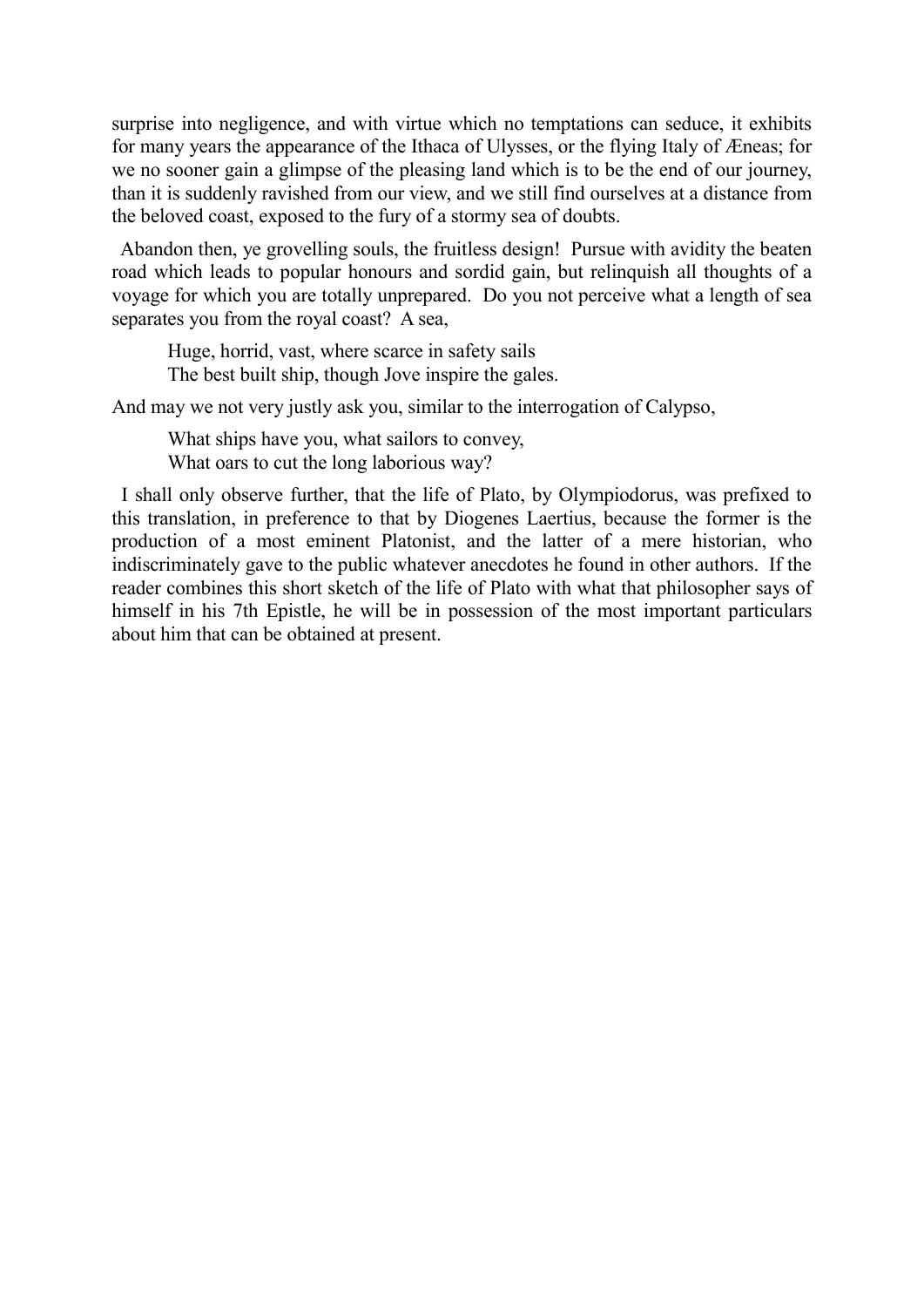surprise into negligence, and with virtue which no temptations can seduce, it exhibits for many years the appearance of the Ithaca of Ulysses, or the flying Italy of Æneas; for we no sooner gain a glimpse of the pleasing land which is to be the end of our journey, than it is suddenly ravished from our view, and we still find ourselves at a distance from the beloved coast, exposed to the fury of a stormy sea of doubts.

Abandon then, ye grovelling souls, the fruitless design! Pursue with avidity the beaten road which leads to popular honours and sordid gain, but relinquish all thoughts of a voyage for which you are totally unprepared. Do you not perceive what a length of sea separates you from the royal coast? A sea,

> Huge, horrid, vast, where scarce in safety sails
> The best built ship, though Jove inspire the gales.

And may we not very justly ask you, similar to the interrogation of Calypso,

> What ships have you, what sailors to convey,
> What oars to cut the long laborious way?

I shall only observe further, that the life of Plato, by Olympiodorus, was prefixed to this translation, in preference to that by Diogenes Laertius, because the former is the production of a most eminent Platonist, and the latter of a mere historian, who indiscriminately gave to the public whatever anecdotes he found in other authors. If the reader combines this short sketch of the life of Plato with what that philosopher says of himself in his 7th Epistle, he will be in possession of the most important particulars about him that can be obtained at present.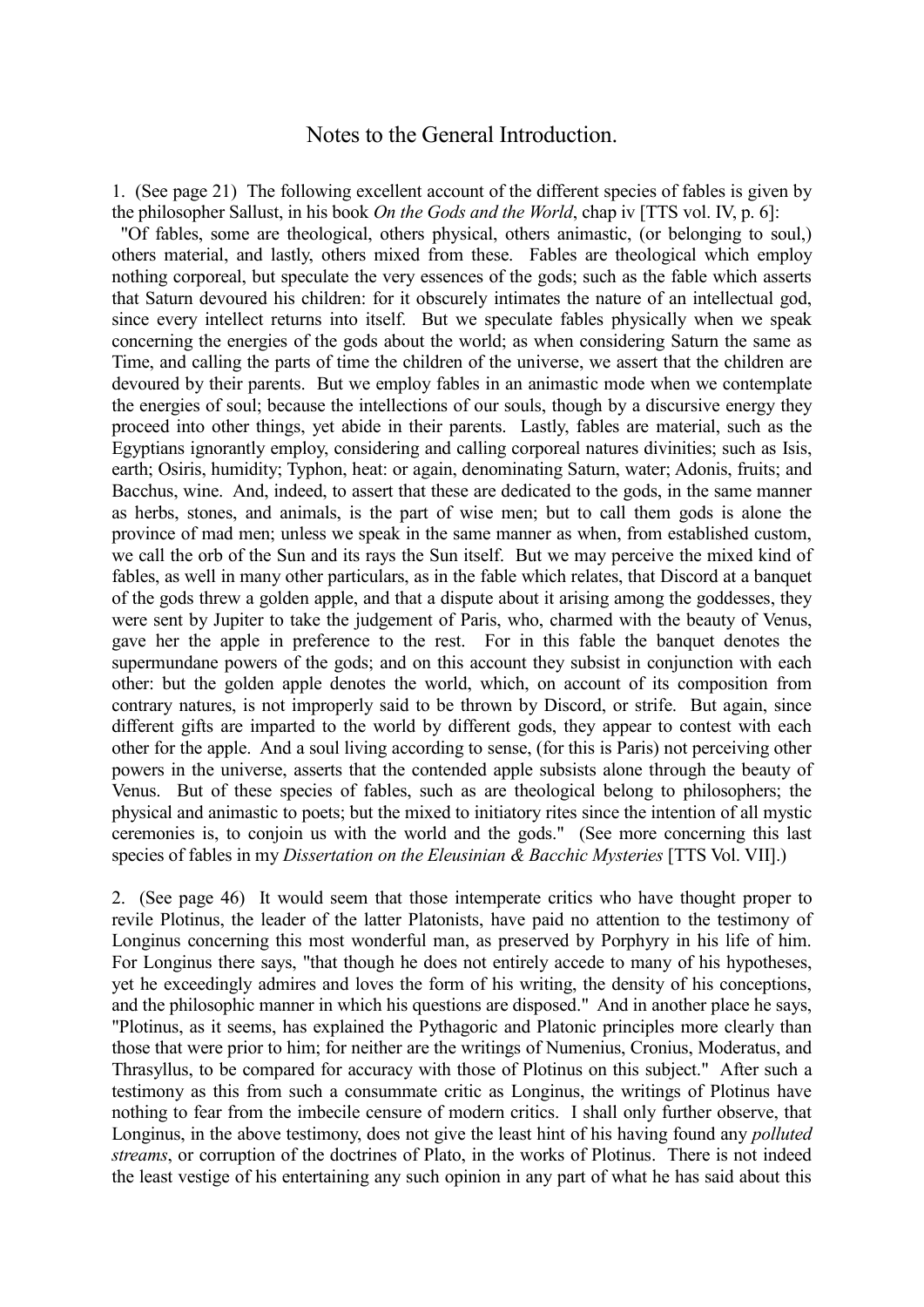# Notes to the General Introduction.

1. (See page 21) The following excellent account of the different species of fables is given by the philosopher Sallust, in his book *On the Gods and the World*, chap iv [TTS vol. IV, p. 6]:

"Of fables, some are theological, others physical, others animastic, (or belonging to soul,) others material, and lastly, others mixed from these. Fables are theological which employ nothing corporeal, but speculate the very essences of the gods; such as the fable which asserts that Saturn devoured his children: for it obscurely intimates the nature of an intellectual god, since every intellect returns into itself. But we speculate fables physically when we speak concerning the energies of the gods about the world; as when considering Saturn the same as Time, and calling the parts of time the children of the universe, we assert that the children are devoured by their parents. But we employ fables in an animastic mode when we contemplate the energies of soul; because the intellections of our souls, though by a discursive energy they proceed into other things, yet abide in their parents. Lastly, fables are material, such as the Egyptians ignorantly employ, considering and calling corporeal natures divinities; such as Isis, earth; Osiris, humidity; Typhon, heat: or again, denominating Saturn, water; Adonis, fruits; and Bacchus, wine. And, indeed, to assert that these are dedicated to the gods, in the same manner as herbs, stones, and animals, is the part of wise men; but to call them gods is alone the province of mad men; unless we speak in the same manner as when, from established custom, we call the orb of the Sun and its rays the Sun itself. But we may perceive the mixed kind of fables, as well in many other particulars, as in the fable which relates, that Discord at a banquet of the gods threw a golden apple, and that a dispute about it arising among the goddesses, they were sent by Jupiter to take the judgement of Paris, who, charmed with the beauty of Venus, gave her the apple in preference to the rest. For in this fable the banquet denotes the supermundane powers of the gods; and on this account they subsist in conjunction with each other: but the golden apple denotes the world, which, on account of its composition from contrary natures, is not improperly said to be thrown by Discord, or strife. But again, since different gifts are imparted to the world by different gods, they appear to contest with each other for the apple. And a soul living according to sense, (for this is Paris) not perceiving other powers in the universe, asserts that the contended apple subsists alone through the beauty of Venus. But of these species of fables, such as are theological belong to philosophers; the physical and animastic to poets; but the mixed to initiatory rites since the intention of all mystic ceremonies is, to conjoin us with the world and the gods." (See more concerning this last species of fables in my *Dissertation on the Eleusinian & Bacchic Mysteries* [TTS Vol. VII].)

2. (See page 46) It would seem that those intemperate critics who have thought proper to revile Plotinus, the leader of the latter Platonists, have paid no attention to the testimony of Longinus concerning this most wonderful man, as preserved by Porphyry in his life of him. For Longinus there says, "that though he does not entirely accede to many of his hypotheses, yet he exceedingly admires and loves the form of his writing, the density of his conceptions, and the philosophic manner in which his questions are disposed." And in another place he says, "Plotinus, as it seems, has explained the Pythagoric and Platonic principles more clearly than those that were prior to him; for neither are the writings of Numenius, Cronius, Moderatus, and Thrasyllus, to be compared for accuracy with those of Plotinus on this subject." After such a testimony as this from such a consummate critic as Longinus, the writings of Plotinus have nothing to fear from the imbecile censure of modern critics. I shall only further observe, that Longinus, in the above testimony, does not give the least hint of his having found any *polluted streams*, or corruption of the doctrines of Plato, in the works of Plotinus. There is not indeed the least vestige of his entertaining any such opinion in any part of what he has said about this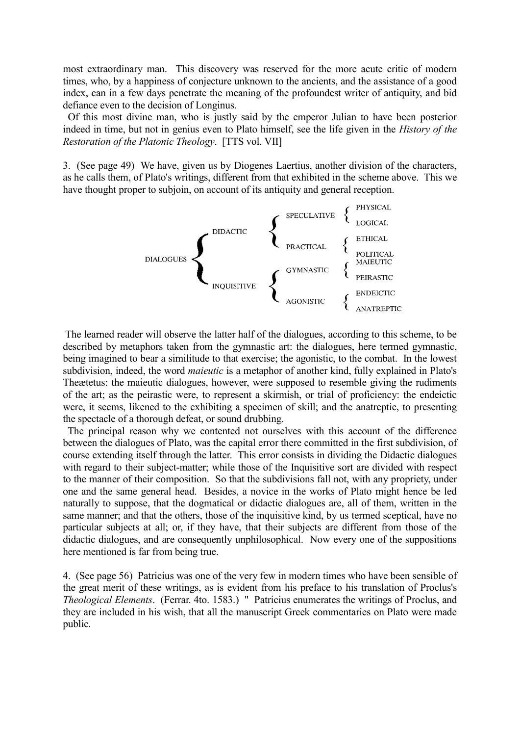most extraordinary man. This discovery was reserved for the more acute critic of modern times, who, by a happiness of conjecture unknown to the ancients, and the assistance of a good index, can in a few days penetrate the meaning of the profoundest writer of antiquity, and bid defiance even to the decision of Longinus.

Of this most divine man, who is justly said by the emperor Julian to have been posterior indeed in time, but not in genius even to Plato himself, see the life given in the *History of the Restoration of the Platonic Theology*. [TTS vol. VII]

3. (See page 49) We have, given us by Diogenes Laertius, another division of the characters, as he calls them, of Plato's writings, different from that exhibited in the scheme above. This we have thought proper to subjoin, on account of its antiquity and general reception.

- DIALOGUES
  - DIDACTIC
    - SPECULATIVE
      - PHYSICAL
      - LOGICAL
    - PRACTICAL
      - ETHICAL
      - POLITICAL
  - INQUISITIVE
    - GYMNASTIC
      - MAIEUTIC
      - PEIRASTIC
    - AGONISTIC
      - ENDEICTIC
      - ANATREPTIC

The learned reader will observe the latter half of the dialogues, according to this scheme, to be described by metaphors taken from the gymnastic art: the dialogues, here termed gymnastic, being imagined to bear a similitude to that exercise; the agonistic, to the combat. In the lowest subdivision, indeed, the word *maieutic* is a metaphor of another kind, fully explained in Plato's Theætetus: the maieutic dialogues, however, were supposed to resemble giving the rudiments of the art; as the peirastic were, to represent a skirmish, or trial of proficiency: the endeictic were, it seems, likened to the exhibiting a specimen of skill; and the anatreptic, to presenting the spectacle of a thorough defeat, or sound drubbing.

The principal reason why we contented not ourselves with this account of the difference between the dialogues of Plato, was the capital error there committed in the first subdivision, of course extending itself through the latter. This error consists in dividing the Didactic dialogues with regard to their subject-matter; while those of the Inquisitive sort are divided with respect to the manner of their composition. So that the subdivisions fall not, with any propriety, under one and the same general head. Besides, a novice in the works of Plato might hence be led naturally to suppose, that the dogmatical or didactic dialogues are, all of them, written in the same manner; and that the others, those of the inquisitive kind, by us termed sceptical, have no particular subjects at all; or, if they have, that their subjects are different from those of the didactic dialogues, and are consequently unphilosophical. Now every one of the suppositions here mentioned is far from being true.

4. (See page 56) Patricius was one of the very few in modern times who have been sensible of the great merit of these writings, as is evident from his preface to his translation of Proclus's *Theological Elements*. (Ferrar. 4to. 1583.) " Patricius enumerates the writings of Proclus, and they are included in his wish, that all the manuscript Greek commentaries on Plato were made public.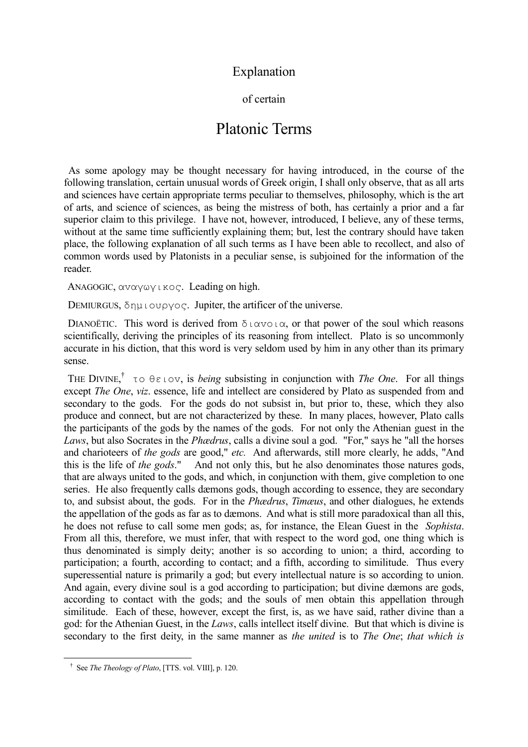# Explanation

## of certain

# Platonic Terms

As some apology may be thought necessary for having introduced, in the course of the following translation, certain unusual words of Greek origin, I shall only observe, that as all arts and sciences have certain appropriate terms peculiar to themselves, philosophy, which is the art of arts, and science of sciences, as being the mistress of both, has certainly a prior and a far superior claim to this privilege. I have not, however, introduced, I believe, any of these terms, without at the same time sufficiently explaining them; but, lest the contrary should have taken place, the following explanation of all such terms as I have been able to recollect, and also of common words used by Platonists in a peculiar sense, is subjoined for the information of the reader.

ANAGOGIC, αναγωγικος. Leading on high.

DEMIURGUS, δημιουργος. Jupiter, the artificer of the universe.

DIANOËTIC. This word is derived from διανοια, or that power of the soul which reasons scientifically, deriving the principles of its reasoning from intellect. Plato is so uncommonly accurate in his diction, that this word is very seldom used by him in any other than its primary sense.

THE DIVINE,[†] το θειον, is *being* subsisting in conjunction with *The One*. For all things except *The One*, *viz*. essence, life and intellect are considered by Plato as suspended from and secondary to the gods. For the gods do not subsist in, but prior to, these, which they also produce and connect, but are not characterized by these. In many places, however, Plato calls the participants of the gods by the names of the gods. For not only the Athenian guest in the *Laws*, but also Socrates in the *Phædrus*, calls a divine soul a god. "For," says he "all the horses and charioteers of *the gods* are good," *etc.* And afterwards, still more clearly, he adds, "And this is the life of *the gods*." And not only this, but he also denominates those natures gods, that are always united to the gods, and which, in conjunction with them, give completion to one series. He also frequently calls dæmons gods, though according to essence, they are secondary to, and subsist about, the gods. For in the *Phædrus*, *Timæus*, and other dialogues, he extends the appellation of the gods as far as to dæmons. And what is still more paradoxical than all this, he does not refuse to call some men gods; as, for instance, the Elean Guest in the *Sophista*. From all this, therefore, we must infer, that with respect to the word god, one thing which is thus denominated is simply deity; another is so according to union; a third, according to participation; a fourth, according to contact; and a fifth, according to similitude. Thus every superessential nature is primarily a god; but every intellectual nature is so according to union. And again, every divine soul is a god according to participation; but divine dæmons are gods, according to contact with the gods; and the souls of men obtain this appellation through similitude. Each of these, however, except the first, is, as we have said, rather divine than a god: for the Athenian Guest, in the *Laws*, calls intellect itself divine. But that which is divine is secondary to the first deity, in the same manner as *the united* is to *The One*; *that which is*

---

[†] See *The Theology of Plato*, [TTS. vol. VIII], p. 120.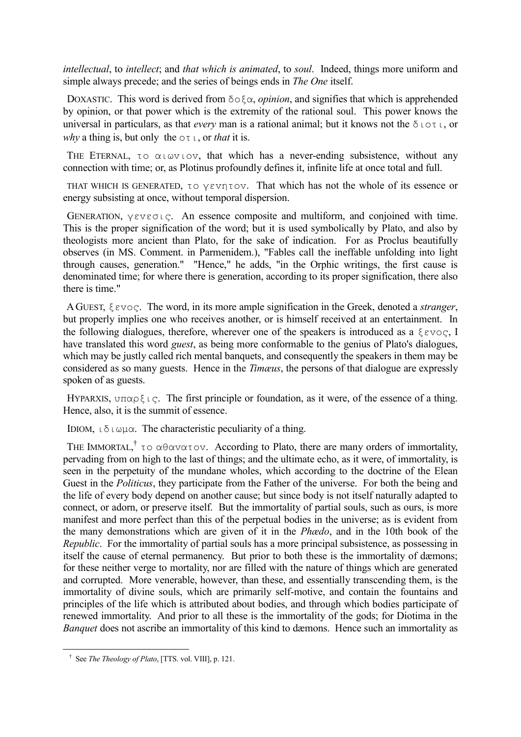*intellectual*, to *intellect*; and *that which is animated*, to *soul*. Indeed, things more uniform and simple always precede; and the series of beings ends in *The One* itself.

DOXASTIC. This word is derived from δοξα, *opinion*, and signifies that which is apprehended by opinion, or that power which is the extremity of the rational soul. This power knows the universal in particulars, as that *every* man is a rational animal; but it knows not the διοτι, or *why* a thing is, but only the οτι, or *that* it is.

THE ETERNAL, το αιωνιον, that which has a never-ending subsistence, without any connection with time; or, as Plotinus profoundly defines it, infinite life at once total and full.

THAT WHICH IS GENERATED, το γενητον. That which has not the whole of its essence or energy subsisting at once, without temporal dispersion.

GENERATION, γενεσις. An essence composite and multiform, and conjoined with time. This is the proper signification of the word; but it is used symbolically by Plato, and also by theologists more ancient than Plato, for the sake of indication. For as Proclus beautifully observes (in MS. Comment. in Parmenidem.), "Fables call the ineffable unfolding into light through causes, generation." "Hence," he adds, "in the Orphic writings, the first cause is denominated time; for where there is generation, according to its proper signification, there also there is time."

A GUEST, ξενος. The word, in its more ample signification in the Greek, denoted a *stranger*, but properly implies one who receives another, or is himself received at an entertainment. In the following dialogues, therefore, wherever one of the speakers is introduced as a ξενος, I have translated this word *guest*, as being more conformable to the genius of Plato's dialogues, which may be justly called rich mental banquets, and consequently the speakers in them may be considered as so many guests. Hence in the *Timæus*, the persons of that dialogue are expressly spoken of as guests.

HYPARXIS, υπαρξις. The first principle or foundation, as it were, of the essence of a thing. Hence, also, it is the summit of essence.

IDIOM, ιδιωμα. The characteristic peculiarity of a thing.

THE IMMORTAL,[†] το αθανατον. According to Plato, there are many orders of immortality, pervading from on high to the last of things; and the ultimate echo, as it were, of immortality, is seen in the perpetuity of the mundane wholes, which according to the doctrine of the Elean Guest in the *Politicus*, they participate from the Father of the universe. For both the being and the life of every body depend on another cause; but since body is not itself naturally adapted to connect, or adorn, or preserve itself. But the immortality of partial souls, such as ours, is more manifest and more perfect than this of the perpetual bodies in the universe; as is evident from the many demonstrations which are given of it in the *Phœdo*, and in the 10th book of the *Republic*. For the immortality of partial souls has a more principal subsistence, as possessing in itself the cause of eternal permanency. But prior to both these is the immortality of dæmons; for these neither verge to mortality, nor are filled with the nature of things which are generated and corrupted. More venerable, however, than these, and essentially transcending them, is the immortality of divine souls, which are primarily self-motive, and contain the fountains and principles of the life which is attributed about bodies, and through which bodies participate of renewed immortality. And prior to all these is the immortality of the gods; for Diotima in the *Banquet* does not ascribe an immortality of this kind to dæmons. Hence such an immortality as

[†] See *The Theology of Plato*, [TTS. vol. VIII], p. 121.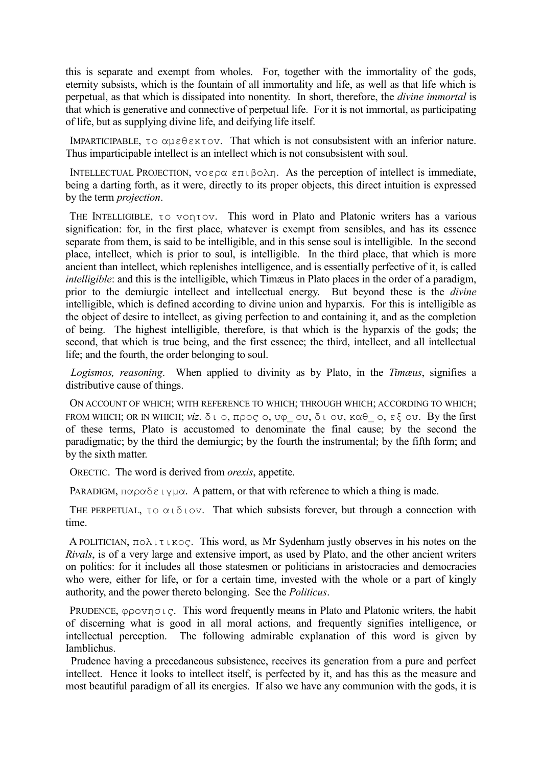this is separate and exempt from wholes. For, together with the immortality of the gods, eternity subsists, which is the fountain of all immortality and life, as well as that life which is perpetual, as that which is dissipated into nonentity. In short, therefore, the *divine immortal* is that which is generative and connective of perpetual life. For it is not immortal, as participating of life, but as supplying divine life, and deifying life itself.

IMPARTICIPABLE, το αμεθεκτον. That which is not consubsistent with an inferior nature. Thus impartic­ipable intellect is an intellect which is not consubsistent with soul.

INTELLECTUAL PROJECTION, νοερα επιβολη. As the perception of intellect is immediate, being a darting forth, as it were, directly to its proper objects, this direct intuition is expressed by the term *projection*.

THE INTELLIGIBLE, το νοητον. This word in Plato and Platonic writers has a various signification: for, in the first place, whatever is exempt from sensibles, and has its essence separate from them, is said to be intelligible, and in this sense soul is intelligible. In the second place, intellect, which is prior to soul, is intelligible. In the third place, that which is more ancient than intellect, which replenishes intelligence, and is essentially perfective of it, is called *intelligible*: and this is the intelligible, which Timæus in Plato places in the order of a paradigm, prior to the demiurgic intellect and intellectual energy. But beyond these is the *divine* intelligible, which is defined according to divine union and hyparxis. For this is intelligible as the object of desire to intellect, as giving perfection to and containing it, and as the completion of being. The highest intelligible, therefore, is that which is the hyparxis of the gods; the second, that which is true being, and the first essence; the third, intellect, and all intellectual life; and the fourth, the order belonging to soul.

*Logismos, reasoning*. When applied to divinity as by Plato, in the *Timæus*, signifies a distributive cause of things.

ON ACCOUNT OF WHICH; WITH REFERENCE TO WHICH; THROUGH WHICH; ACCORDING TO WHICH; FROM WHICH; OR IN WHICH; *viz*. δι ο, προς ο, υφ_ ου, δι ου, καθ_ ο, εξ ου. By the first of these terms, Plato is accustomed to denominate the final cause; by the second the paradigmatic; by the third the demiurgic; by the fourth the instrumental; by the fifth form; and by the sixth matter.

ORECTIC. The word is derived from *orexis*, appetite.

PARADIGM, παραδειγμα. A pattern, or that with reference to which a thing is made.

THE PERPETUAL, το αιδιον. That which subsists forever, but through a connection with time.

A POLITICIAN, πολιτικος. This word, as Mr Sydenham justly observes in his notes on the *Rivals*, is of a very large and extensive import, as used by Plato, and the other ancient writers on politics: for it includes all those statesmen or politicians in aristocracies and democracies who were, either for life, or for a certain time, invested with the whole or a part of kingly authority, and the power thereto belonging. See the *Politicus*.

PRUDENCE, φρονησις. This word frequently means in Plato and Platonic writers, the habit of discerning what is good in all moral actions, and frequently signifies intelligence, or intellectual perception. The following admirable explanation of this word is given by Iamblichus.

Prudence having a precedaneous subsistence, receives its generation from a pure and perfect intellect. Hence it looks to intellect itself, is perfected by it, and has this as the measure and most beautiful paradigm of all its energies. If also we have any communion with the gods, it is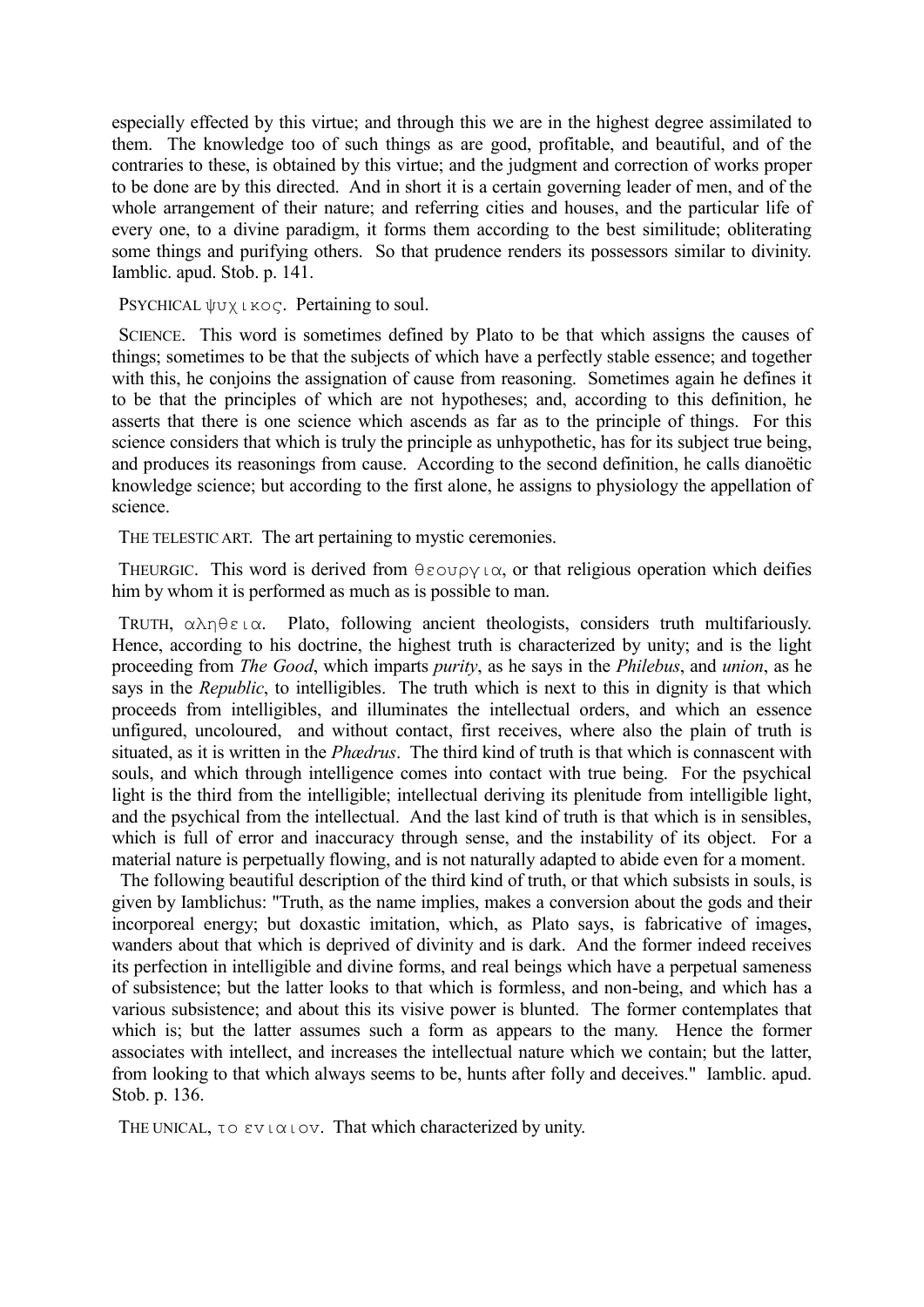especially effected by this virtue; and through this we are in the highest degree assimilated to them. The knowledge too of such things as are good, profitable, and beautiful, and of the contraries to these, is obtained by this virtue; and the judgment and correction of works proper to be done are by this directed. And in short it is a certain governing leader of men, and of the whole arrangement of their nature; and referring cities and houses, and the particular life of every one, to a divine paradigm, it forms them according to the best similitude; obliterating some things and purifying others. So that prudence renders its possessors similar to divinity. Iamblic. apud. Stob. p. 141.

PSYCHICAL ψυχικος. Pertaining to soul.

SCIENCE. This word is sometimes defined by Plato to be that which assigns the causes of things; sometimes to be that the subjects of which have a perfectly stable essence; and together with this, he conjoins the assignation of cause from reasoning. Sometimes again he defines it to be that the principles of which are not hypotheses; and, according to this definition, he asserts that there is one science which ascends as far as to the principle of things. For this science considers that which is truly the principle as unhypothetic, has for its subject true being, and produces its reasonings from cause. According to the second definition, he calls dianoëtic knowledge science; but according to the first alone, he assigns to physiology the appellation of science.

THE TELESTIC ART. The art pertaining to mystic ceremonies.

THEURGIC. This word is derived from θεουργια, or that religious operation which deifies him by whom it is performed as much as is possible to man.

TRUTH, αληθεια. Plato, following ancient theologists, considers truth multifariously. Hence, according to his doctrine, the highest truth is characterized by unity; and is the light proceeding from *The Good*, which imparts *purity*, as he says in the *Philebus*, and *union*, as he says in the *Republic*, to intelligibles. The truth which is next to this in dignity is that which proceeds from intelligibles, and illuminates the intellectual orders, and which an essence unfigured, uncoloured, and without contact, first receives, where also the plain of truth is situated, as it is written in the *Phædrus*. The third kind of truth is that which is connascent with souls, and which through intelligence comes into contact with true being. For the psychical light is the third from the intelligible; intellectual deriving its plenitude from intelligible light, and the psychical from the intellectual. And the last kind of truth is that which is in sensibles, which is full of error and inaccuracy through sense, and the instability of its object. For a material nature is perpetually flowing, and is not naturally adapted to abide even for a moment.

The following beautiful description of the third kind of truth, or that which subsists in souls, is given by Iamblichus: "Truth, as the name implies, makes a conversion about the gods and their incorporeal energy; but doxastic imitation, which, as Plato says, is fabricative of images, wanders about that which is deprived of divinity and is dark. And the former indeed receives its perfection in intelligible and divine forms, and real beings which have a perpetual sameness of subsistence; but the latter looks to that which is formless, and non-being, and which has a various subsistence; and about this its visive power is blunted. The former contemplates that which is; but the latter assumes such a form as appears to the many. Hence the former associates with intellect, and increases the intellectual nature which we contain; but the latter, from looking to that which always seems to be, hunts after folly and deceives." Iamblic. apud. Stob. p. 136.

THE UNICAL, το ενιαιον. That which characterized by unity.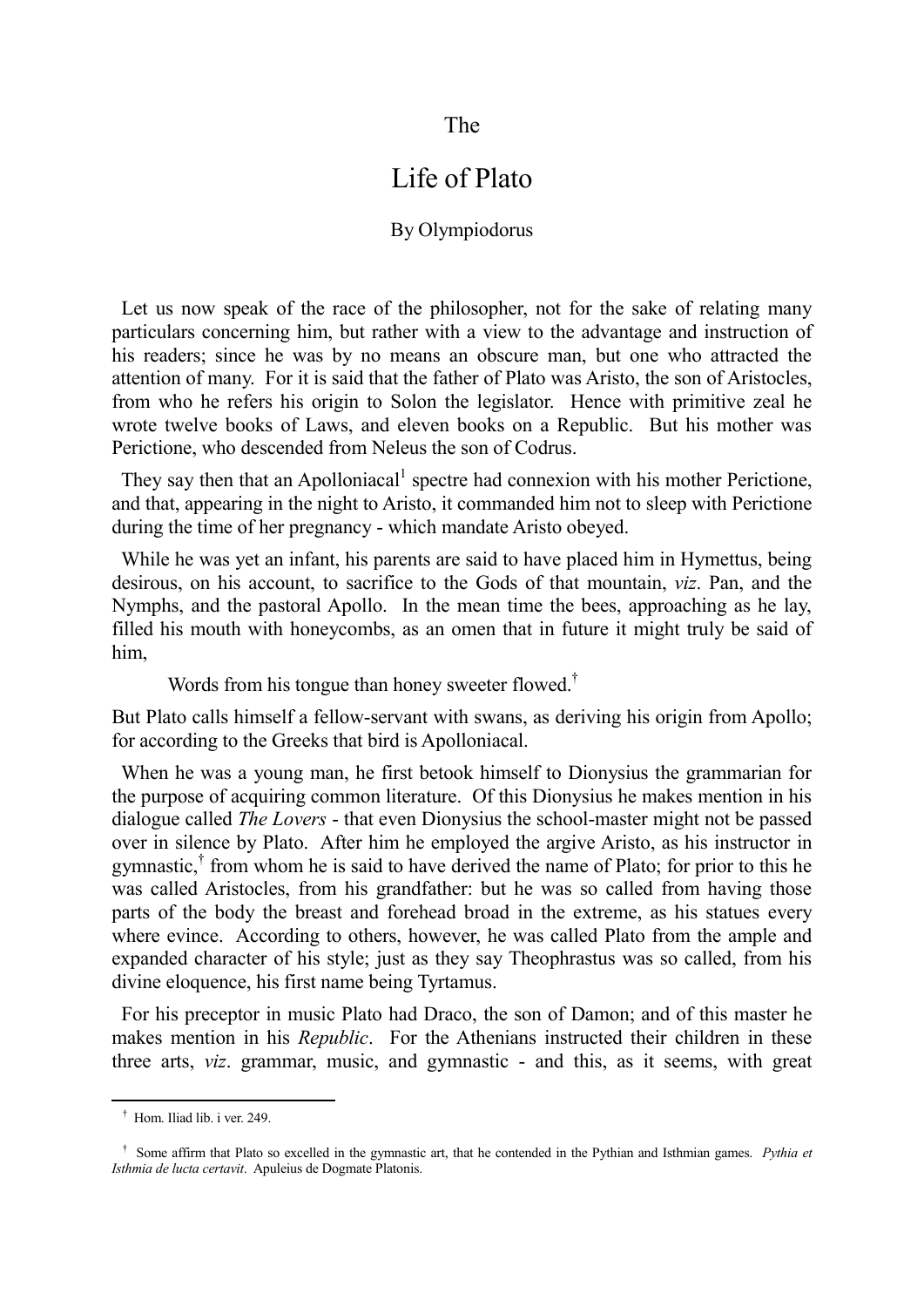# The

# Life of Plato

### By Olympiodorus

Let us now speak of the race of the philosopher, not for the sake of relating many particulars concerning him, but rather with a view to the advantage and instruction of his readers; since he was by no means an obscure man, but one who attracted the attention of many. For it is said that the father of Plato was Aristo, the son of Aristocles, from who he refers his origin to Solon the legislator. Hence with primitive zeal he wrote twelve books of Laws, and eleven books on a Republic. But his mother was Perictione, who descended from Neleus the son of Codrus.

They say then that an Apolloniacal[1] spectre had connexion with his mother Perictione, and that, appearing in the night to Aristo, it commanded him not to sleep with Perictione during the time of her pregnancy - which mandate Aristo obeyed.

While he was yet an infant, his parents are said to have placed him in Hymettus, being desirous, on his account, to sacrifice to the Gods of that mountain, *viz*. Pan, and the Nymphs, and the pastoral Apollo. In the mean time the bees, approaching as he lay, filled his mouth with honeycombs, as an omen that in future it might truly be said of him,

> Words from his tongue than honey sweeter flowed.[†]

But Plato calls himself a fellow-servant with swans, as deriving his origin from Apollo; for according to the Greeks that bird is Apolloniacal.

When he was a young man, he first betook himself to Dionysius the grammarian for the purpose of acquiring common literature. Of this Dionysius he makes mention in his dialogue called *The Lovers* - that even Dionysius the school-master might not be passed over in silence by Plato. After him he employed the argive Aristo, as his instructor in gymnastic,[†] from whom he is said to have derived the name of Plato; for prior to this he was called Aristocles, from his grandfather: but he was so called from having those parts of the body the breast and forehead broad in the extreme, as his statues every where evince. According to others, however, he was called Plato from the ample and expanded character of his style; just as they say Theophrastus was so called, from his divine eloquence, his first name being Tyrtamus.

For his preceptor in music Plato had Draco, the son of Damon; and of this master he makes mention in his *Republic*. For the Athenians instructed their children in these three arts, *viz*. grammar, music, and gymnastic - and this, as it seems, with great

---

[†] Hom. Iliad lib. i ver. 249.

[†] Some affirm that Plato so excelled in the gymnastic art, that he contended in the Pythian and Isthmian games. *Pythia et Isthmia de lucta certavit*. Apuleius de Dogmate Platonis.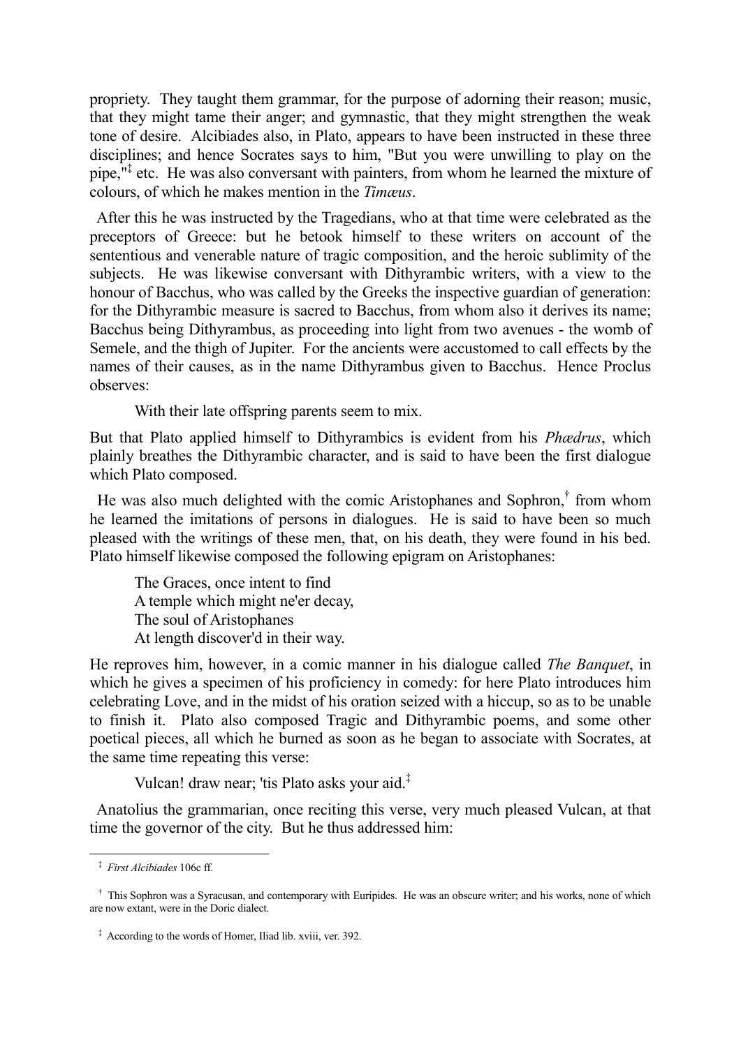propriety. They taught them grammar, for the purpose of adorning their reason; music, that they might tame their anger; and gymnastic, that they might strengthen the weak tone of desire. Alcibiades also, in Plato, appears to have been instructed in these three disciplines; and hence Socrates says to him, "But you were unwilling to play on the pipe,"[‡] etc. He was also conversant with painters, from whom he learned the mixture of colours, of which he makes mention in the *Timæus*.

After this he was instructed by the Tragedians, who at that time were celebrated as the preceptors of Greece: but he betook himself to these writers on account of the sententious and venerable nature of tragic composition, and the heroic sublimity of the subjects. He was likewise conversant with Dithyrambic writers, with a view to the honour of Bacchus, who was called by the Greeks the inspective guardian of generation: for the Dithyrambic measure is sacred to Bacchus, from whom also it derives its name; Bacchus being Dithyrambus, as proceeding into light from two avenues - the womb of Semele, and the thigh of Jupiter. For the ancients were accustomed to call effects by the names of their causes, as in the name Dithyrambus given to Bacchus. Hence Proclus observes:

> With their late offspring parents seem to mix.

But that Plato applied himself to Dithyrambics is evident from his *Phædrus*, which plainly breathes the Dithyrambic character, and is said to have been the first dialogue which Plato composed.

He was also much delighted with the comic Aristophanes and Sophron,[†] from whom he learned the imitations of persons in dialogues. He is said to have been so much pleased with the writings of these men, that, on his death, they were found in his bed. Plato himself likewise composed the following epigram on Aristophanes:

> The Graces, once intent to find
> A temple which might ne'er decay,
> The soul of Aristophanes
> At length discover'd in their way.

He reproves him, however, in a comic manner in his dialogue called *The Banquet*, in which he gives a specimen of his proficiency in comedy: for here Plato introduces him celebrating Love, and in the midst of his oration seized with a hiccup, so as to be unable to finish it. Plato also composed Tragic and Dithyrambic poems, and some other poetical pieces, all which he burned as soon as he began to associate with Socrates, at the same time repeating this verse:

> Vulcan! draw near; 'tis Plato asks your aid.[‡]

Anatolius the grammarian, once reciting this verse, very much pleased Vulcan, at that time the governor of the city. But he thus addressed him:

---

[‡] *First Alcibiades* 106c ff.

[†] This Sophron was a Syracusan, and contemporary with Euripides. He was an obscure writer; and his works, none of which are now extant, were in the Doric dialect.

[‡] According to the words of Homer, Iliad lib. xviii, ver. 392.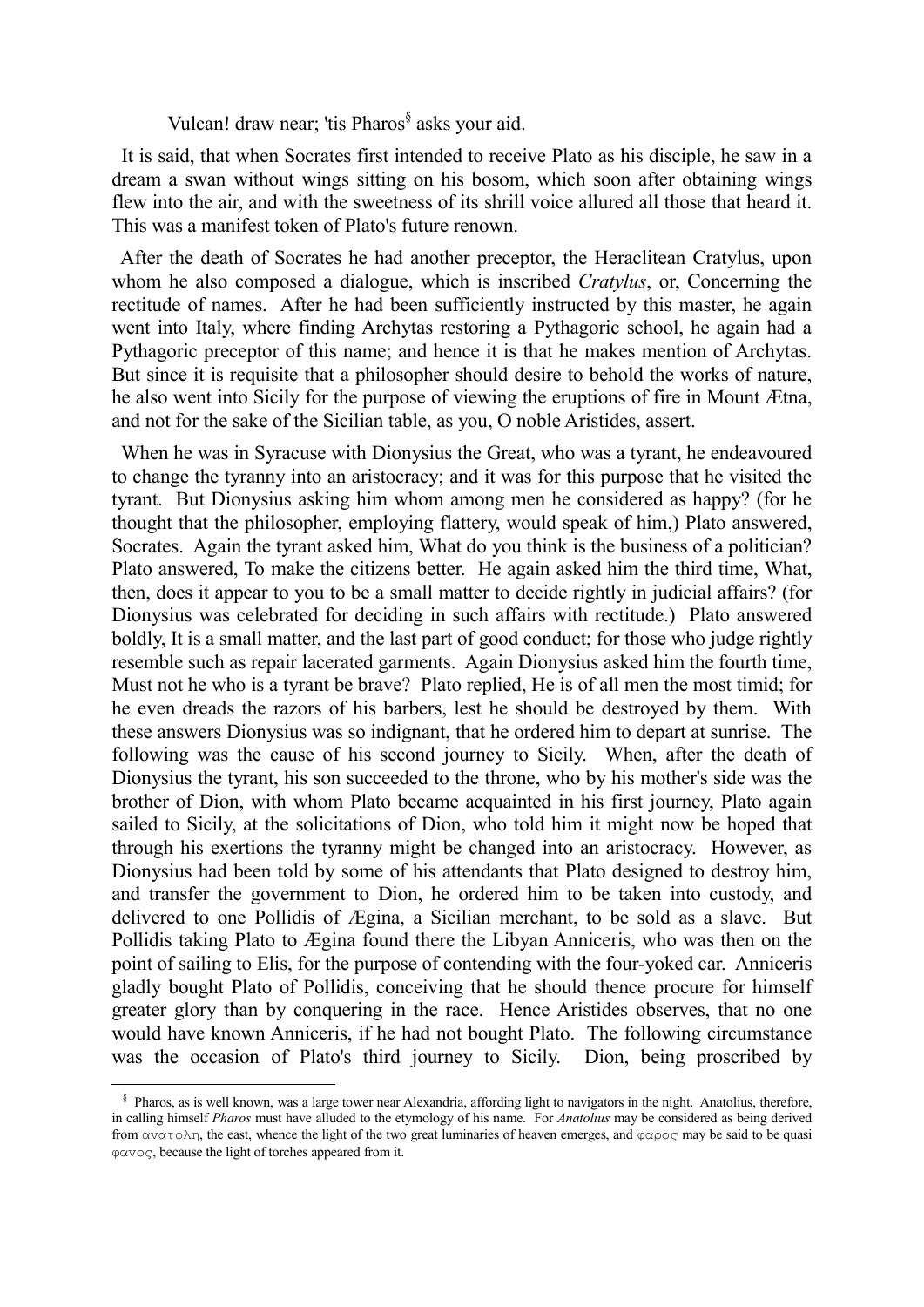Vulcan! draw near; 'tis Pharos[§] asks your aid.

It is said, that when Socrates first intended to receive Plato as his disciple, he saw in a dream a swan without wings sitting on his bosom, which soon after obtaining wings flew into the air, and with the sweetness of its shrill voice allured all those that heard it. This was a manifest token of Plato's future renown.

After the death of Socrates he had another preceptor, the Heraclitean Cratylus, upon whom he also composed a dialogue, which is inscribed *Cratylus*, or, Concerning the rectitude of names. After he had been sufficiently instructed by this master, he again went into Italy, where finding Archytas restoring a Pythagoric school, he again had a Pythagoric preceptor of this name; and hence it is that he makes mention of Archytas. But since it is requisite that a philosopher should desire to behold the works of nature, he also went into Sicily for the purpose of viewing the eruptions of fire in Mount Ætna, and not for the sake of the Sicilian table, as you, O noble Aristides, assert.

When he was in Syracuse with Dionysius the Great, who was a tyrant, he endeavoured to change the tyranny into an aristocracy; and it was for this purpose that he visited the tyrant. But Dionysius asking him whom among men he considered as happy? (for he thought that the philosopher, employing flattery, would speak of him,) Plato answered, Socrates. Again the tyrant asked him, What do you think is the business of a politician? Plato answered, To make the citizens better. He again asked him the third time, What, then, does it appear to you to be a small matter to decide rightly in judicial affairs? (for Dionysius was celebrated for deciding in such affairs with rectitude.) Plato answered boldly, It is a small matter, and the last part of good conduct; for those who judge rightly resemble such as repair lacerated garments. Again Dionysius asked him the fourth time, Must not he who is a tyrant be brave? Plato replied, He is of all men the most timid; for he even dreads the razors of his barbers, lest he should be destroyed by them. With these answers Dionysius was so indignant, that he ordered him to depart at sunrise. The following was the cause of his second journey to Sicily. When, after the death of Dionysius the tyrant, his son succeeded to the throne, who by his mother's side was the brother of Dion, with whom Plato became acquainted in his first journey, Plato again sailed to Sicily, at the solicitations of Dion, who told him it might now be hoped that through his exertions the tyranny might be changed into an aristocracy. However, as Dionysius had been told by some of his attendants that Plato designed to destroy him, and transfer the government to Dion, he ordered him to be taken into custody, and delivered to one Pollidis of Ægina, a Sicilian merchant, to be sold as a slave. But Pollidis taking Plato to Ægina found there the Libyan Anniceris, who was then on the point of sailing to Elis, for the purpose of contending with the four-yoked car. Anniceris gladly bought Plato of Pollidis, conceiving that he should thence procure for himself greater glory than by conquering in the race. Hence Aristides observes, that no one would have known Anniceris, if he had not bought Plato. The following circumstance was the occasion of Plato's third journey to Sicily. Dion, being proscribed by

---

[§] Pharos, as is well known, was a large tower near Alexandria, affording light to navigators in the night. Anatolius, therefore, in calling himself *Pharos* must have alluded to the etymology of his name. For *Anatolius* may be considered as being derived from ανατολη, the east, whence the light of the two great luminaries of heaven emerges, and φαρος may be said to be quasi φανος, because the light of torches appeared from it.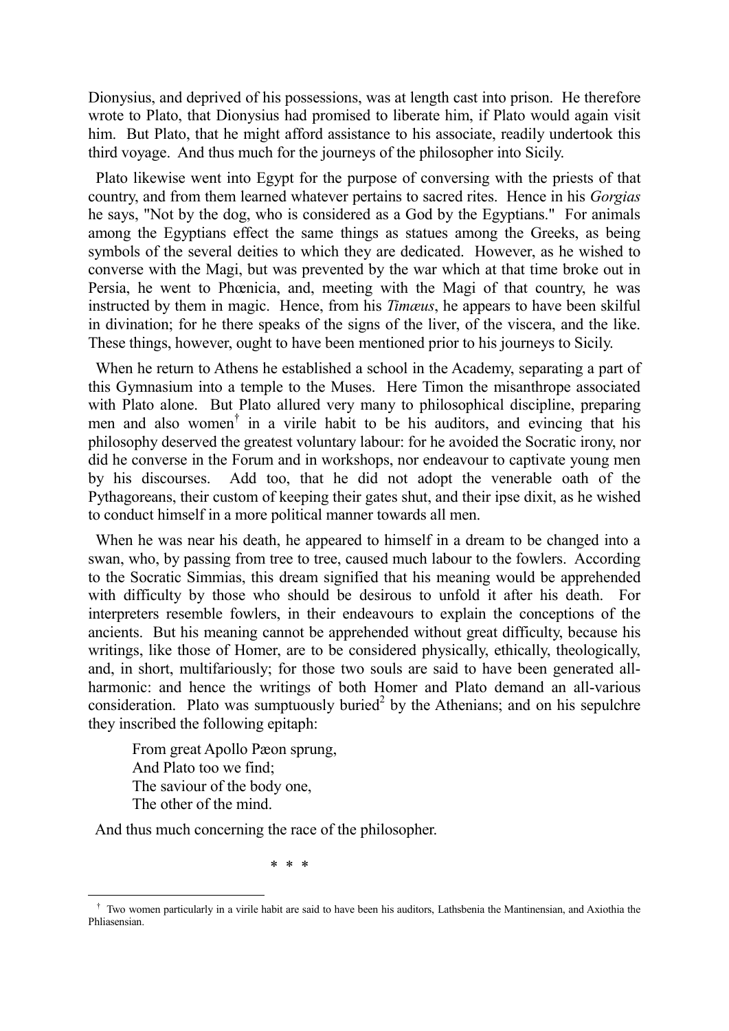Dionysius, and deprived of his possessions, was at length cast into prison. He therefore wrote to Plato, that Dionysius had promised to liberate him, if Plato would again visit him. But Plato, that he might afford assistance to his associate, readily undertook this third voyage. And thus much for the journeys of the philosopher into Sicily.

Plato likewise went into Egypt for the purpose of conversing with the priests of that country, and from them learned whatever pertains to sacred rites. Hence in his *Gorgias* he says, "Not by the dog, who is considered as a God by the Egyptians." For animals among the Egyptians effect the same things as statues among the Greeks, as being symbols of the several deities to which they are dedicated. However, as he wished to converse with the Magi, but was prevented by the war which at that time broke out in Persia, he went to Phœnicia, and, meeting with the Magi of that country, he was instructed by them in magic. Hence, from his *Timæus*, he appears to have been skilful in divination; for he there speaks of the signs of the liver, of the viscera, and the like. These things, however, ought to have been mentioned prior to his journeys to Sicily.

When he return to Athens he established a school in the Academy, separating a part of this Gymnasium into a temple to the Muses. Here Timon the misanthrope associated with Plato alone. But Plato allured very many to philosophical discipline, preparing men and also women[†] in a virile habit to be his auditors, and evincing that his philosophy deserved the greatest voluntary labour: for he avoided the Socratic irony, nor did he converse in the Forum and in workshops, nor endeavour to captivate young men by his discourses. Add too, that he did not adopt the venerable oath of the Pythagoreans, their custom of keeping their gates shut, and their ipse dixit, as he wished to conduct himself in a more political manner towards all men.

When he was near his death, he appeared to himself in a dream to be changed into a swan, who, by passing from tree to tree, caused much labour to the fowlers. According to the Socratic Simmias, this dream signified that his meaning would be apprehended with difficulty by those who should be desirous to unfold it after his death. For interpreters resemble fowlers, in their endeavours to explain the conceptions of the ancients. But his meaning cannot be apprehended without great difficulty, because his writings, like those of Homer, are to be considered physically, ethically, theologically, and, in short, multifariously; for those two souls are said to have been generated all-harmonic: and hence the writings of both Homer and Plato demand an all-various consideration. Plato was sumptuously buried[2] by the Athenians; and on his sepulchre they inscribed the following epitaph:

> From great Apollo Pæon sprung,
> And Plato too we find;
> The saviour of the body one,
> The other of the mind.

And thus much concerning the race of the philosopher.

\* \* \*

---

[†] Two women particularly in a virile habit are said to have been his auditors, Lathsbenia the Mantinensian, and Axiothia the Phliasensian.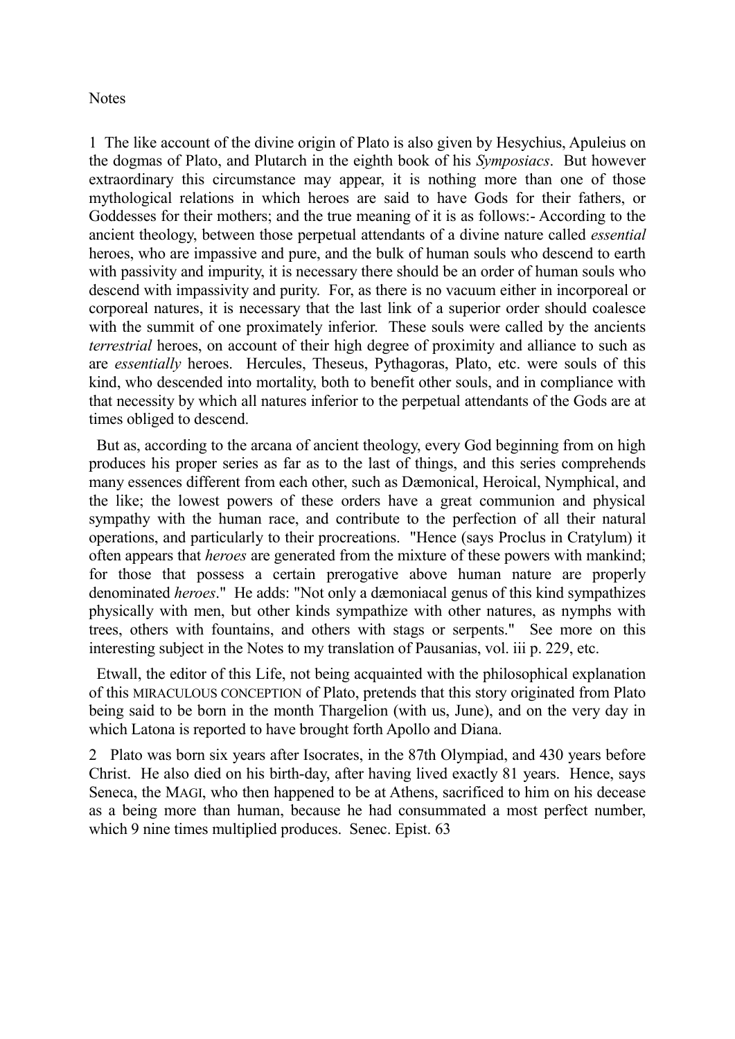Notes

1 The like account of the divine origin of Plato is also given by Hesychius, Apuleius on the dogmas of Plato, and Plutarch in the eighth book of his *Symposiacs*. But however extraordinary this circumstance may appear, it is nothing more than one of those mythological relations in which heroes are said to have Gods for their fathers, or Goddesses for their mothers; and the true meaning of it is as follows:- According to the ancient theology, between those perpetual attendants of a divine nature called *essential* heroes, who are impassive and pure, and the bulk of human souls who descend to earth with passivity and impurity, it is necessary there should be an order of human souls who descend with impassivity and purity. For, as there is no vacuum either in incorporeal or corporeal natures, it is necessary that the last link of a superior order should coalesce with the summit of one proximately inferior. These souls were called by the ancients *terrestrial* heroes, on account of their high degree of proximity and alliance to such as are *essentially* heroes. Hercules, Theseus, Pythagoras, Plato, etc. were souls of this kind, who descended into mortality, both to benefit other souls, and in compliance with that necessity by which all natures inferior to the perpetual attendants of the Gods are at times obliged to descend.

But as, according to the arcana of ancient theology, every God beginning from on high produces his proper series as far as to the last of things, and this series comprehends many essences different from each other, such as Dæmonical, Heroical, Nymphical, and the like; the lowest powers of these orders have a great communion and physical sympathy with the human race, and contribute to the perfection of all their natural operations, and particularly to their procreations. "Hence (says Proclus in Cratylum) it often appears that *heroes* are generated from the mixture of these powers with mankind; for those that possess a certain prerogative above human nature are properly denominated *heroes*." He adds: "Not only a dæmoniacal genus of this kind sympathizes physically with men, but other kinds sympathize with other natures, as nymphs with trees, others with fountains, and others with stags or serpents." See more on this interesting subject in the Notes to my translation of Pausanias, vol. iii p. 229, etc.

Etwall, the editor of this Life, not being acquainted with the philosophical explanation of this MIRACULOUS CONCEPTION of Plato, pretends that this story originated from Plato being said to be born in the month Thargelion (with us, June), and on the very day in which Latona is reported to have brought forth Apollo and Diana.

2 Plato was born six years after Isocrates, in the 87th Olympiad, and 430 years before Christ. He also died on his birth-day, after having lived exactly 81 years. Hence, says Seneca, the MAGI, who then happened to be at Athens, sacrificed to him on his decease as a being more than human, because he had consummated a most perfect number, which 9 nine times multiplied produces. Senec. Epist. 63